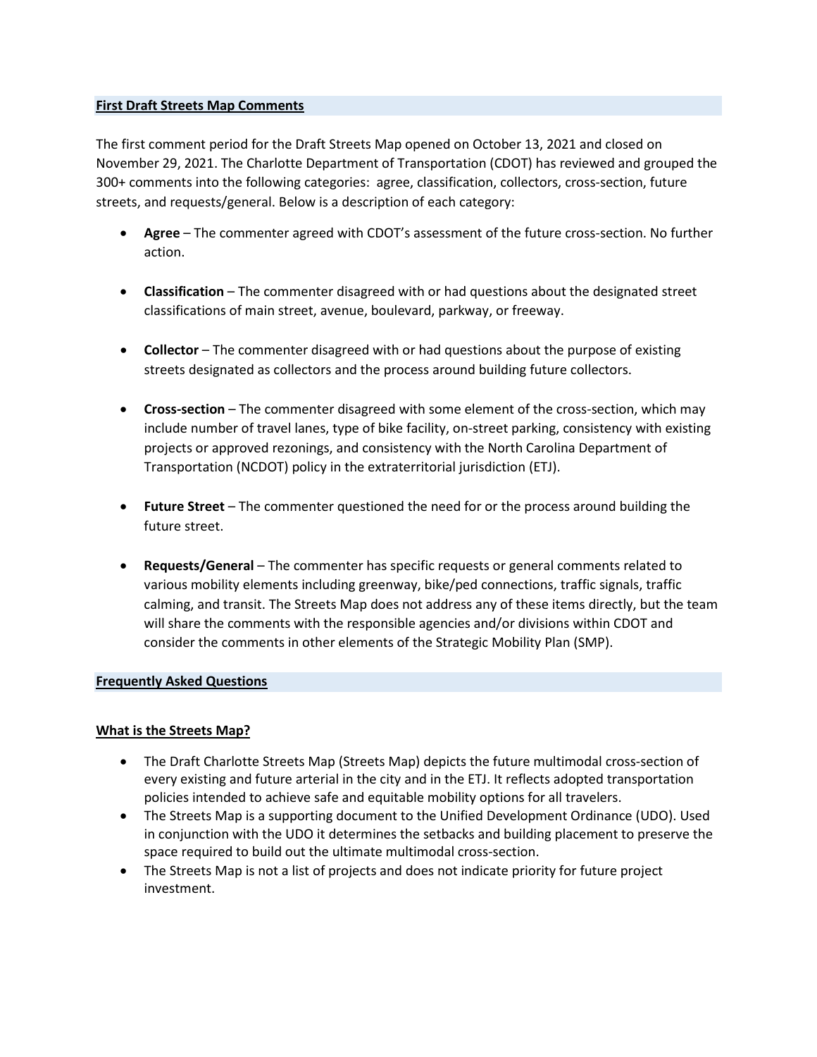## First Draft Streets Map Comments

The first comment period for the Draft Streets Map opened on October 13, 2021 and closed on November 29, 2021. The Charlotte Department of Transportation (CDOT) has reviewed and grouped the 300+ comments into the following categories: agree, classification, collectors, cross-section, future streets, and requests/general. Below is a description of each category:

- **Agree** – The commenter agreed with CDOT's assessment of the future cross-section. No further action.
- **Classification** – The commenter disagreed with or had questions about the designated street classifications of main street, avenue, boulevard, parkway, or freeway.
- **Collector** – The commenter disagreed with or had questions about the purpose of existing streets designated as collectors and the process around building future collectors.
- **Cross-section** – The commenter disagreed with some element of the cross-section, which may include number of travel lanes, type of bike facility, on-street parking, consistency with existing projects or approved rezonings, and consistency with the North Carolina Department of Transportation (NCDOT) policy in the extraterritorial jurisdiction (ETJ).
- **Future Street** – The commenter questioned the need for or the process around building the future street.
- **Requests/General** – The commenter has specific requests or general comments related to various mobility elements including greenway, bike/ped connections, traffic signals, traffic calming, and transit. The Streets Map does not address any of these items directly, but the team will share the comments with the responsible agencies and/or divisions within CDOT and consider the comments in other elements of the Strategic Mobility Plan (SMP).

## Frequently Asked Questions

### What is the Streets Map?

- The Draft Charlotte Streets Map (Streets Map) depicts the future multimodal cross-section of every existing and future arterial in the city and in the ETJ. It reflects adopted transportation policies intended to achieve safe and equitable mobility options for all travelers.
- The Streets Map is a supporting document to the Unified Development Ordinance (UDO). Used in conjunction with the UDO it determines the setbacks and building placement to preserve the space required to build out the ultimate multimodal cross-section.
- The Streets Map is not a list of projects and does not indicate priority for future project investment.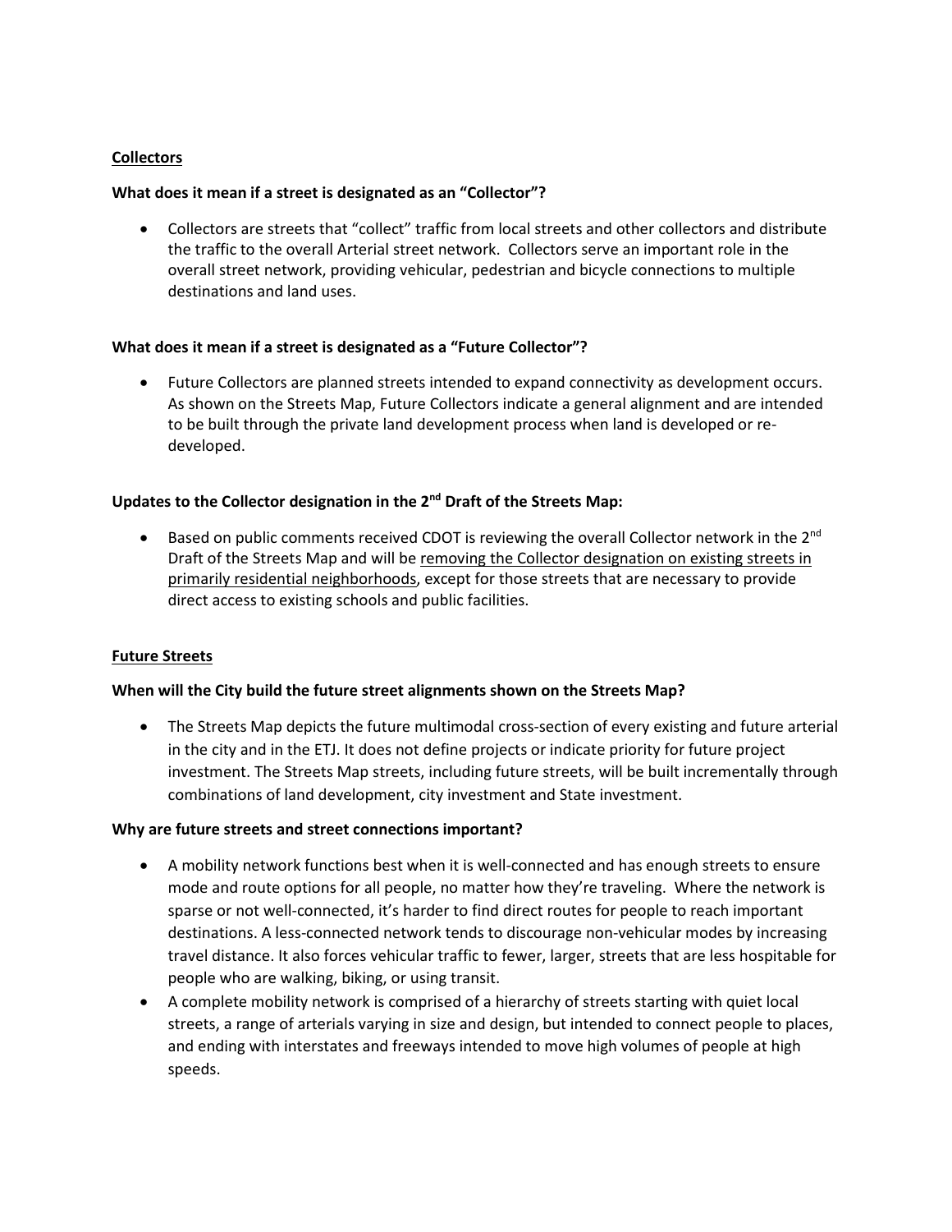## Collectors

**What does it mean if a street is designated as an "Collector"?**

- Collectors are streets that "collect" traffic from local streets and other collectors and distribute the traffic to the overall Arterial street network. Collectors serve an important role in the overall street network, providing vehicular, pedestrian and bicycle connections to multiple destinations and land uses.

**What does it mean if a street is designated as a "Future Collector"?**

- Future Collectors are planned streets intended to expand connectivity as development occurs. As shown on the Streets Map, Future Collectors indicate a general alignment and are intended to be built through the private land development process when land is developed or re-developed.

**Updates to the Collector designation in the 2nd Draft of the Streets Map:**

- Based on public comments received CDOT is reviewing the overall Collector network in the 2nd Draft of the Streets Map and will be removing the Collector designation on existing streets in primarily residential neighborhoods, except for those streets that are necessary to provide direct access to existing schools and public facilities.

## Future Streets

**When will the City build the future street alignments shown on the Streets Map?**

- The Streets Map depicts the future multimodal cross-section of every existing and future arterial in the city and in the ETJ. It does not define projects or indicate priority for future project investment. The Streets Map streets, including future streets, will be built incrementally through combinations of land development, city investment and State investment.

**Why are future streets and street connections important?**

- A mobility network functions best when it is well-connected and has enough streets to ensure mode and route options for all people, no matter how they're traveling. Where the network is sparse or not well-connected, it's harder to find direct routes for people to reach important destinations. A less-connected network tends to discourage non-vehicular modes by increasing travel distance. It also forces vehicular traffic to fewer, larger, streets that are less hospitable for people who are walking, biking, or using transit.
- A complete mobility network is comprised of a hierarchy of streets starting with quiet local streets, a range of arterials varying in size and design, but intended to connect people to places, and ending with interstates and freeways intended to move high volumes of people at high speeds.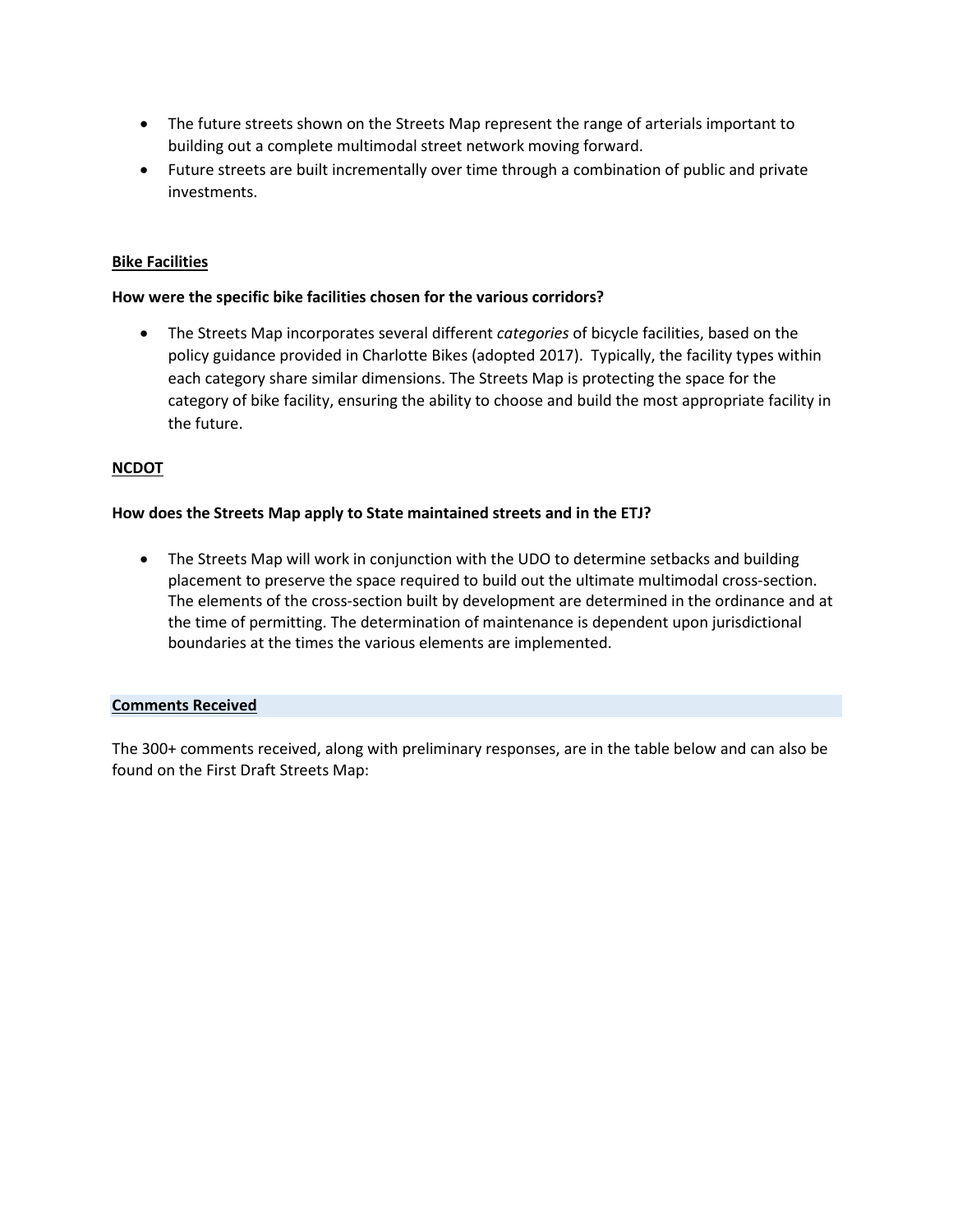- The future streets shown on the Streets Map represent the range of arterials important to building out a complete multimodal street network moving forward.
- Future streets are built incrementally over time through a combination of public and private investments.

## Bike Facilities

**How were the specific bike facilities chosen for the various corridors?**

- The Streets Map incorporates several different *categories* of bicycle facilities, based on the policy guidance provided in Charlotte Bikes (adopted 2017). Typically, the facility types within each category share similar dimensions. The Streets Map is protecting the space for the category of bike facility, ensuring the ability to choose and build the most appropriate facility in the future.

## NCDOT

**How does the Streets Map apply to State maintained streets and in the ETJ?**

- The Streets Map will work in conjunction with the UDO to determine setbacks and building placement to preserve the space required to build out the ultimate multimodal cross-section. The elements of the cross-section built by development are determined in the ordinance and at the time of permitting. The determination of maintenance is dependent upon jurisdictional boundaries at the times the various elements are implemented.

## Comments Received

The 300+ comments received, along with preliminary responses, are in the table below and can also be found on the First Draft Streets Map: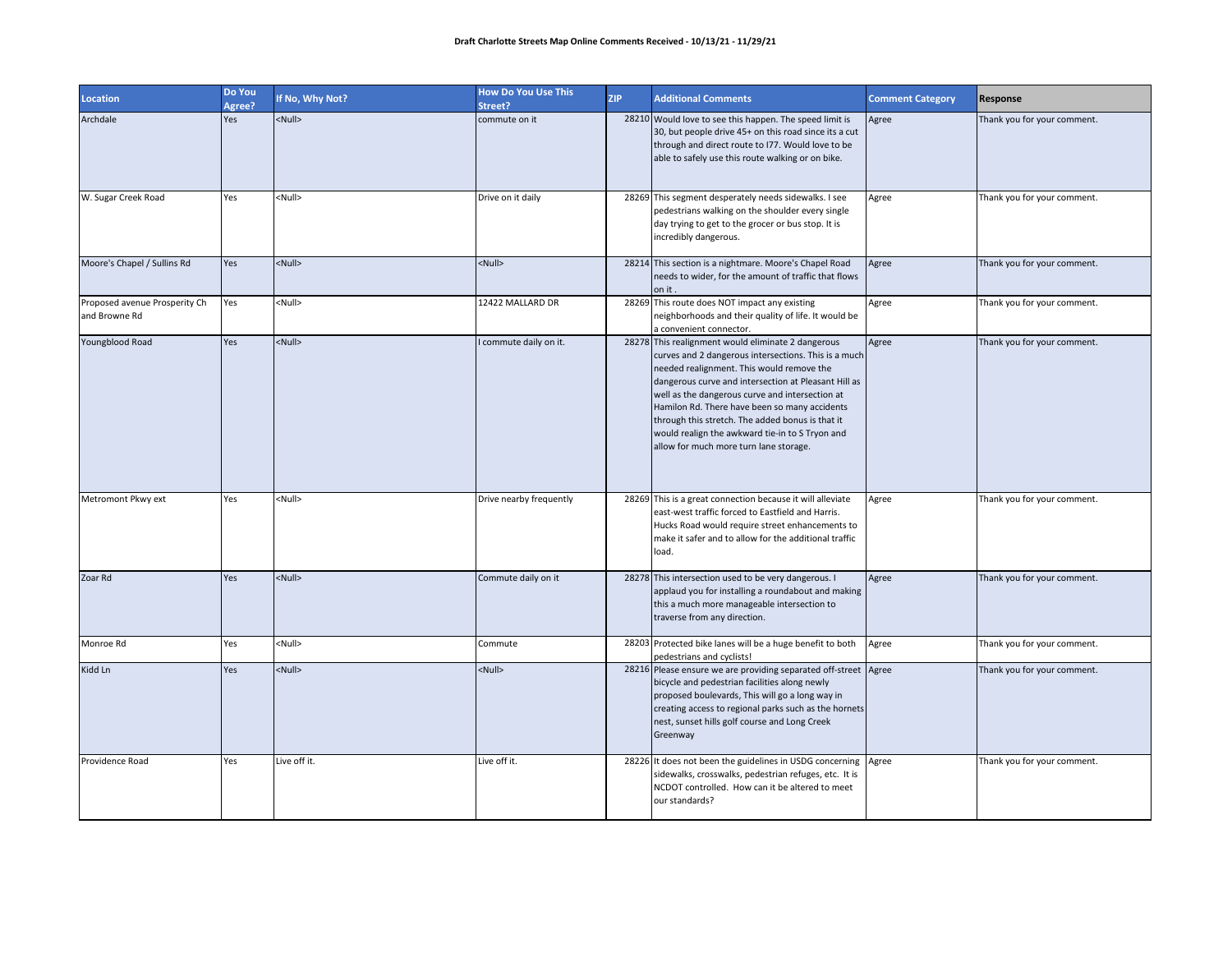**Draft Charlotte Streets Map Online Comments Received - 10/13/21 - 11/29/21**

| Location | Do You Agree? | If No, Why Not? | How Do You Use This Street? | ZIP | Additional Comments | Comment Category | Response |
|---|---|---|---|---|---|---|---|
| Archdale | Yes | <Null> | commute on it | 28210 | Would love to see this happen. The speed limit is 30, but people drive 45+ on this road since its a cut through and direct route to I77. Would love to be able to safely use this route walking or on bike. | Agree | Thank you for your comment. |
| W. Sugar Creek Road | Yes | <Null> | Drive on it daily | 28269 | This segment desperately needs sidewalks. I see pedestrians walking on the shoulder every single day trying to get to the grocer or bus stop. It is incredibly dangerous. | Agree | Thank you for your comment. |
| Moore's Chapel / Sullins Rd | Yes | <Null> | <Null> | 28214 | This section is a nightmare. Moore's Chapel Road needs to wider, for the amount of traffic that flows on it . | Agree | Thank you for your comment. |
| Proposed avenue Prosperity Ch and Browne Rd | Yes | <Null> | 12422 MALLARD DR | 28269 | This route does NOT impact any existing neighborhoods and their quality of life. It would be a convenient connector. | Agree | Thank you for your comment. |
| Youngblood Road | Yes | <Null> | I commute daily on it. | 28278 | This realignment would eliminate 2 dangerous curves and 2 dangerous intersections. This is a much needed realignment. This would remove the dangerous curve and intersection at Pleasant Hill as well as the dangerous curve and intersection at Hamilon Rd. There have been so many accidents through this stretch. The added bonus is that it would realign the awkward tie-in to S Tryon and allow for much more turn lane storage. | Agree | Thank you for your comment. |
| Metromont Pkwy ext | Yes | <Null> | Drive nearby frequently | 28269 | This is a great connection because it will alleviate east-west traffic forced to Eastfield and Harris. Hucks Road would require street enhancements to make it safer and to allow for the additional traffic load. | Agree | Thank you for your comment. |
| Zoar Rd | Yes | <Null> | Commute daily on it | 28278 | This intersection used to be very dangerous. I applaud you for installing a roundabout and making this a much more manageable intersection to traverse from any direction. | Agree | Thank you for your comment. |
| Monroe Rd | Yes | <Null> | Commute | 28203 | Protected bike lanes will be a huge benefit to both pedestrians and cyclists! | Agree | Thank you for your comment. |
| Kidd Ln | Yes | <Null> | <Null> | 28216 | Please ensure we are providing separated off-street bicycle and pedestrian facilities along newly proposed boulevards, This will go a long way in creating access to regional parks such as the hornets nest, sunset hills golf course and Long Creek Greenway | Agree | Thank you for your comment. |
| Providence Road | Yes | Live off it. | Live off it. | 28226 | It does not been the guidelines in USDG concerning sidewalks, crosswalks, pedestrian refuges, etc. It is NCDOT controlled. How can it be altered to meet our standards? | Agree | Thank you for your comment. |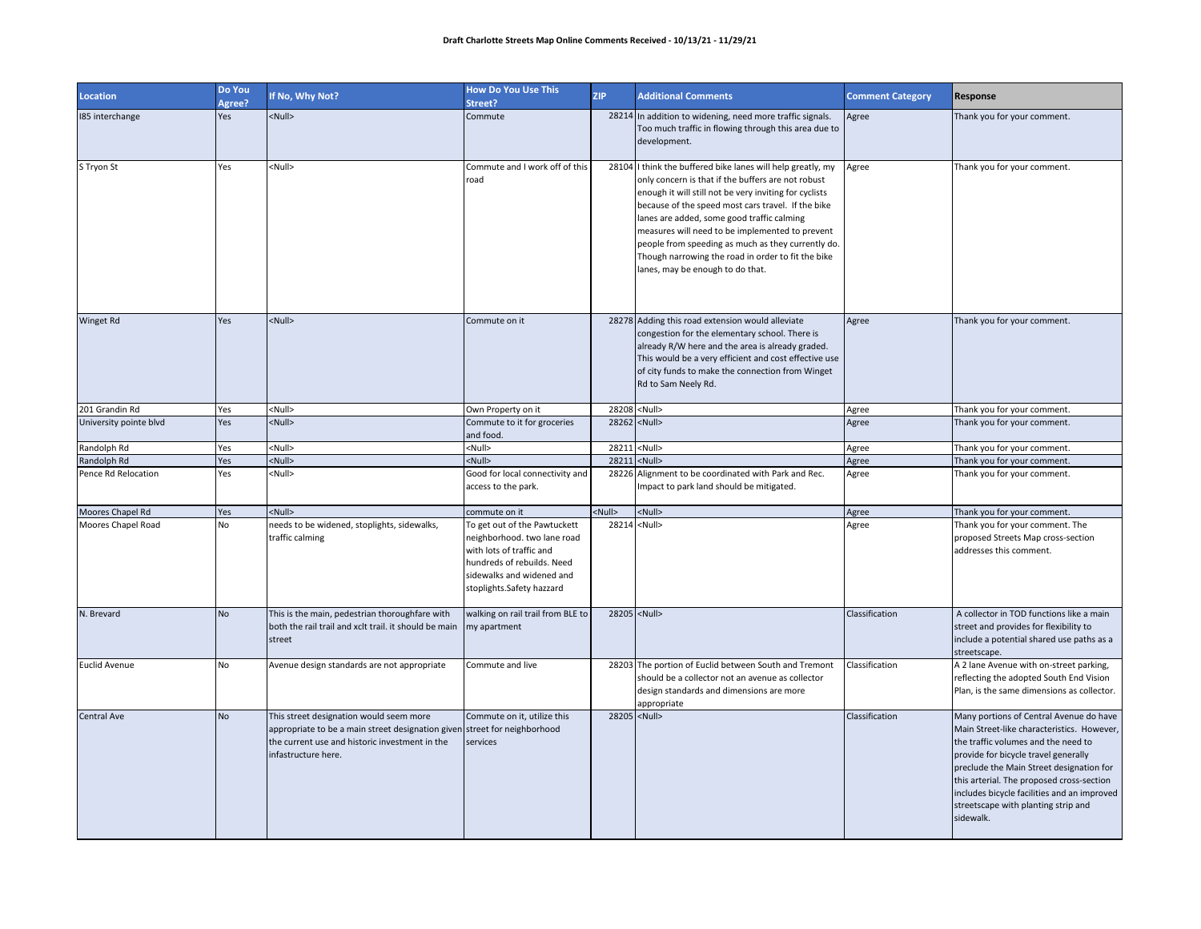**Draft Charlotte Streets Map Online Comments Received - 10/13/21 - 11/29/21**

| Location | Do You Agree? | If No, Why Not? | How Do You Use This Street? | ZIP | Additional Comments | Comment Category | Response |
|---|---|---|---|---|---|---|---|
| I85 interchange | Yes | <Null> | Commute | 28214 | In addition to widening, need more traffic signals. Too much traffic in flowing through this area due to development. | Agree | Thank you for your comment. |
| S Tryon St | Yes | <Null> | Commute and I work off of this road | 28104 | I think the buffered bike lanes will help greatly, my only concern is that if the buffers are not robust enough it will still not be very inviting for cyclists because of the speed most cars travel. If the bike lanes are added, some good traffic calming measures will need to be implemented to prevent people from speeding as much as they currently do. Though narrowing the road in order to fit the bike lanes, may be enough to do that. | Agree | Thank you for your comment. |
| Winget Rd | Yes | <Null> | Commute on it | 28278 | Adding this road extension would alleviate congestion for the elementary school. There is already R/W here and the area is already graded. This would be a very efficient and cost effective use of city funds to make the connection from Winget Rd to Sam Neely Rd. | Agree | Thank you for your comment. |
| 201 Grandin Rd | Yes | <Null> | Own Property on it | 28208 | <Null> | Agree | Thank you for your comment. |
| University pointe blvd | Yes | <Null> | Commute to it for groceries and food. | 28262 | <Null> | Agree | Thank you for your comment. |
| Randolph Rd | Yes | <Null> | <Null> | 28211 | <Null> | Agree | Thank you for your comment. |
| Randolph Rd | Yes | <Null> | <Null> | 28211 | <Null> | Agree | Thank you for your comment. |
| Pence Rd Relocation | Yes | <Null> | Good for local connectivity and access to the park. | 28226 | Alignment to be coordinated with Park and Rec. Impact to park land should be mitigated. | Agree | Thank you for your comment. |
| Moores Chapel Rd | Yes | <Null> | commute on it | <Null> | <Null> | Agree | Thank you for your comment. |
| Moores Chapel Road | No | needs to be widened, stoplights, sidewalks, traffic calming | To get out of the Pawtuckett neighborhood. two lane road with lots of traffic and hundreds of rebuilds. Need sidewalks and widened and stoplights.Safety hazzard | 28214 | <Null> | Agree | Thank you for your comment. The proposed Streets Map cross-section addresses this comment. |
| N. Brevard | No | This is the main, pedestrian thoroughfare with both the rail trail and xclt trail. it should be main street | walking on rail trail from BLE to my apartment | 28205 | <Null> | Classification | A collector in TOD functions like a main street and provides for flexibility to include a potential shared use paths as a streetscape. |
| Euclid Avenue | No | Avenue design standards are not appropriate | Commute and live | 28203 | The portion of Euclid between South and Tremont should be a collector not an avenue as collector design standards and dimensions are more appropriate | Classification | A 2 lane Avenue with on-street parking, reflecting the adopted South End Vision Plan, is the same dimensions as collector. |
| Central Ave | No | This street designation would seem more appropriate to be a main street designation given the current use and historic investment in the infrastructure here. | Commute on it, utilize this street for neighborhood services | 28205 | <Null> | Classification | Many portions of Central Avenue do have Main Street-like characteristics. However, the traffic volumes and the need to provide for bicycle travel generally preclude the Main Street designation for this arterial. The proposed cross-section includes bicycle facilities and an improved streetscape with planting strip and sidewalk. |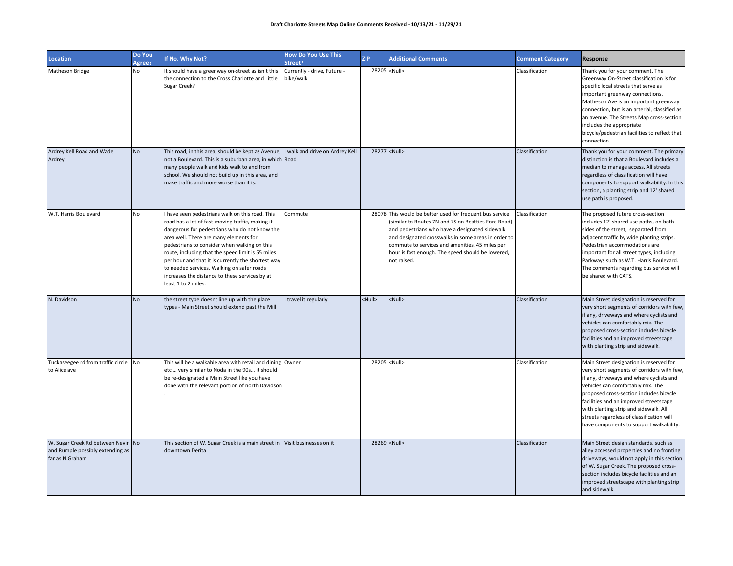**Draft Charlotte Streets Map Online Comments Received - 10/13/21 - 11/29/21**

| Location | Do You Agree? | If No, Why Not? | How Do You Use This Street? | ZIP | Additional Comments | Comment Category | Response |
|---|---|---|---|---|---|---|---|
| Matheson Bridge | No | It should have a greenway on-street as isn't this the connection to the Cross Charlotte and Little Sugar Creek? | Currently - drive, Future - bike/walk | 28205 | <Null> | Classification | Thank you for your comment. The Greenway On-Street classification is for specific local streets that serve as important greenway connections. Matheson Ave is an important greenway connection, but is an arterial, classified as an avenue. The Streets Map cross-section includes the appropriate bicycle/pedestrian facilities to reflect that connection. |
| Ardrey Kell Road and Wade Ardrey | No | This road, in this area, should be kept as Avenue, not a Boulevard. This is a suburban area, in which many people walk and kids walk to and from school. We should not build up in this area, and make traffic and more worse than it is. | I walk and drive on Ardrey Kell Road | 28277 | <Null> | Classification | Thank you for your comment. The primary distinction is that a Boulevard includes a median to manage access. All streets regardless of classification will have components to support walkability. In this section, a planting strip and 12' shared use path is proposed. |
| W.T. Harris Boulevard | No | I have seen pedestrians walk on this road. This road has a lot of fast-moving traffic, making it dangerous for pedestrians who do not know the area well. There are many elements for pedestrians to consider when walking on this route, including that the speed limit is 55 miles per hour and that it is currently the shortest way to needed services. Walking on safer roads increases the distance to these services by at least 1 to 2 miles. | Commute | 28078 | This would be better used for frequent bus service (similar to Routes 7N and 7S on Beatties Ford Road) and pedestrians who have a designated sidewalk and designated crosswalks in some areas in order to commute to services and amenities. 45 miles per hour is fast enough. The speed should be lowered, not raised. | Classification | The proposed future cross-section includes 12' shared use paths, on both sides of the street, separated from adjacent traffic by wide planting strips. Pedestrian accommodations are important for all street types, including Parkways such as W.T. Harris Boulevard. The comments regarding bus service will be shared with CATS. |
| N. Davidson | No | the street type doesnt line up with the place types - Main Street should extend past the Mill | I travel it regularly | <Null> | <Null> | Classification | Main Street designation is reserved for very short segments of corridors with few, if any, driveways and where cyclists and vehicles can comfortably mix. The proposed cross-section includes bicycle facilities and an improved streetscape with planting strip and sidewalk. |
| Tuckaseegee rd from traffic circle to Alice ave | No | This will be a walkable area with retail and dining etc … very similar to Noda in the 90s… it should be re-designated a Main Street like you have done with the relevant portion of north Davidson . | Owner | 28205 | <Null> | Classification | Main Street designation is reserved for very short segments of corridors with few, if any, driveways and where cyclists and vehicles can comfortably mix. The proposed cross-section includes bicycle facilities and an improved streetscape with planting strip and sidewalk. All streets regardless of classification will have components to support walkability. |
| W. Sugar Creek Rd between Nevin and Rumple possibly extending as far as N.Graham | No | This section of W. Sugar Creek is a main street in downtown Derita | Visit businesses on it | 28269 | <Null> | Classification | Main Street design standards, such as alley accessed properties and no fronting driveways, would not apply in this section of W. Sugar Creek. The proposed cross-section includes bicycle facilities and an improved streetscape with planting strip and sidewalk. |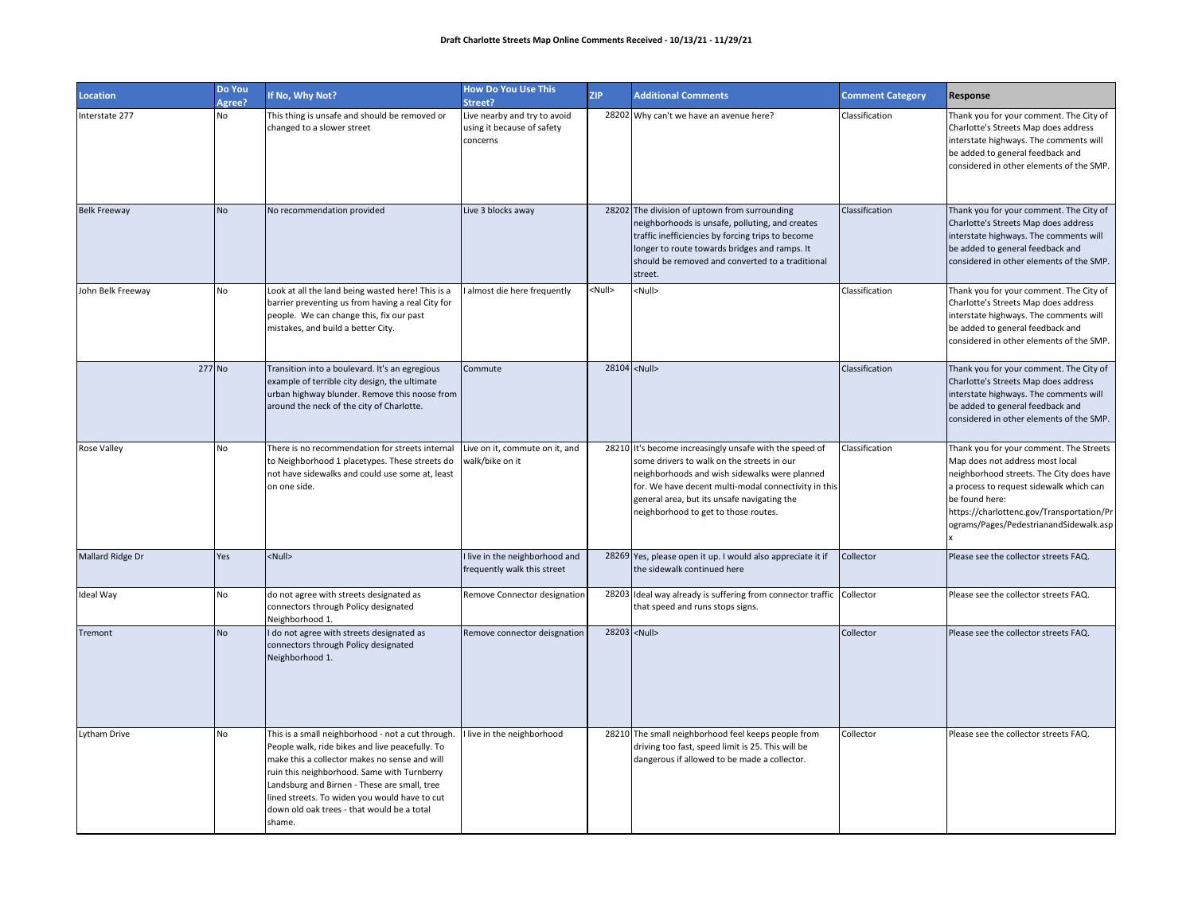**Draft Charlotte Streets Map Online Comments Received - 10/13/21 - 11/29/21**

| Location | Do You Agree? | If No, Why Not? | How Do You Use This Street? | ZIP | Additional Comments | Comment Category | Response |
|---|---|---|---|---|---|---|---|
| Interstate 277 | No | This thing is unsafe and should be removed or changed to a slower street | Live nearby and try to avoid using it because of safety concerns | 28202 | Why can't we have an avenue here? | Classification | Thank you for your comment. The City of Charlotte's Streets Map does address interstate highways. The comments will be added to general feedback and considered in other elements of the SMP. |
| Belk Freeway | No | No recommendation provided | Live 3 blocks away | 28202 | The division of uptown from surrounding neighborhoods is unsafe, polluting, and creates traffic inefficiencies by forcing trips to become longer to route towards bridges and ramps. It should be removed and converted to a traditional street. | Classification | Thank you for your comment. The City of Charlotte's Streets Map does address interstate highways. The comments will be added to general feedback and considered in other elements of the SMP. |
| John Belk Freeway | No | Look at all the land being wasted here! This is a barrier preventing us from having a real City for people. We can change this, fix our past mistakes, and build a better City. | I almost die here frequently | <Null> | <Null> | Classification | Thank you for your comment. The City of Charlotte's Streets Map does address interstate highways. The comments will be added to general feedback and considered in other elements of the SMP. |
| 277 | No | Transition into a boulevard. It's an egregious example of terrible city design, the ultimate urban highway blunder. Remove this noose from around the neck of the city of Charlotte. | Commute | 28104 | <Null> | Classification | Thank you for your comment. The City of Charlotte's Streets Map does address interstate highways. The comments will be added to general feedback and considered in other elements of the SMP. |
| Rose Valley | No | There is no recommendation for streets internal to Neighborhood 1 placetypes. These streets do not have sidewalks and could use some at, least on one side. | Live on it, commute on it, and walk/bike on it | 28210 | It's become increasingly unsafe with the speed of some drivers to walk on the streets in our neighborhoods and wish sidewalks were planned for. We have decent multi-modal connectivity in this general area, but its unsafe navigating the neighborhood to get to those routes. | Classification | Thank you for your comment. The Streets Map does not address most local neighborhood streets. The City does have a process to request sidewalk which can be found here: https://charlottenc.gov/Transportation/Programs/Pages/PedestrianandSidewalk.aspx |
| Mallard Ridge Dr | Yes | <Null> | I live in the neighborhood and frequently walk this street | 28269 | Yes, please open it up. I would also appreciate it if the sidewalk continued here | Collector | Please see the collector streets FAQ. |
| Ideal Way | No | do not agree with streets designated as connectors through Policy designated Neighborhood 1. | Remove Connector designation | 28203 | Ideal way already is suffering from connector traffic that speed and runs stops signs. | Collector | Please see the collector streets FAQ. |
| Tremont | No | I do not agree with streets designated as connectors through Policy designated Neighborhood 1. | Remove connector deisgnation | 28203 | <Null> | Collector | Please see the collector streets FAQ. |
| Lytham Drive | No | This is a small neighborhood - not a cut through. People walk, ride bikes and live peacefully. To make this a collector makes no sense and will ruin this neighborhood. Same with Turnberry Landsburg and Birnen - These are small, tree lined streets. To widen you would have to cut down old oak trees - that would be a total shame. | I live in the neighborhood | 28210 | The small neighborhood feel keeps people from driving too fast, speed limit is 25. This will be dangerous if allowed to be made a collector. | Collector | Please see the collector streets FAQ. |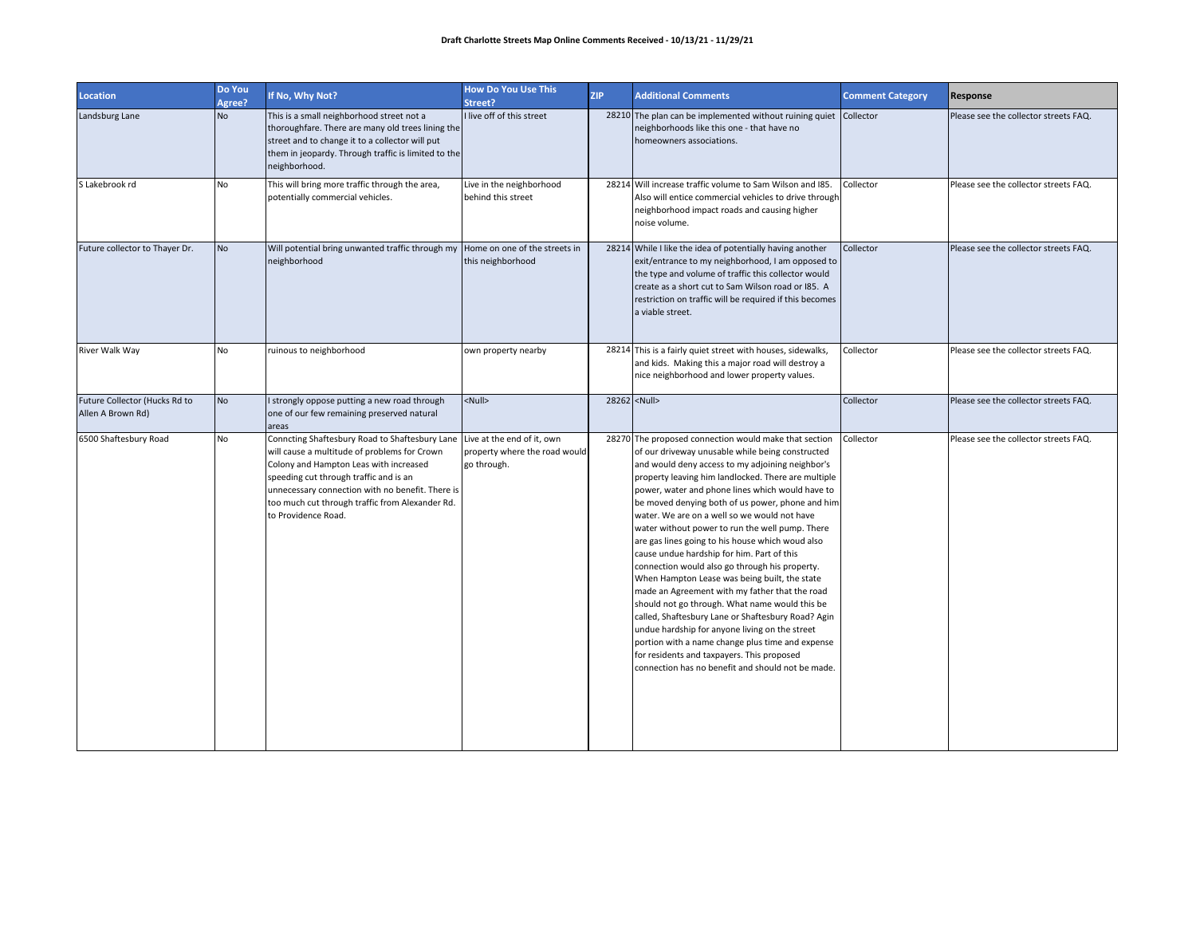**Draft Charlotte Streets Map Online Comments Received - 10/13/21 - 11/29/21**

| Location | Do You Agree? | If No, Why Not? | How Do You Use This Street? | ZIP | Additional Comments | Comment Category | Response |
|---|---|---|---|---|---|---|---|
| Landsburg Lane | No | This is a small neighborhood street not a thoroughfare. There are many old trees lining the street and to change it to a collector will put them in jeopardy. Through traffic is limited to the neighborhood. | I live off of this street | 28210 | The plan can be implemented without ruining quiet neighborhoods like this one - that have no homeowners associations. | Collector | Please see the collector streets FAQ. |
| S Lakebrook rd | No | This will bring more traffic through the area, potentially commercial vehicles. | Live in the neighborhood behind this street | 28214 | Will increase traffic volume to Sam Wilson and I85. Also will entice commercial vehicles to drive through neighborhood impact roads and causing higher noise volume. | Collector | Please see the collector streets FAQ. |
| Future collector to Thayer Dr. | No | Will potential bring unwanted traffic through my neighborhood | Home on one of the streets in this neighborhood | 28214 | While I like the idea of potentially having another exit/entrance to my neighborhood, I am opposed to the type and volume of traffic this collector would create as a short cut to Sam Wilson road or I85. A restriction on traffic will be required if this becomes a viable street. | Collector | Please see the collector streets FAQ. |
| River Walk Way | No | ruinous to neighborhood | own property nearby | 28214 | This is a fairly quiet street with houses, sidewalks, and kids. Making this a major road will destroy a nice neighborhood and lower property values. | Collector | Please see the collector streets FAQ. |
| Future Collector (Hucks Rd to Allen A Brown Rd) | No | I strongly oppose putting a new road through one of our few remaining preserved natural areas | <Null> | 28262 | <Null> | Collector | Please see the collector streets FAQ. |
| 6500 Shaftesbury Road | No | Conncting Shaftesbury Road to Shaftesbury Lane will cause a multitude of problems for Crown Colony and Hampton Leas with increased speeding cut through traffic and is an unnecessary connection with no benefit. There is too much cut through traffic from Alexander Rd. to Providence Road. | Live at the end of it, own property where the road would go through. | 28270 | The proposed connection would make that section of our driveway unusable while being constructed and would deny access to my adjoining neighbor's property leaving him landlocked. There are multiple power, water and phone lines which would have to be moved denying both of us power, phone and him water. We are on a well so we would not have water without power to run the well pump. There are gas lines going to his house which woud also cause undue hardship for him. Part of this connection would also go through his property. When Hampton Lease was being built, the state made an Agreement with my father that the road should not go through. What name would this be called, Shaftesbury Lane or Shaftesbury Road? Agin undue hardship for anyone living on the street portion with a name change plus time and expense for residents and taxpayers. This proposed connection has no benefit and should not be made. | Collector | Please see the collector streets FAQ. |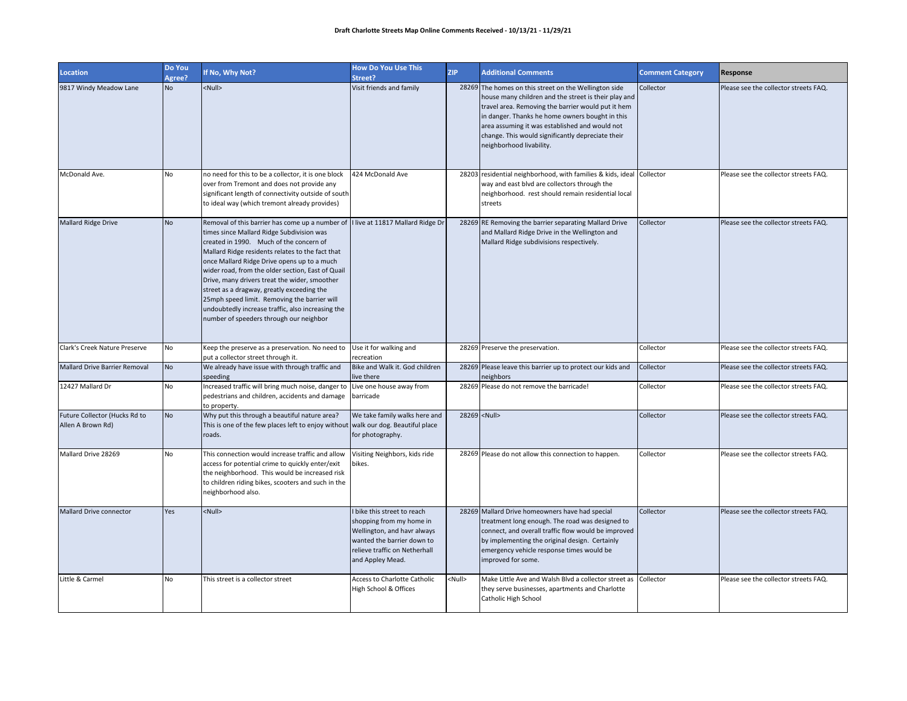**Draft Charlotte Streets Map Online Comments Received - 10/13/21 - 11/29/21**

| Location | Do You Agree? | If No, Why Not? | How Do You Use This Street? | ZIP | Additional Comments | Comment Category | Response |
|---|---|---|---|---|---|---|---|
| 9817 Windy Meadow Lane | No | <Null> | Visit friends and family | 28269 | The homes on this street on the Wellington side house many children and the street is their play and travel area. Removing the barrier would put it hem in danger. Thanks he home owners bought in this area assuming it was established and would not change. This would significantly depreciate their neighborhood livability. | Collector | Please see the collector streets FAQ. |
| McDonald Ave. | No | no need for this to be a collector, it is one block over from Tremont and does not provide any significant length of connectivity outside of south to ideal way (which tremont already provides) | 424 McDonald Ave | 28203 | residential neighborhood, with families & kids, ideal way and east blvd are collectors through the neighborhood. rest should remain residential local streets | Collector | Please see the collector streets FAQ. |
| Mallard Ridge Drive | No | Removal of this barrier has come up a number of times since Mallard Ridge Subdivision was created in 1990. Much of the concern of Mallard Ridge residents relates to the fact that once Mallard Ridge Drive opens up to a much wider road, from the older section, East of Quail Drive, many drivers treat the wider, smoother street as a dragway, greatly exceeding the 25mph speed limit. Removing the barrier will undoubtedly increase traffic, also increasing the number of speeders through our neighbor | I live at 11817 Mallard Ridge Dr | 28269 | RE Removing the barrier separating Mallard Drive and Mallard Ridge Drive in the Wellington and Mallard Ridge subdivisions respectively. | Collector | Please see the collector streets FAQ. |
| Clark's Creek Nature Preserve | No | Keep the preserve as a preservation. No need to put a collector street through it. | Use it for walking and recreation | 28269 | Preserve the preservation. | Collector | Please see the collector streets FAQ. |
| Mallard Drive Barrier Removal | No | We already have issue with through traffic and speeding | Bike and Walk it. God children live there | 28269 | Please leave this barrier up to protect our kids and neighbors | Collector | Please see the collector streets FAQ. |
| 12427 Mallard Dr | No | Increased traffic will bring much noise, danger to pedestrians and children, accidents and damage to property. | Live one house away from barricade | 28269 | Please do not remove the barricade! | Collector | Please see the collector streets FAQ. |
| Future Collector (Hucks Rd to Allen A Brown Rd) | No | Why put this through a beautiful nature area? This is one of the few places left to enjoy without roads. | We take family walks here and walk our dog. Beautiful place for photography. | 28269 | <Null> | Collector | Please see the collector streets FAQ. |
| Mallard Drive 28269 | No | This connection would increase traffic and allow access for potential crime to quickly enter/exit the neighborhood. This would be increased risk to children riding bikes, scooters and such in the neighborhood also. | Visiting Neighbors, kids ride bikes. | 28269 | Please do not allow this connection to happen. | Collector | Please see the collector streets FAQ. |
| Mallard Drive connector | Yes | <Null> | I bike this street to reach shopping from my home in Wellington, and havr always wanted the barrier down to relieve traffic on Netherhall and Appley Mead. | 28269 | Mallard Drive homeowners have had special treatment long enough. The road was designed to connect, and overall traffic flow would be improved by implementing the original design. Certainly emergency vehicle response times would be improved for some. | Collector | Please see the collector streets FAQ. |
| Little & Carmel | No | This street is a collector street | Access to Charlotte Catholic High School & Offices | <Null> | Make Little Ave and Walsh Blvd a collector street as they serve businesses, apartments and Charlotte Catholic High School | Collector | Please see the collector streets FAQ. |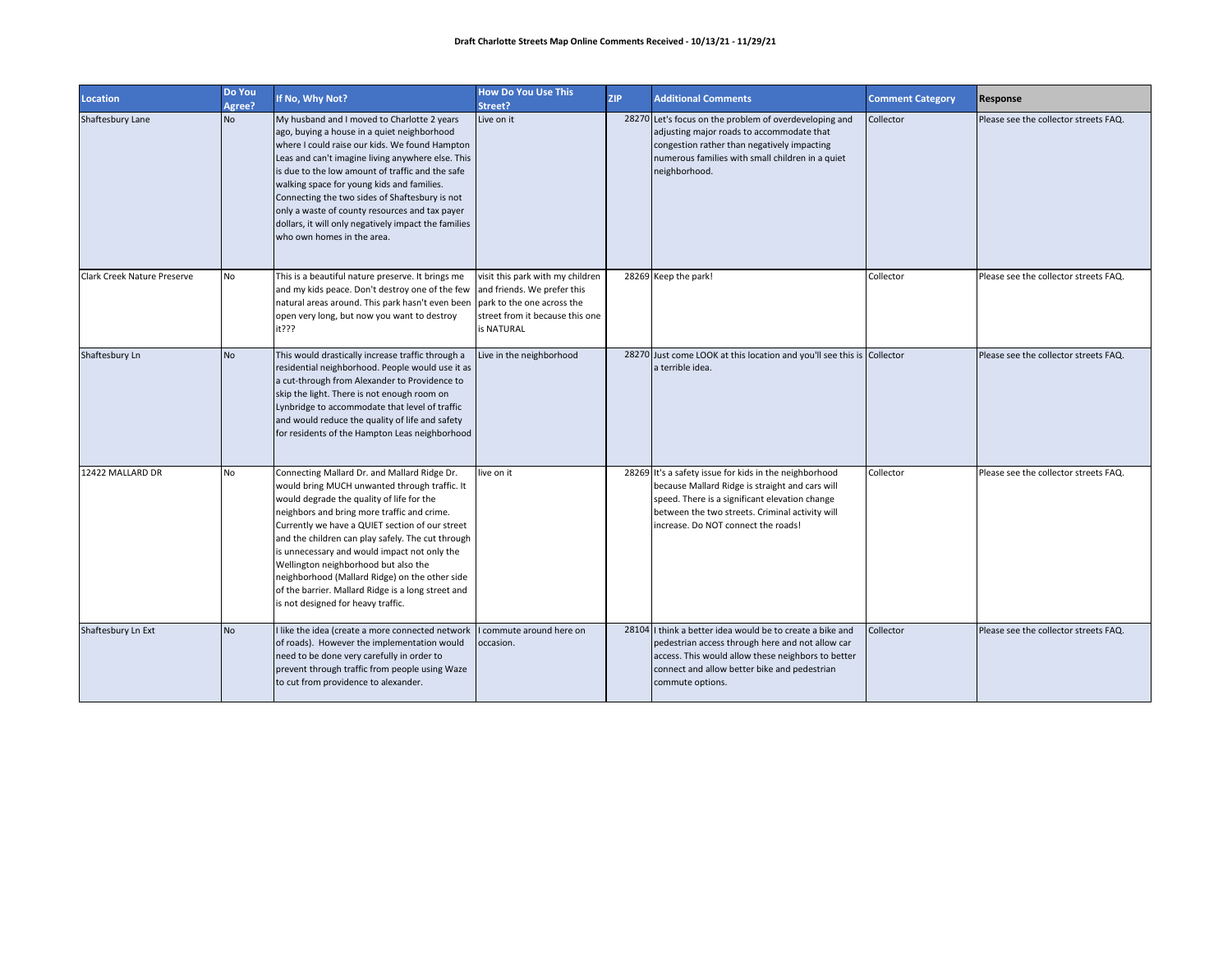**Draft Charlotte Streets Map Online Comments Received - 10/13/21 - 11/29/21**

| Location | Do You Agree? | If No, Why Not? | How Do You Use This Street? | ZIP | Additional Comments | Comment Category | Response |
|---|---|---|---|---|---|---|---|
| Shaftesbury Lane | No | My husband and I moved to Charlotte 2 years ago, buying a house in a quiet neighborhood where I could raise our kids. We found Hampton Leas and can't imagine living anywhere else. This is due to the low amount of traffic and the safe walking space for young kids and families. Connecting the two sides of Shaftesbury is not only a waste of county resources and tax payer dollars, it will only negatively impact the families who own homes in the area. | Live on it | 28270 | Let's focus on the problem of overdeveloping and adjusting major roads to accommodate that congestion rather than negatively impacting numerous families with small children in a quiet neighborhood. | Collector | Please see the collector streets FAQ. |
| Clark Creek Nature Preserve | No | This is a beautiful nature preserve. It brings me and my kids peace. Don't destroy one of the few natural areas around. This park hasn't even been open very long, but now you want to destroy it??? | visit this park with my children and friends. We prefer this park to the one across the street from it because this one is NATURAL | 28269 | Keep the park! | Collector | Please see the collector streets FAQ. |
| Shaftesbury Ln | No | This would drastically increase traffic through a residential neighborhood. People would use it as a cut-through from Alexander to Providence to skip the light. There is not enough room on Lynbridge to accommodate that level of traffic and would reduce the quality of life and safety for residents of the Hampton Leas neighborhood | Live in the neighborhood | 28270 | Just come LOOK at this location and you'll see this is a terrible idea. | Collector | Please see the collector streets FAQ. |
| 12422 MALLARD DR | No | Connecting Mallard Dr. and Mallard Ridge Dr. would bring MUCH unwanted through traffic. It would degrade the quality of life for the neighbors and bring more traffic and crime. Currently we have a QUIET section of our street and the children can play safely. The cut through is unnecessary and would impact not only the Wellington neighborhood but also the neighborhood (Mallard Ridge) on the other side of the barrier. Mallard Ridge is a long street and is not designed for heavy traffic. | live on it | 28269 | It's a safety issue for kids in the neighborhood because Mallard Ridge is straight and cars will speed. There is a significant elevation change between the two streets. Criminal activity will increase. Do NOT connect the roads! | Collector | Please see the collector streets FAQ. |
| Shaftesbury Ln Ext | No | I like the idea (create a more connected network of roads). However the implementation would need to be done very carefully in order to prevent through traffic from people using Waze to cut from providence to alexander. | I commute around here on occasion. | 28104 | I think a better idea would be to create a bike and pedestrian access through here and not allow car access. This would allow these neighbors to better connect and allow better bike and pedestrian commute options. | Collector | Please see the collector streets FAQ. |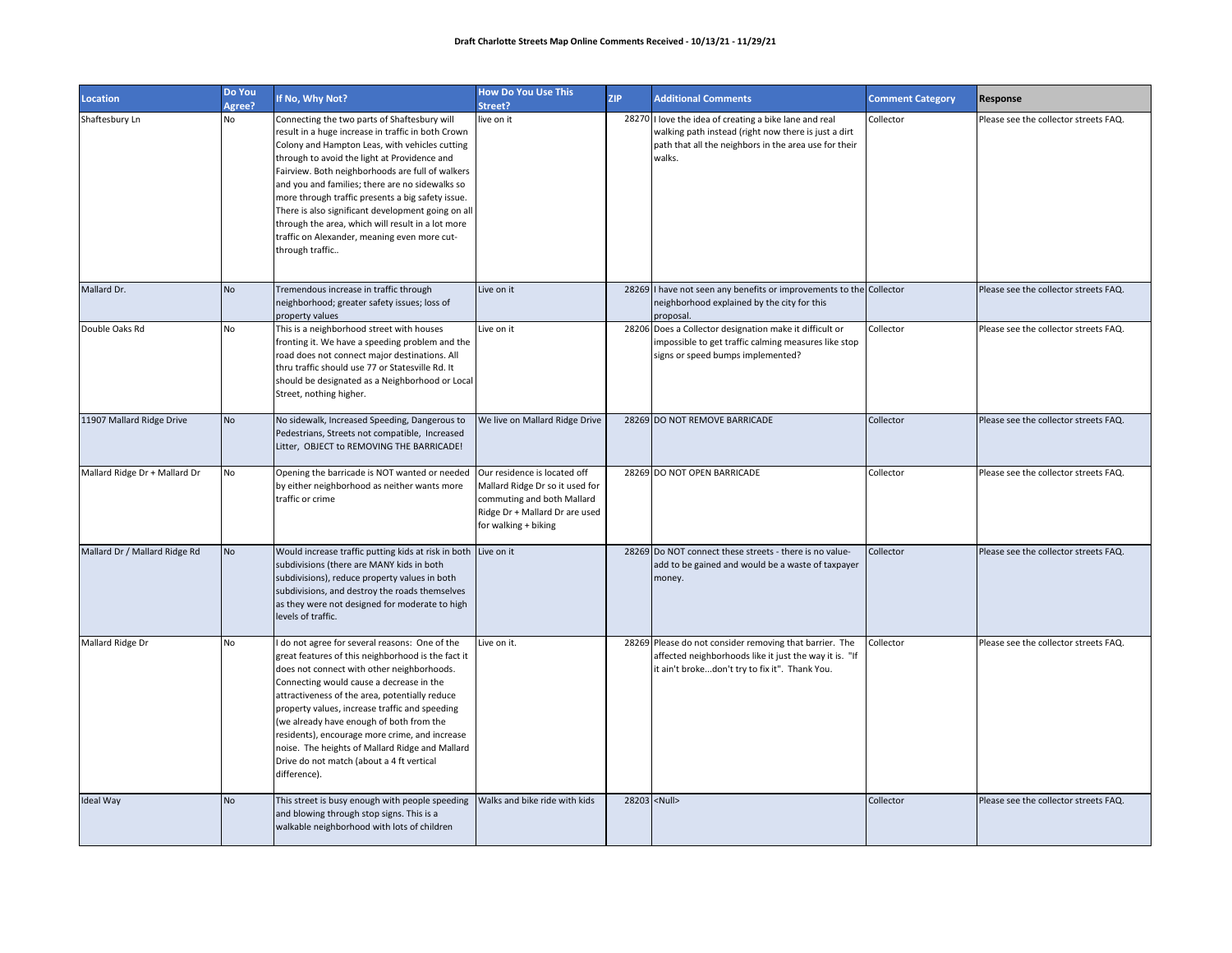**Draft Charlotte Streets Map Online Comments Received - 10/13/21 - 11/29/21**

| Location | Do You Agree? | If No, Why Not? | How Do You Use This Street? | ZIP | Additional Comments | Comment Category | Response |
|---|---|---|---|---|---|---|---|
| Shaftesbury Ln | No | Connecting the two parts of Shaftesbury will result in a huge increase in traffic in both Crown Colony and Hampton Leas, with vehicles cutting through to avoid the light at Providence and Fairview. Both neighborhoods are full of walkers and you and families; there are no sidewalks so more through traffic presents a big safety issue. There is also significant development going on all through the area, which will result in a lot more traffic on Alexander, meaning even more cut-through traffic.. | live on it | 28270 | I love the idea of creating a bike lane and real walking path instead (right now there is just a dirt path that all the neighbors in the area use for their walks. | Collector | Please see the collector streets FAQ. |
| Mallard Dr. | No | Tremendous increase in traffic through neighborhood; greater safety issues; loss of property values | Live on it | 28269 | I have not seen any benefits or improvements to the neighborhood explained by the city for this proposal. | Collector | Please see the collector streets FAQ. |
| Double Oaks Rd | No | This is a neighborhood street with houses fronting it. We have a speeding problem and the road does not connect major destinations. All thru traffic should use 77 or Statesville Rd. It should be designated as a Neighborhood or Local Street, nothing higher. | Live on it | 28206 | Does a Collector designation make it difficult or impossible to get traffic calming measures like stop signs or speed bumps implemented? | Collector | Please see the collector streets FAQ. |
| 11907 Mallard Ridge Drive | No | No sidewalk, Increased Speeding, Dangerous to Pedestrians, Streets not compatible, Increased Litter, OBJECT to REMOVING THE BARRICADE! | We live on Mallard Ridge Drive | 28269 | DO NOT REMOVE BARRICADE | Collector | Please see the collector streets FAQ. |
| Mallard Ridge Dr + Mallard Dr | No | Opening the barricade is NOT wanted or needed by either neighborhood as neither wants more traffic or crime | Our residence is located off Mallard Ridge Dr so it used for commuting and both Mallard Ridge Dr + Mallard Dr are used for walking + biking | 28269 | DO NOT OPEN BARRICADE | Collector | Please see the collector streets FAQ. |
| Mallard Dr / Mallard Ridge Rd | No | Would increase traffic putting kids at risk in both subdivisions (there are MANY kids in both subdivisions), reduce property values in both subdivisions, and destroy the roads themselves as they were not designed for moderate to high levels of traffic. | Live on it | 28269 | Do NOT connect these streets - there is no value-add to be gained and would be a waste of taxpayer money. | Collector | Please see the collector streets FAQ. |
| Mallard Ridge Dr | No | I do not agree for several reasons: One of the great features of this neighborhood is the fact it does not connect with other neighborhoods. Connecting would cause a decrease in the attractiveness of the area, potentially reduce property values, increase traffic and speeding (we already have enough of both from the residents), encourage more crime, and increase noise. The heights of Mallard Ridge and Mallard Drive do not match (about a 4 ft vertical difference). | Live on it. | 28269 | Please do not consider removing that barrier. The affected neighborhoods like it just the way it is. "If it ain't broke...don't try to fix it". Thank You. | Collector | Please see the collector streets FAQ. |
| Ideal Way | No | This street is busy enough with people speeding and blowing through stop signs. This is a walkable neighborhood with lots of children | Walks and bike ride with kids | 28203 | <Null> | Collector | Please see the collector streets FAQ. |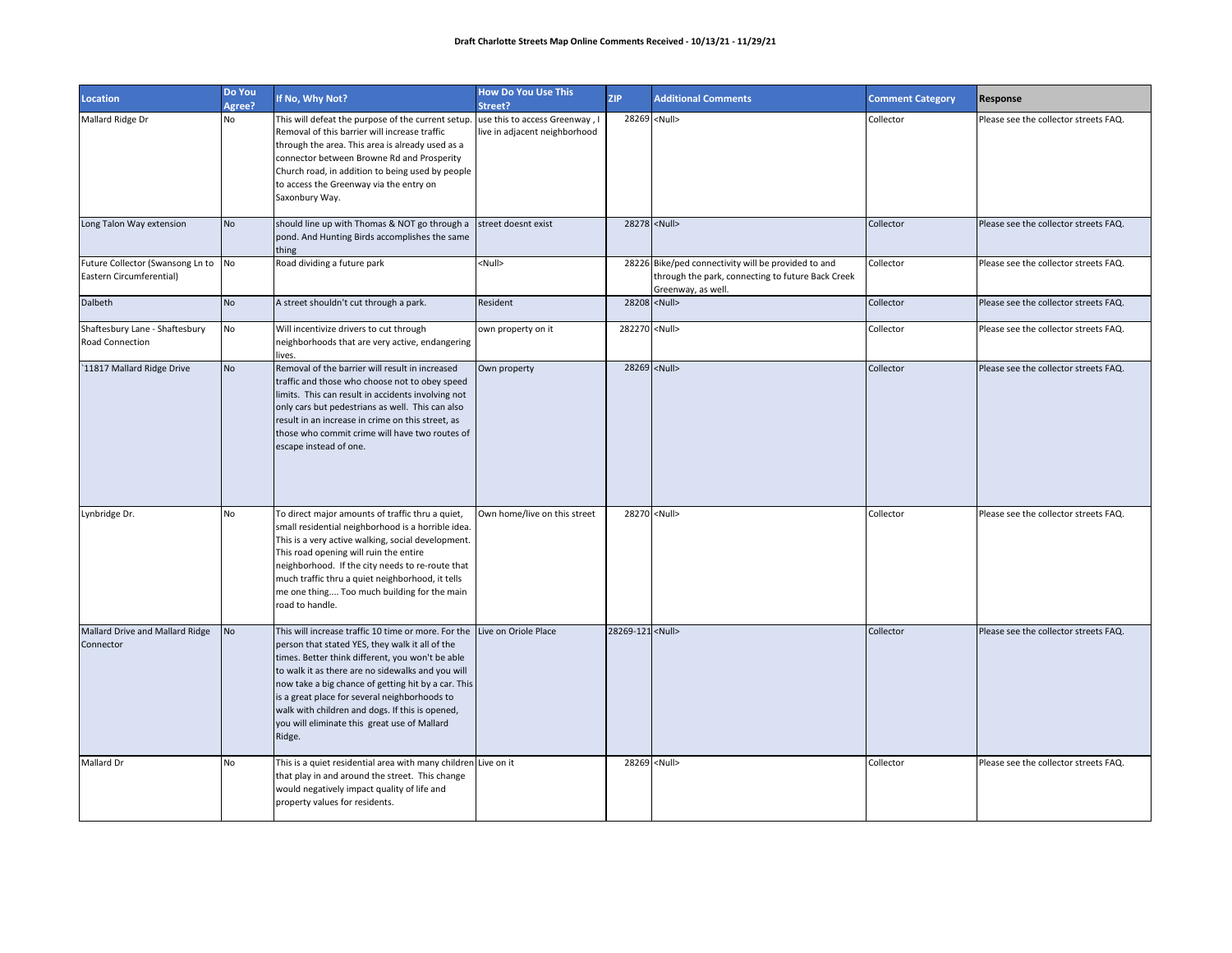**Draft Charlotte Streets Map Online Comments Received - 10/13/21 - 11/29/21**

| Location | Do You Agree? | If No, Why Not? | How Do You Use This Street? | ZIP | Additional Comments | Comment Category | Response |
|---|---|---|---|---|---|---|---|
| Mallard Ridge Dr | No | This will defeat the purpose of the current setup. Removal of this barrier will increase traffic through the area. This area is already used as a connector between Browne Rd and Prosperity Church road, in addition to being used by people to access the Greenway via the entry on Saxonbury Way. | use this to access Greenway , I live in adjacent neighborhood | 28269 | <Null> | Collector | Please see the collector streets FAQ. |
| Long Talon Way extension | No | should line up with Thomas & NOT go through a pond. And Hunting Birds accomplishes the same thing | street doesnt exist | 28278 | <Null> | Collector | Please see the collector streets FAQ. |
| Future Collector (Swansong Ln to Eastern Circumferential) | No | Road dividing a future park | <Null> | 28226 | Bike/ped connectivity will be provided to and through the park, connecting to future Back Creek Greenway, as well. | Collector | Please see the collector streets FAQ. |
| Dalbeth | No | A street shouldn't cut through a park. | Resident | 28208 | <Null> | Collector | Please see the collector streets FAQ. |
| Shaftesbury Lane - Shaftesbury Road Connection | No | Will incentivize drivers to cut through neighborhoods that are very active, endangering lives. | own property on it | 282270 | <Null> | Collector | Please see the collector streets FAQ. |
| `11817 Mallard Ridge Drive | No | Removal of the barrier will result in increased traffic and those who choose not to obey speed limits. This can result in accidents involving not only cars but pedestrians as well. This can also result in an increase in crime on this street, as those who commit crime will have two routes of escape instead of one. | Own property | 28269 | <Null> | Collector | Please see the collector streets FAQ. |
| Lynbridge Dr. | No | To direct major amounts of traffic thru a quiet, small residential neighborhood is a horrible idea. This is a very active walking, social development. This road opening will ruin the entire neighborhood. If the city needs to re-route that much traffic thru a quiet neighborhood, it tells me one thing.... Too much building for the main road to handle. | Own home/live on this street | 28270 | <Null> | Collector | Please see the collector streets FAQ. |
| Mallard Drive and Mallard Ridge Connector | No | This will increase traffic 10 time or more. For the person that stated YES, they walk it all of the times. Better think different, you won't be able to walk it as there are no sidewalks and you will now take a big chance of getting hit by a car. This is a great place for several neighborhoods to walk with children and dogs. If this is opened, you will eliminate this great use of Mallard Ridge. | Live on Oriole Place | 28269-121 | <Null> | Collector | Please see the collector streets FAQ. |
| Mallard Dr | No | This is a quiet residential area with many children that play in and around the street. This change would negatively impact quality of life and property values for residents. | Live on it | 28269 | <Null> | Collector | Please see the collector streets FAQ. |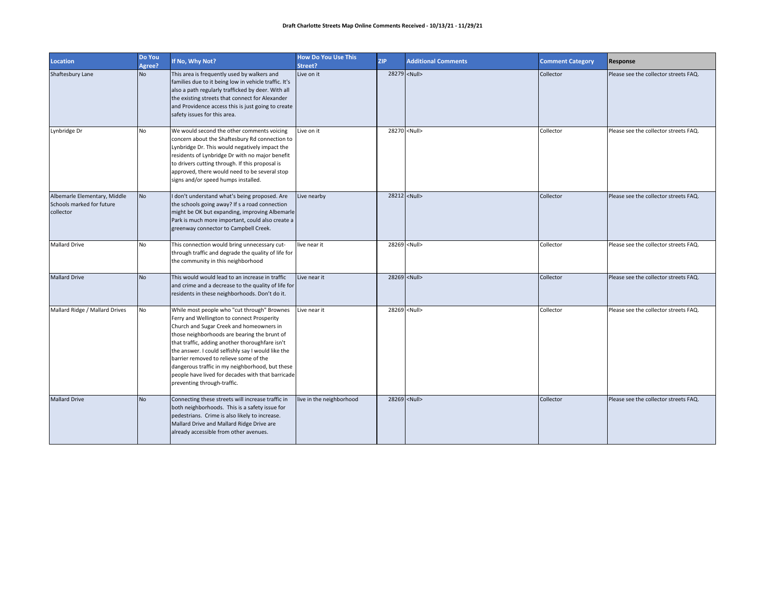**Draft Charlotte Streets Map Online Comments Received - 10/13/21 - 11/29/21**

| Location | Do You Agree? | If No, Why Not? | How Do You Use This Street? | ZIP | Additional Comments | Comment Category | Response |
|---|---|---|---|---|---|---|---|
| Shaftesbury Lane | No | This area is frequently used by walkers and families due to it being low in vehicle traffic. It's also a path regularly trafficked by deer. With all the existing streets that connect for Alexander and Providence access this is just going to create safety issues for this area. | Live on it | 28279 | <Null> | Collector | Please see the collector streets FAQ. |
| Lynbridge Dr | No | We would second the other comments voicing concern about the Shaftesbury Rd connection to Lynbridge Dr. This would negatively impact the residents of Lynbridge Dr with no major benefit to drivers cutting through. If this proposal is approved, there would need to be several stop signs and/or speed humps installed. | Live on it | 28270 | <Null> | Collector | Please see the collector streets FAQ. |
| Albemarle Elementary, Middle Schools marked for future collector | No | I don't understand what's being proposed. Are the schools going away? If s a road connection might be OK but expanding, improving Albemarle Park is much more important, could also create a greenway connector to Campbell Creek. | Live nearby | 28212 | <Null> | Collector | Please see the collector streets FAQ. |
| Mallard Drive | No | This connection would bring unnecessary cut-through traffic and degrade the quality of life for the community in this neighborhood | live near it | 28269 | <Null> | Collector | Please see the collector streets FAQ. |
| Mallard Drive | No | This would would lead to an increase in traffic and crime and a decrease to the quality of life for residents in these neighborhoods. Don't do it. | Live near it | 28269 | <Null> | Collector | Please see the collector streets FAQ. |
| Mallard Ridge / Mallard Drives | No | While most people who "cut through" Brownes Ferry and Wellington to connect Prosperity Church and Sugar Creek and homeowners in those neighborhoods are bearing the brunt of that traffic, adding another thoroughfare isn't the answer. I could selfishly say I would like the barrier removed to relieve some of the dangerous traffic in my neighborhood, but these people have lived for decades with that barricade preventing through-traffic. | Live near it | 28269 | <Null> | Collector | Please see the collector streets FAQ. |
| Mallard Drive | No | Connecting these streets will increase traffic in both neighborhoods. This is a safety issue for pedestrians. Crime is also likely to increase. Mallard Drive and Mallard Ridge Drive are already accessible from other avenues. | live in the neighborhood | 28269 | <Null> | Collector | Please see the collector streets FAQ. |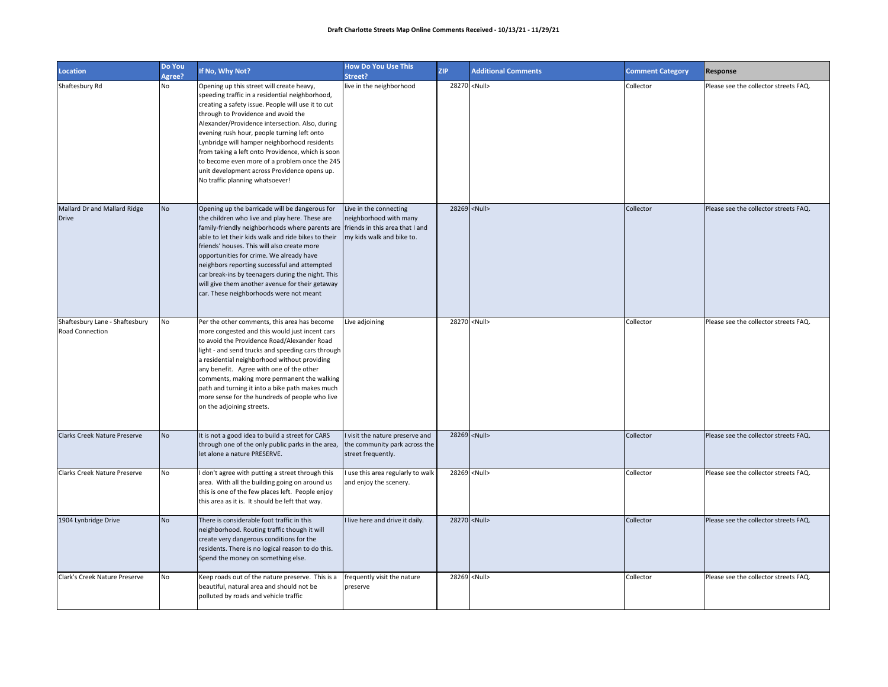**Draft Charlotte Streets Map Online Comments Received - 10/13/21 - 11/29/21**

| Location | Do You Agree? | If No, Why Not? | How Do You Use This Street? | ZIP | Additional Comments | Comment Category | Response |
|---|---|---|---|---|---|---|---|
| Shaftesbury Rd | No | Opening up this street will create heavy, speeding traffic in a residential neighborhood, creating a safety issue. People will use it to cut through to Providence and avoid the Alexander/Providence intersection. Also, during evening rush hour, people turning left onto Lynbridge will hamper neighborhood residents from taking a left onto Providence, which is soon to become even more of a problem once the 245 unit development across Providence opens up. No traffic planning whatsoever! | live in the neighborhood | 28270 | <Null> | Collector | Please see the collector streets FAQ. |
| Mallard Dr and Mallard Ridge Drive | No | Opening up the barricade will be dangerous for the children who live and play here. These are family-friendly neighborhoods where parents are able to let their kids walk and ride bikes to their friends' houses. This will also create more opportunities for crime. We already have neighbors reporting successful and attempted car break-ins by teenagers during the night. This will give them another avenue for their getaway car. These neighborhoods were not meant | Live in the connecting neighborhood with many friends in this area that I and my kids walk and bike to. | 28269 | <Null> | Collector | Please see the collector streets FAQ. |
| Shaftesbury Lane - Shaftesbury Road Connection | No | Per the other comments, this area has become more congested and this would just incent cars to avoid the Providence Road/Alexander Road light - and send trucks and speeding cars through a residential neighborhood without providing any benefit. Agree with one of the other comments, making more permanent the walking path and turning it into a bike path makes much more sense for the hundreds of people who live on the adjoining streets. | Live adjoining | 28270 | <Null> | Collector | Please see the collector streets FAQ. |
| Clarks Creek Nature Preserve | No | It is not a good idea to build a street for CARS through one of the only public parks in the area, let alone a nature PRESERVE. | I visit the nature preserve and the community park across the street frequently. | 28269 | <Null> | Collector | Please see the collector streets FAQ. |
| Clarks Creek Nature Preserve | No | I don't agree with putting a street through this area. With all the building going on around us this is one of the few places left. People enjoy this area as it is. It should be left that way. | I use this area regularly to walk and enjoy the scenery. | 28269 | <Null> | Collector | Please see the collector streets FAQ. |
| 1904 Lynbridge Drive | No | There is considerable foot traffic in this neighborhood. Routing traffic though it will create very dangerous conditions for the residents. There is no logical reason to do this. Spend the money on something else. | I live here and drive it daily. | 28270 | <Null> | Collector | Please see the collector streets FAQ. |
| Clark's Creek Nature Preserve | No | Keep roads out of the nature preserve. This is a beautiful, natural area and should not be polluted by roads and vehicle traffic | frequently visit the nature preserve | 28269 | <Null> | Collector | Please see the collector streets FAQ. |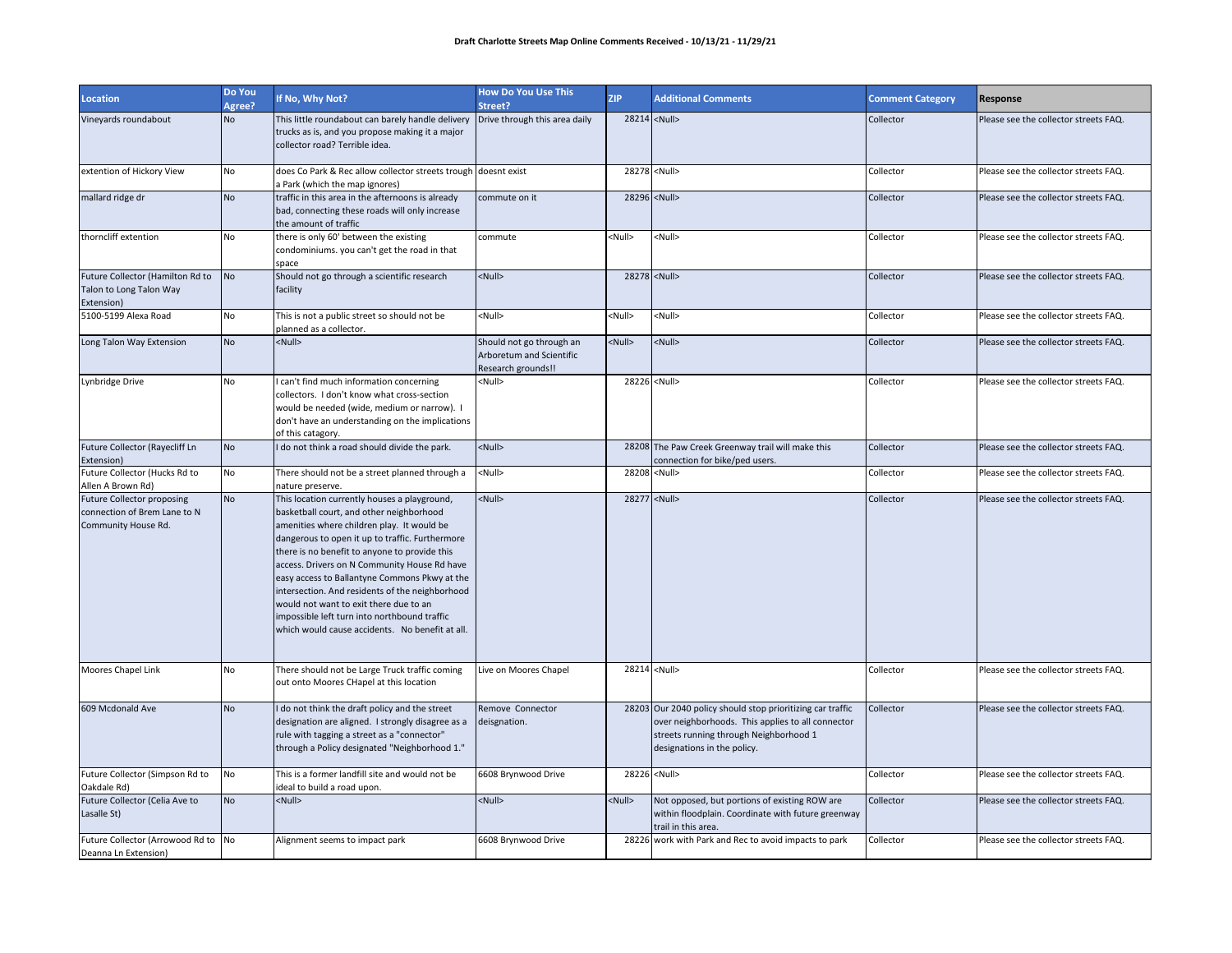**Draft Charlotte Streets Map Online Comments Received - 10/13/21 - 11/29/21**

| Location | Do You Agree? | If No, Why Not? | How Do You Use This Street? | ZIP | Additional Comments | Comment Category | Response |
|---|---|---|---|---|---|---|---|
| Vineyards roundabout | No | This little roundabout can barely handle delivery trucks as is, and you propose making it a major collector road? Terrible idea. | Drive through this area daily | 28214 | <Null> | Collector | Please see the collector streets FAQ. |
| extention of Hickory View | No | does Co Park & Rec allow collector streets trough a Park (which the map ignores) | doesnt exist | 28278 | <Null> | Collector | Please see the collector streets FAQ. |
| mallard ridge dr | No | traffic in this area in the afternoons is already bad, connecting these roads will only increase the amount of traffic | commute on it | 28296 | <Null> | Collector | Please see the collector streets FAQ. |
| thorncliff extention | No | there is only 60' between the existing condominiums. you can't get the road in that space | commute | <Null> | <Null> | Collector | Please see the collector streets FAQ. |
| Future Collector (Hamilton Rd to Talon to Long Talon Way Extension) | No | Should not go through a scientific research facility | <Null> | 28278 | <Null> | Collector | Please see the collector streets FAQ. |
| 5100-5199 Alexa Road | No | This is not a public street so should not be planned as a collector. | <Null> | <Null> | <Null> | Collector | Please see the collector streets FAQ. |
| Long Talon Way Extension | No | <Null> | Should not go through an Arboretum and Scientific Research grounds!! | <Null> | <Null> | Collector | Please see the collector streets FAQ. |
| Lynbridge Drive | No | I can't find much information concerning collectors. I don't know what cross-section would be needed (wide, medium or narrow). I don't have an understanding on the implications of this catagory. | <Null> | 28226 | <Null> | Collector | Please see the collector streets FAQ. |
| Future Collector (Rayecliff Ln Extension) | No | I do not think a road should divide the park. | <Null> | 28208 | The Paw Creek Greenway trail will make this connection for bike/ped users. | Collector | Please see the collector streets FAQ. |
| Future Collector (Hucks Rd to Allen A Brown Rd) | No | There should not be a street planned through a nature preserve. | <Null> | 28208 | <Null> | Collector | Please see the collector streets FAQ. |
| Future Collector proposing connection of Brem Lane to N Community House Rd. | No | This location currently houses a playground, basketball court, and other neighborhood amenities where children play. It would be dangerous to open it up to traffic. Furthermore there is no benefit to anyone to provide this access. Drivers on N Community House Rd have easy access to Ballantyne Commons Pkwy at the intersection. And residents of the neighborhood would not want to exit there due to an impossible left turn into northbound traffic which would cause accidents. No benefit at all. | <Null> | 28277 | <Null> | Collector | Please see the collector streets FAQ. |
| Moores Chapel Link | No | There should not be Large Truck traffic coming out onto Moores CHapel at this location | Live on Moores Chapel | 28214 | <Null> | Collector | Please see the collector streets FAQ. |
| 609 Mcdonald Ave | No | I do not think the draft policy and the street designation are aligned. I strongly disagree as a rule with tagging a street as a "connector" through a Policy designated "Neighborhood 1." | Remove Connector deisgnation. | 28203 | Our 2040 policy should stop prioritizing car traffic over neighborhoods. This applies to all connector streets running through Neighborhood 1 designations in the policy. | Collector | Please see the collector streets FAQ. |
| Future Collector (Simpson Rd to Oakdale Rd) | No | This is a former landfill site and would not be ideal to build a road upon. | 6608 Brynwood Drive | 28226 | <Null> | Collector | Please see the collector streets FAQ. |
| Future Collector (Celia Ave to Lasalle St) | No | <Null> | <Null> | <Null> | Not opposed, but portions of existing ROW are within floodplain. Coordinate with future greenway trail in this area. | Collector | Please see the collector streets FAQ. |
| Future Collector (Arrowood Rd to Deanna Ln Extension) | No | Alignment seems to impact park | 6608 Brynwood Drive | 28226 | work with Park and Rec to avoid impacts to park | Collector | Please see the collector streets FAQ. |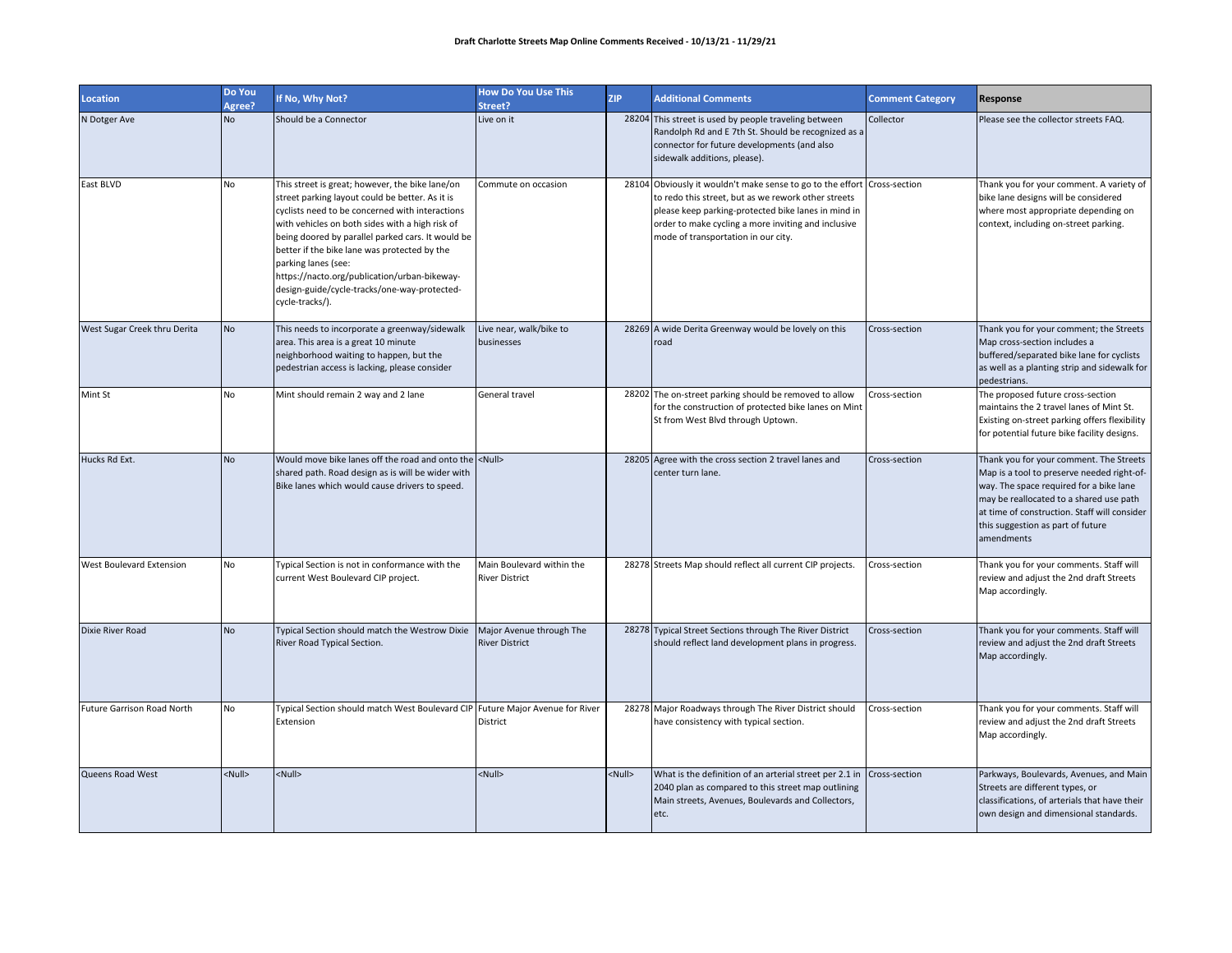**Draft Charlotte Streets Map Online Comments Received - 10/13/21 - 11/29/21**

| Location | Do You Agree? | If No, Why Not? | How Do You Use This Street? | ZIP | Additional Comments | Comment Category | Response |
|---|---|---|---|---|---|---|---|
| N Dotger Ave | No | Should be a Connector | Live on it | 28204 | This street is used by people traveling between Randolph Rd and E 7th St. Should be recognized as a connector for future developments (and also sidewalk additions, please). | Collector | Please see the collector streets FAQ. |
| East BLVD | No | This street is great; however, the bike lane/on street parking layout could be better. As it is cyclists need to be concerned with interactions with vehicles on both sides with a high risk of being doored by parallel parked cars. It would be better if the bike lane was protected by the parking lanes (see: https://nacto.org/publication/urban-bikeway-design-guide/cycle-tracks/one-way-protected-cycle-tracks/). | Commute on occasion | 28104 | Obviously it wouldn't make sense to go to the effort to redo this street, but as we rework other streets please keep parking-protected bike lanes in mind in order to make cycling a more inviting and inclusive mode of transportation in our city. | Cross-section | Thank you for your comment. A variety of bike lane designs will be considered where most appropriate depending on context, including on-street parking. |
| West Sugar Creek thru Derita | No | This needs to incorporate a greenway/sidewalk area. This area is a great 10 minute neighborhood waiting to happen, but the pedestrian access is lacking, please consider | Live near, walk/bike to businesses | 28269 | A wide Derita Greenway would be lovely on this road | Cross-section | Thank you for your comment; the Streets Map cross-section includes a buffered/separated bike lane for cyclists as well as a planting strip and sidewalk for pedestrians. |
| Mint St | No | Mint should remain 2 way and 2 lane | General travel | 28202 | The on-street parking should be removed to allow for the construction of protected bike lanes on Mint St from West Blvd through Uptown. | Cross-section | The proposed future cross-section maintains the 2 travel lanes of Mint St. Existing on-street parking offers flexibility for potential future bike facility designs. |
| Hucks Rd Ext. | No | Would move bike lanes off the road and onto the shared path. Road design as is will be wider with Bike lanes which would cause drivers to speed. | <Null> | 28205 | Agree with the cross section 2 travel lanes and center turn lane. | Cross-section | Thank you for your comment. The Streets Map is a tool to preserve needed right-of-way. The space required for a bike lane may be reallocated to a shared use path at time of construction. Staff will consider this suggestion as part of future amendments |
| West Boulevard Extension | No | Typical Section is not in conformance with the current West Boulevard CIP project. | Main Boulevard within the River District | 28278 | Streets Map should reflect all current CIP projects. | Cross-section | Thank you for your comments. Staff will review and adjust the 2nd draft Streets Map accordingly. |
| Dixie River Road | No | Typical Section should match the Westrow Dixie River Road Typical Section. | Major Avenue through The River District | 28278 | Typical Street Sections through The River District should reflect land development plans in progress. | Cross-section | Thank you for your comments. Staff will review and adjust the 2nd draft Streets Map accordingly. |
| Future Garrison Road North | No | Typical Section should match West Boulevard CIP Extension | Future Major Avenue for River District | 28278 | Major Roadways through The River District should have consistency with typical section. | Cross-section | Thank you for your comments. Staff will review and adjust the 2nd draft Streets Map accordingly. |
| Queens Road West | <Null> | <Null> | <Null> | <Null> | What is the definition of an arterial street per 2.1 in 2040 plan as compared to this street map outlining Main streets, Avenues, Boulevards and Collectors, etc. | Cross-section | Parkways, Boulevards, Avenues, and Main Streets are different types, or classifications, of arterials that have their own design and dimensional standards. |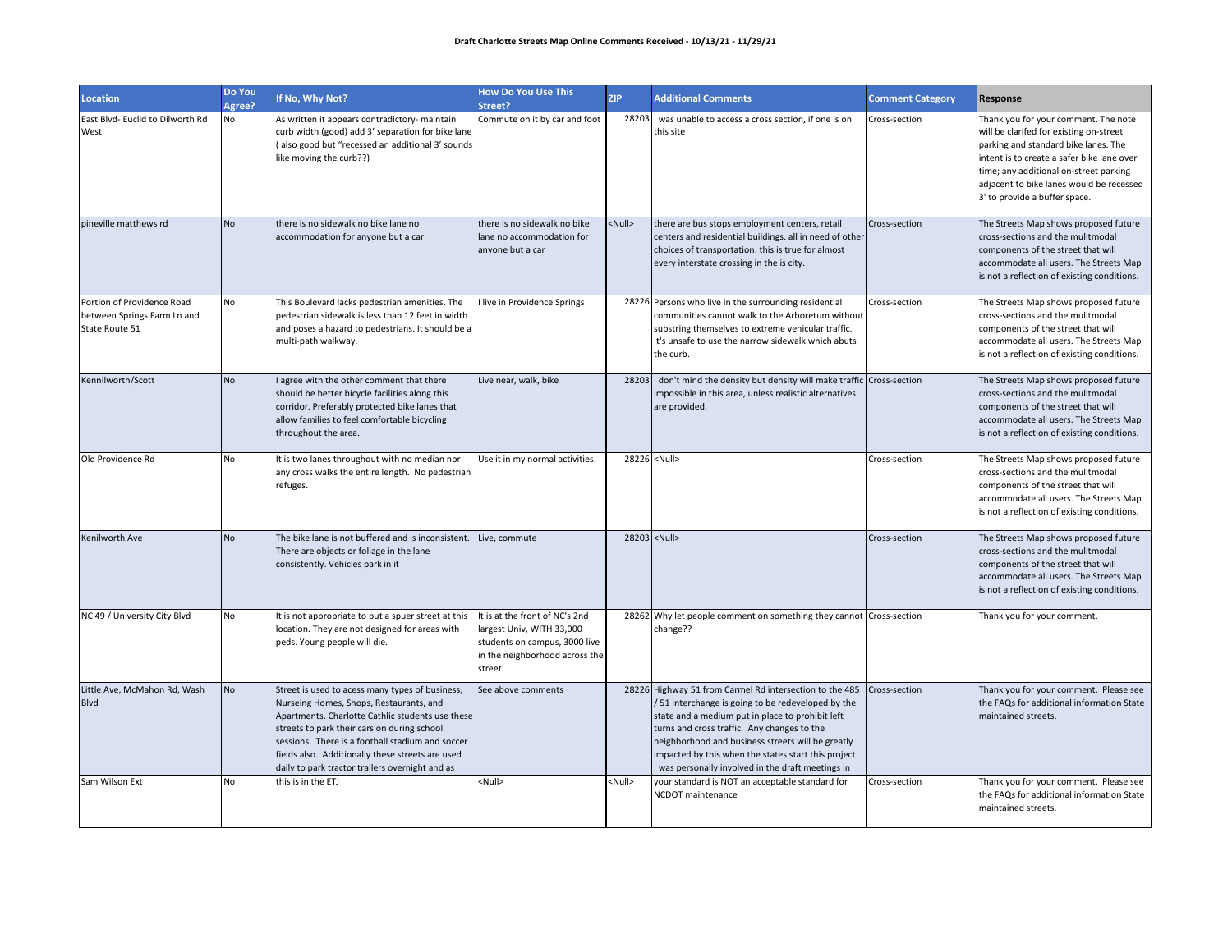**Draft Charlotte Streets Map Online Comments Received - 10/13/21 - 11/29/21**

| Location | Do You Agree? | If No, Why Not? | How Do You Use This Street? | ZIP | Additional Comments | Comment Category | Response |
|---|---|---|---|---|---|---|---|
| East Blvd- Euclid to Dilworth Rd West | No | As written it appears contradictory- maintain curb width (good) add 3' separation for bike lane ( also good but "recessed an additional 3' sounds like moving the curb??) | Commute on it by car and foot | 28203 | I was unable to access a cross section, if one is on this site | Cross-section | Thank you for your comment. The note will be clarifed for existing on-street parking and standard bike lanes. The intent is to create a safer bike lane over time; any additional on-street parking adjacent to bike lanes would be recessed 3' to provide a buffer space. |
| pineville matthews rd | No | there is no sidewalk no bike lane no accommodation for anyone but a car | there is no sidewalk no bike lane no accommodation for anyone but a car | <Null> | there are bus stops employment centers, retail centers and residential buildings. all in need of other choices of transportation. this is true for almost every interstate crossing in the is city. | Cross-section | The Streets Map shows proposed future cross-sections and the mulitmodal components of the street that will accommodate all users. The Streets Map is not a reflection of existing conditions. |
| Portion of Providence Road between Springs Farm Ln and State Route 51 | No | This Boulevard lacks pedestrian amenities. The pedestrian sidewalk is less than 12 feet in width and poses a hazard to pedestrians. It should be a multi-path walkway. | I live in Providence Springs | 28226 | Persons who live in the surrounding residential communities cannot walk to the Arboretum without substring themselves to extreme vehicular traffic. It's unsafe to use the narrow sidewalk which abuts the curb. | Cross-section | The Streets Map shows proposed future cross-sections and the mulitmodal components of the street that will accommodate all users. The Streets Map is not a reflection of existing conditions. |
| Kennilworth/Scott | No | I agree with the other comment that there should be better bicycle facilities along this corridor. Preferably protected bike lanes that allow families to feel comfortable bicycling throughout the area. | Live near, walk, bike | 28203 | I don't mind the density but density will make traffic impossible in this area, unless realistic alternatives are provided. | Cross-section | The Streets Map shows proposed future cross-sections and the mulitmodal components of the street that will accommodate all users. The Streets Map is not a reflection of existing conditions. |
| Old Providence Rd | No | It is two lanes throughout with no median nor any cross walks the entire length. No pedestrian refuges. | Use it in my normal activities. | 28226 | <Null> | Cross-section | The Streets Map shows proposed future cross-sections and the mulitmodal components of the street that will accommodate all users. The Streets Map is not a reflection of existing conditions. |
| Kenilworth Ave | No | The bike lane is not buffered and is inconsistent. There are objects or foliage in the lane consistently. Vehicles park in it | Live, commute | 28203 | <Null> | Cross-section | The Streets Map shows proposed future cross-sections and the mulitmodal components of the street that will accommodate all users. The Streets Map is not a reflection of existing conditions. |
| NC 49 / University City Blvd | No | It is not appropriate to put a spuer street at this location. They are not designed for areas with peds. Young people will die. | It is at the front of NC's 2nd largest Univ, WITH 33,000 students on campus, 3000 live in the neighborhood across the street. | 28262 | Why let people comment on something they cannot change?? | Cross-section | Thank you for your comment. |
| Little Ave, McMahon Rd, Wash Blvd | No | Street is used to acess many types of business, Nurseing Homes, Shops, Restaurants, and Apartments. Charlotte Cathlic students use these streets tp park their cars on during school sessions. There is a football stadium and soccer fields also. Additionally these streets are used daily to park tractor trailers overnight and as | See above comments | 28226 | Highway 51 from Carmel Rd intersection to the 485 / 51 interchange is going to be redeveloped by the state and a medium put in place to prohibit left turns and cross traffic. Any changes to the neighborhood and business streets will be greatly impacted by this when the states start this project. I was personally involved in the draft meetings in | Cross-section | Thank you for your comment. Please see the FAQs for additional information State maintained streets. |
| Sam Wilson Ext | No | this is in the ETJ | <Null> | <Null> | your standard is NOT an acceptable standard for NCDOT maintenance | Cross-section | Thank you for your comment. Please see the FAQs for additional information State maintained streets. |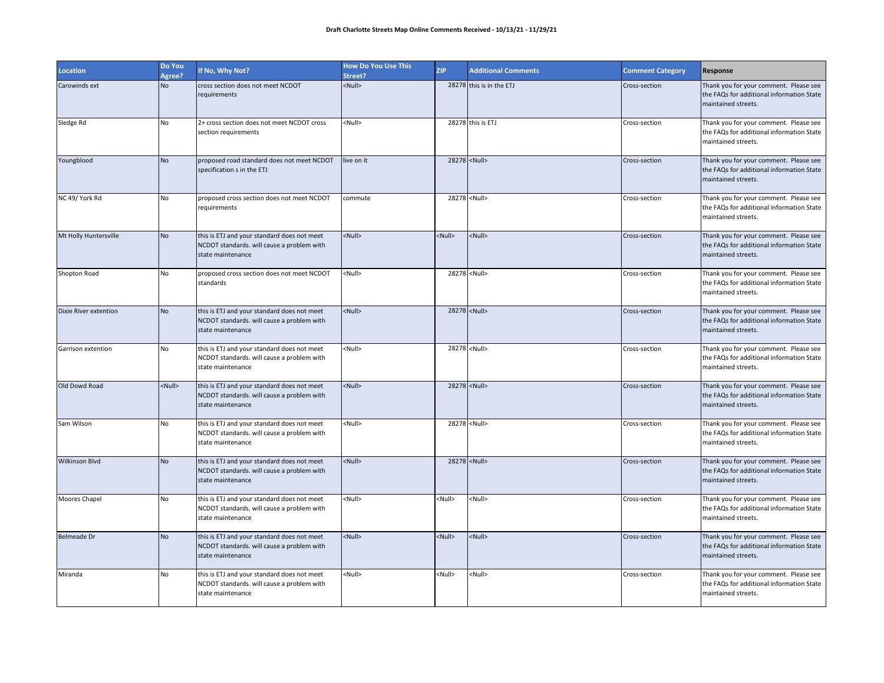**Draft Charlotte Streets Map Online Comments Received - 10/13/21 - 11/29/21**

| Location | Do You Agree? | If No, Why Not? | How Do You Use This Street? | ZIP | Additional Comments | Comment Category | Response |
|---|---|---|---|---|---|---|---|
| Carowinds ext | No | cross section does not meet NCDOT requirements | <Null> | 28278 | this is in the ETJ | Cross-section | Thank you for your comment. Please see the FAQs for additional information State maintained streets. |
| Sledge Rd | No | 2+ cross section does not meet NCDOT cross section requirements | <Null> | 28278 | this is ETJ | Cross-section | Thank you for your comment. Please see the FAQs for additional information State maintained streets. |
| Youngblood | No | proposed road standard does not meet NCDOT specification s in the ETJ | live on it | 28278 | <Null> | Cross-section | Thank you for your comment. Please see the FAQs for additional information State maintained streets. |
| NC 49/ York Rd | No | proposed cross section does not meet NCDOT requirements | commute | 28278 | <Null> | Cross-section | Thank you for your comment. Please see the FAQs for additional information State maintained streets. |
| Mt Holly Huntersville | No | this is ETJ and your standard does not meet NCDOT standards. will cause a problem with state maintenance | <Null> | <Null> | <Null> | Cross-section | Thank you for your comment. Please see the FAQs for additional information State maintained streets. |
| Shopton Road | No | proposed cross section does not meet NCDOT standards | <Null> | 28278 | <Null> | Cross-section | Thank you for your comment. Please see the FAQs for additional information State maintained streets. |
| Dixie River extention | No | this is ETJ and your standard does not meet NCDOT standards. will cause a problem with state maintenance | <Null> | 28278 | <Null> | Cross-section | Thank you for your comment. Please see the FAQs for additional information State maintained streets. |
| Garrison extention | No | this is ETJ and your standard does not meet NCDOT standards. will cause a problem with state maintenance | <Null> | 28278 | <Null> | Cross-section | Thank you for your comment. Please see the FAQs for additional information State maintained streets. |
| Old Dowd Road | <Null> | this is ETJ and your standard does not meet NCDOT standards. will cause a problem with state maintenance | <Null> | 28278 | <Null> | Cross-section | Thank you for your comment. Please see the FAQs for additional information State maintained streets. |
| Sam Wilson | No | this is ETJ and your standard does not meet NCDOT standards. will cause a problem with state maintenance | <Null> | 28278 | <Null> | Cross-section | Thank you for your comment. Please see the FAQs for additional information State maintained streets. |
| Wilkinson Blvd | No | this is ETJ and your standard does not meet NCDOT standards. will cause a problem with state maintenance | <Null> | 28278 | <Null> | Cross-section | Thank you for your comment. Please see the FAQs for additional information State maintained streets. |
| Moores Chapel | No | this is ETJ and your standard does not meet NCDOT standards. will cause a problem with state maintenance | <Null> | <Null> | <Null> | Cross-section | Thank you for your comment. Please see the FAQs for additional information State maintained streets. |
| Belmeade Dr | No | this is ETJ and your standard does not meet NCDOT standards. will cause a problem with state maintenance | <Null> | <Null> | <Null> | Cross-section | Thank you for your comment. Please see the FAQs for additional information State maintained streets. |
| Miranda | No | this is ETJ and your standard does not meet NCDOT standards. will cause a problem with state maintenance | <Null> | <Null> | <Null> | Cross-section | Thank you for your comment. Please see the FAQs for additional information State maintained streets. |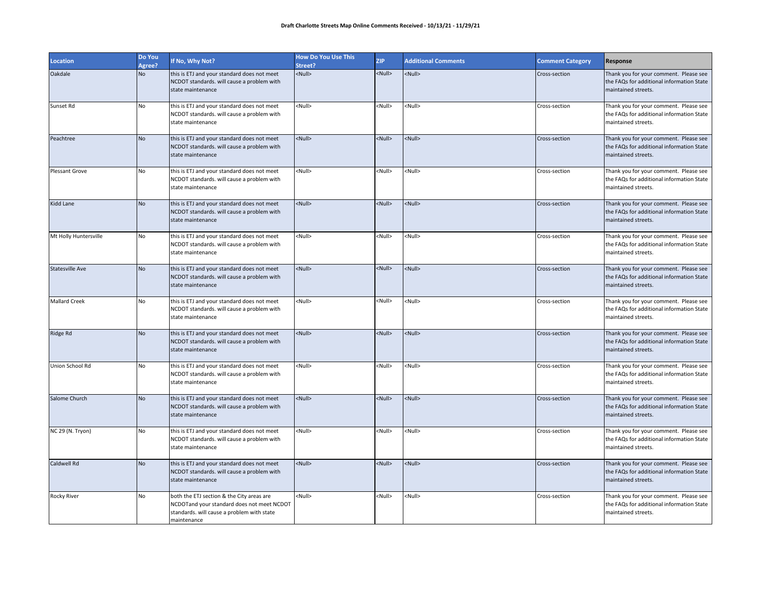**Draft Charlotte Streets Map Online Comments Received - 10/13/21 - 11/29/21**

| Location | Do You Agree? | If No, Why Not? | How Do You Use This Street? | ZIP | Additional Comments | Comment Category | Response |
|---|---|---|---|---|---|---|---|
| Oakdale | No | this is ETJ and your standard does not meet NCDOT standards. will cause a problem with state maintenance | <Null> | <Null> | <Null> | Cross-section | Thank you for your comment. Please see the FAQs for additional information State maintained streets. |
| Sunset Rd | No | this is ETJ and your standard does not meet NCDOT standards. will cause a problem with state maintenance | <Null> | <Null> | <Null> | Cross-section | Thank you for your comment. Please see the FAQs for additional information State maintained streets. |
| Peachtree | No | this is ETJ and your standard does not meet NCDOT standards. will cause a problem with state maintenance | <Null> | <Null> | <Null> | Cross-section | Thank you for your comment. Please see the FAQs for additional information State maintained streets. |
| Plessant Grove | No | this is ETJ and your standard does not meet NCDOT standards. will cause a problem with state maintenance | <Null> | <Null> | <Null> | Cross-section | Thank you for your comment. Please see the FAQs for additional information State maintained streets. |
| Kidd Lane | No | this is ETJ and your standard does not meet NCDOT standards. will cause a problem with state maintenance | <Null> | <Null> | <Null> | Cross-section | Thank you for your comment. Please see the FAQs for additional information State maintained streets. |
| Mt Holly Huntersville | No | this is ETJ and your standard does not meet NCDOT standards. will cause a problem with state maintenance | <Null> | <Null> | <Null> | Cross-section | Thank you for your comment. Please see the FAQs for additional information State maintained streets. |
| Statesville Ave | No | this is ETJ and your standard does not meet NCDOT standards. will cause a problem with state maintenance | <Null> | <Null> | <Null> | Cross-section | Thank you for your comment. Please see the FAQs for additional information State maintained streets. |
| Mallard Creek | No | this is ETJ and your standard does not meet NCDOT standards. will cause a problem with state maintenance | <Null> | <Null> | <Null> | Cross-section | Thank you for your comment. Please see the FAQs for additional information State maintained streets. |
| Ridge Rd | No | this is ETJ and your standard does not meet NCDOT standards. will cause a problem with state maintenance | <Null> | <Null> | <Null> | Cross-section | Thank you for your comment. Please see the FAQs for additional information State maintained streets. |
| Union School Rd | No | this is ETJ and your standard does not meet NCDOT standards. will cause a problem with state maintenance | <Null> | <Null> | <Null> | Cross-section | Thank you for your comment. Please see the FAQs for additional information State maintained streets. |
| Salome Church | No | this is ETJ and your standard does not meet NCDOT standards. will cause a problem with state maintenance | <Null> | <Null> | <Null> | Cross-section | Thank you for your comment. Please see the FAQs for additional information State maintained streets. |
| NC 29 (N. Tryon) | No | this is ETJ and your standard does not meet NCDOT standards. will cause a problem with state maintenance | <Null> | <Null> | <Null> | Cross-section | Thank you for your comment. Please see the FAQs for additional information State maintained streets. |
| Caldwell Rd | No | this is ETJ and your standard does not meet NCDOT standards. will cause a problem with state maintenance | <Null> | <Null> | <Null> | Cross-section | Thank you for your comment. Please see the FAQs for additional information State maintained streets. |
| Rocky River | No | both the ETJ section & the City areas are NCDOTand your standard does not meet NCDOT standards. will cause a problem with state maintenance | <Null> | <Null> | <Null> | Cross-section | Thank you for your comment. Please see the FAQs for additional information State maintained streets. |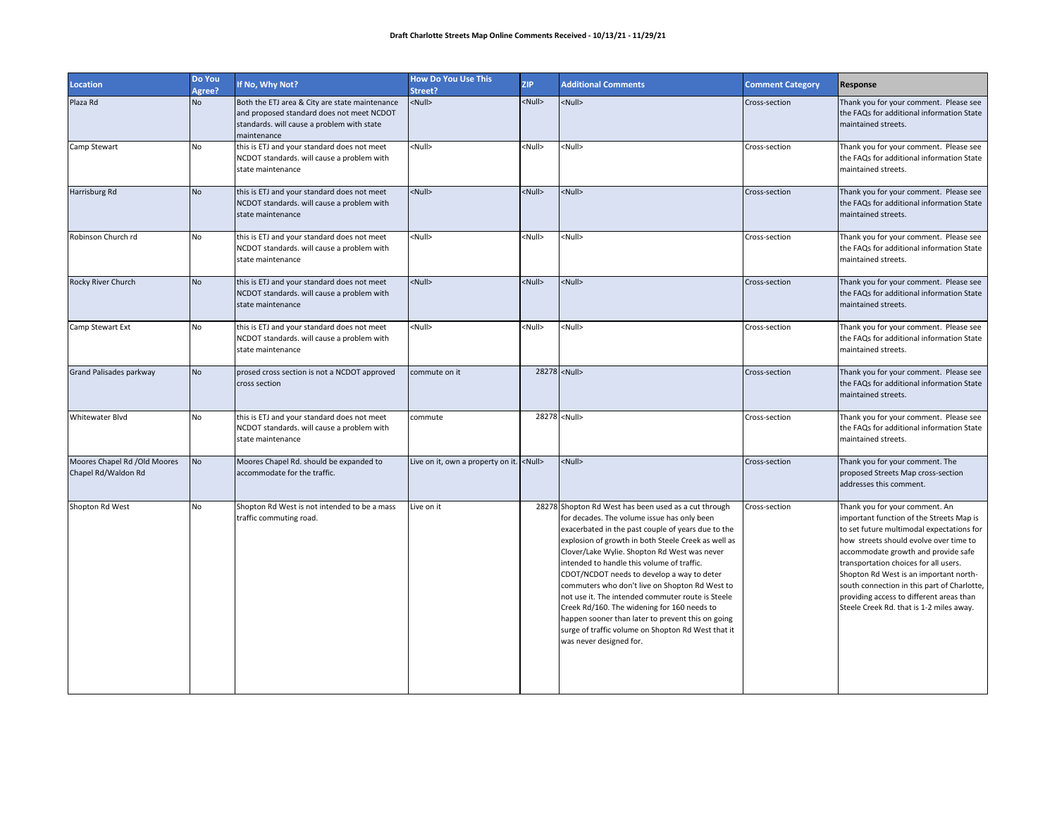**Draft Charlotte Streets Map Online Comments Received - 10/13/21 - 11/29/21**

| Location | Do You Agree? | If No, Why Not? | How Do You Use This Street? | ZIP | Additional Comments | Comment Category | Response |
|---|---|---|---|---|---|---|---|
| Plaza Rd | No | Both the ETJ area & City are state maintenance and proposed standard does not meet NCDOT standards. will cause a problem with state maintenance | <Null> | <Null> | <Null> | Cross-section | Thank you for your comment. Please see the FAQs for additional information State maintained streets. |
| Camp Stewart | No | this is ETJ and your standard does not meet NCDOT standards. will cause a problem with state maintenance | <Null> | <Null> | <Null> | Cross-section | Thank you for your comment. Please see the FAQs for additional information State maintained streets. |
| Harrisburg Rd | No | this is ETJ and your standard does not meet NCDOT standards. will cause a problem with state maintenance | <Null> | <Null> | <Null> | Cross-section | Thank you for your comment. Please see the FAQs for additional information State maintained streets. |
| Robinson Church rd | No | this is ETJ and your standard does not meet NCDOT standards. will cause a problem with state maintenance | <Null> | <Null> | <Null> | Cross-section | Thank you for your comment. Please see the FAQs for additional information State maintained streets. |
| Rocky River Church | No | this is ETJ and your standard does not meet NCDOT standards. will cause a problem with state maintenance | <Null> | <Null> | <Null> | Cross-section | Thank you for your comment. Please see the FAQs for additional information State maintained streets. |
| Camp Stewart Ext | No | this is ETJ and your standard does not meet NCDOT standards. will cause a problem with state maintenance | <Null> | <Null> | <Null> | Cross-section | Thank you for your comment. Please see the FAQs for additional information State maintained streets. |
| Grand Palisades parkway | No | prosed cross section is not a NCDOT approved cross section | commute on it | 28278 | <Null> | Cross-section | Thank you for your comment. Please see the FAQs for additional information State maintained streets. |
| Whitewater Blvd | No | this is ETJ and your standard does not meet NCDOT standards. will cause a problem with state maintenance | commute | 28278 | <Null> | Cross-section | Thank you for your comment. Please see the FAQs for additional information State maintained streets. |
| Moores Chapel Rd /Old Moores Chapel Rd/Waldon Rd | No | Moores Chapel Rd. should be expanded to accommodate for the traffic. | Live on it, own a property on it. | <Null> | <Null> | Cross-section | Thank you for your comment. The proposed Streets Map cross-section addresses this comment. |
| Shopton Rd West | No | Shopton Rd West is not intended to be a mass traffic commuting road. | Live on it | 28278 | Shopton Rd West has been used as a cut through for decades. The volume issue has only been exacerbated in the past couple of years due to the explosion of growth in both Steele Creek as well as Clover/Lake Wylie. Shopton Rd West was never intended to handle this volume of traffic. CDOT/NCDOT needs to develop a way to deter commuters who don't live on Shopton Rd West to not use it. The intended commuter route is Steele Creek Rd/160. The widening for 160 needs to happen sooner than later to prevent this on going surge of traffic volume on Shopton Rd West that it was never designed for. | Cross-section | Thank you for your comment. An important function of the Streets Map is to set future multimodal expectations for how streets should evolve over time to accommodate growth and provide safe transportation choices for all users. Shopton Rd West is an important north-south connection in this part of Charlotte, providing access to different areas than Steele Creek Rd. that is 1-2 miles away. |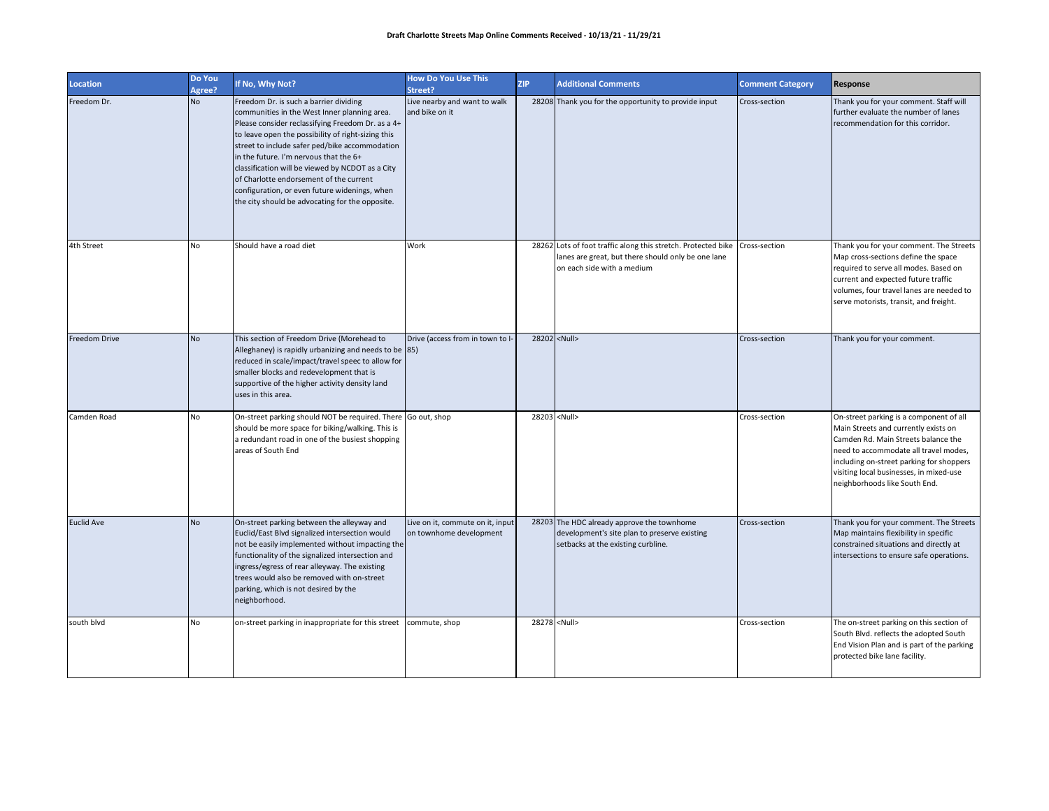**Draft Charlotte Streets Map Online Comments Received - 10/13/21 - 11/29/21**

| Location | Do You Agree? | If No, Why Not? | How Do You Use This Street? | ZIP | Additional Comments | Comment Category | Response |
|---|---|---|---|---|---|---|---|
| Freedom Dr. | No | Freedom Dr. is such a barrier dividing communities in the West Inner planning area. Please consider reclassifying Freedom Dr. as a 4+ to leave open the possibility of right-sizing this street to include safer ped/bike accommodation in the future. I'm nervous that the 6+ classification will be viewed by NCDOT as a City of Charlotte endorsement of the current configuration, or even future widenings, when the city should be advocating for the opposite. | Live nearby and want to walk and bike on it | 28208 | Thank you for the opportunity to provide input | Cross-section | Thank you for your comment. Staff will further evaluate the number of lanes recommendation for this corridor. |
| 4th Street | No | Should have a road diet | Work | 28262 | Lots of foot traffic along this stretch. Protected bike lanes are great, but there should only be one lane on each side with a medium | Cross-section | Thank you for your comment. The Streets Map cross-sections define the space required to serve all modes. Based on current and expected future traffic volumes, four travel lanes are needed to serve motorists, transit, and freight. |
| Freedom Drive | No | This section of Freedom Drive (Morehead to Alleghaney) is rapidly urbanizing and needs to be reduced in scale/impact/travel speec to allow for smaller blocks and redevelopment that is supportive of the higher activity density land uses in this area. | Drive (access from in town to I-85) | 28202 | <Null> | Cross-section | Thank you for your comment. |
| Camden Road | No | On-street parking should NOT be required. There should be more space for biking/walking. This is a redundant road in one of the busiest shopping areas of South End | Go out, shop | 28203 | <Null> | Cross-section | On-street parking is a component of all Main Streets and currently exists on Camden Rd. Main Streets balance the need to accommodate all travel modes, including on-street parking for shoppers visiting local businesses, in mixed-use neighborhoods like South End. |
| Euclid Ave | No | On-street parking between the alleyway and Euclid/East Blvd signalized intersection would not be easily implemented without impacting the functionality of the signalized intersection and ingress/egress of rear alleyway. The existing trees would also be removed with on-street parking, which is not desired by the neighborhood. | Live on it, commute on it, input on townhome development | 28203 | The HDC already approve the townhome development's site plan to preserve existing setbacks at the existing curbline. | Cross-section | Thank you for your comment. The Streets Map maintains flexibility in specific constrained situations and directly at intersections to ensure safe operations. |
| south blvd | No | on-street parking in inappropriate for this street | commute, shop | 28278 | <Null> | Cross-section | The on-street parking on this section of South Blvd. reflects the adopted South End Vision Plan and is part of the parking protected bike lane facility. |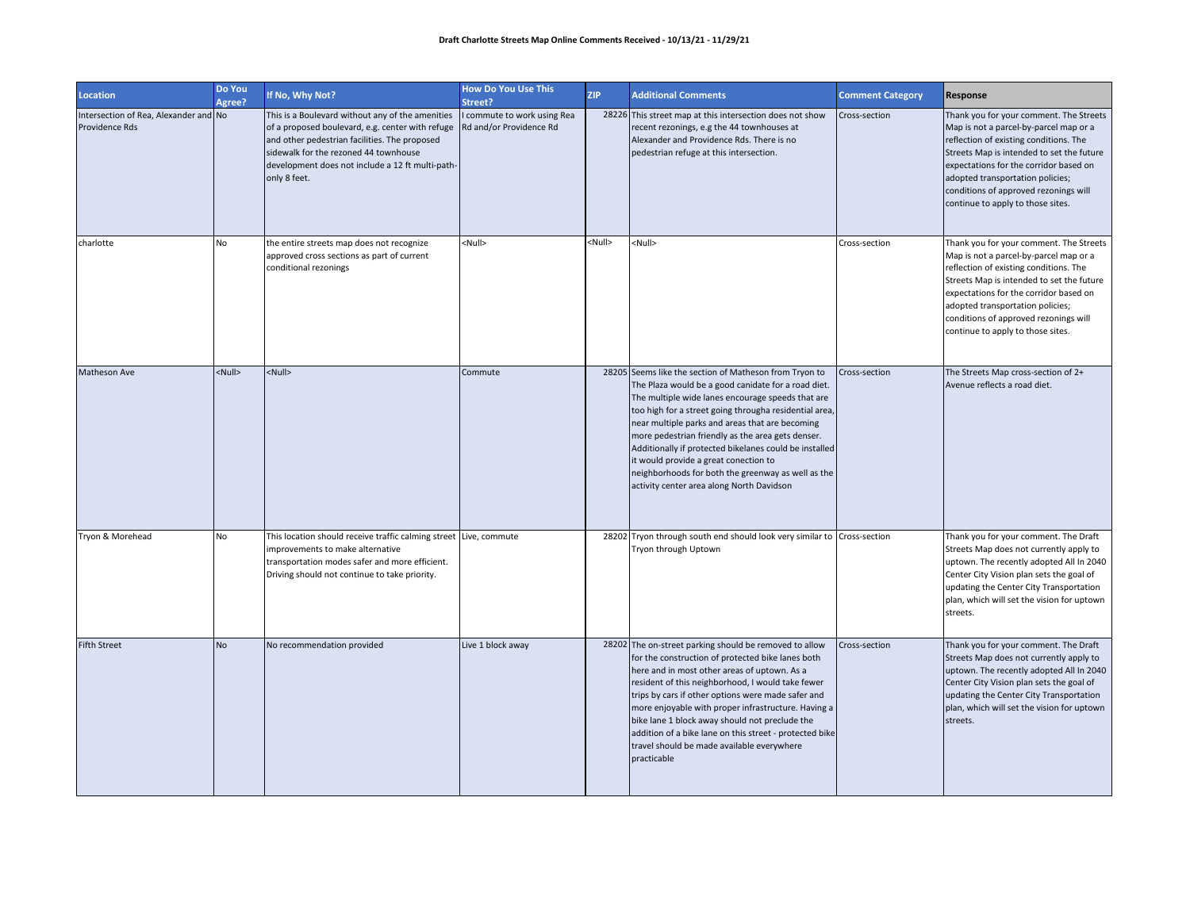**Draft Charlotte Streets Map Online Comments Received - 10/13/21 - 11/29/21**

| Location | Do You Agree? | If No, Why Not? | How Do You Use This Street? | ZIP | Additional Comments | Comment Category | Response |
|---|---|---|---|---|---|---|---|
| Intersection of Rea, Alexander and Providence Rds | No | This is a Boulevard without any of the amenities of a proposed boulevard, e.g. center with refuge and other pedestrian facilities. The proposed sidewalk for the rezoned 44 townhouse development does not include a 12 ft multi-path- only 8 feet. | I commute to work using Rea Rd and/or Providence Rd | 28226 | This street map at this intersection does not show recent rezonings, e.g the 44 townhouses at Alexander and Providence Rds. There is no pedestrian refuge at this intersection. | Cross-section | Thank you for your comment. The Streets Map is not a parcel-by-parcel map or a reflection of existing conditions. The Streets Map is intended to set the future expectations for the corridor based on adopted transportation policies; conditions of approved rezonings will continue to apply to those sites. |
| charlotte | No | the entire streets map does not recognize approved cross sections as part of current conditional rezonings | <Null> | <Null> | <Null> | Cross-section | Thank you for your comment. The Streets Map is not a parcel-by-parcel map or a reflection of existing conditions. The Streets Map is intended to set the future expectations for the corridor based on adopted transportation policies; conditions of approved rezonings will continue to apply to those sites. |
| Matheson Ave | <Null> | <Null> | Commute | 28205 | Seems like the section of Matheson from Tryon to The Plaza would be a good canidate for a road diet. The multiple wide lanes encourage speeds that are too high for a street going througha residential area, near multiple parks and areas that are becoming more pedestrian friendly as the area gets denser. Additionally if protected bikelanes could be installed it would provide a great conection to neighborhoods for both the greenway as well as the activity center area along North Davidson | Cross-section | The Streets Map cross-section of 2+ Avenue reflects a road diet. |
| Tryon & Morehead | No | This location should receive traffic calming street improvements to make alternative transportation modes safer and more efficient. Driving should not continue to take priority. | Live, commute | 28202 | Tryon through south end should look very similar to Tryon through Uptown | Cross-section | Thank you for your comment. The Draft Streets Map does not currently apply to uptown. The recently adopted All In 2040 Center City Vision plan sets the goal of updating the Center City Transportation plan, which will set the vision for uptown streets. |
| Fifth Street | No | No recommendation provided | Live 1 block away | 28202 | The on-street parking should be removed to allow for the construction of protected bike lanes both here and in most other areas of uptown. As a resident of this neighborhood, I would take fewer trips by cars if other options were made safer and more enjoyable with proper infrastructure. Having a bike lane 1 block away should not preclude the addition of a bike lane on this street - protected bike travel should be made available everywhere practicable | Cross-section | Thank you for your comment. The Draft Streets Map does not currently apply to uptown. The recently adopted All In 2040 Center City Vision plan sets the goal of updating the Center City Transportation plan, which will set the vision for uptown streets. |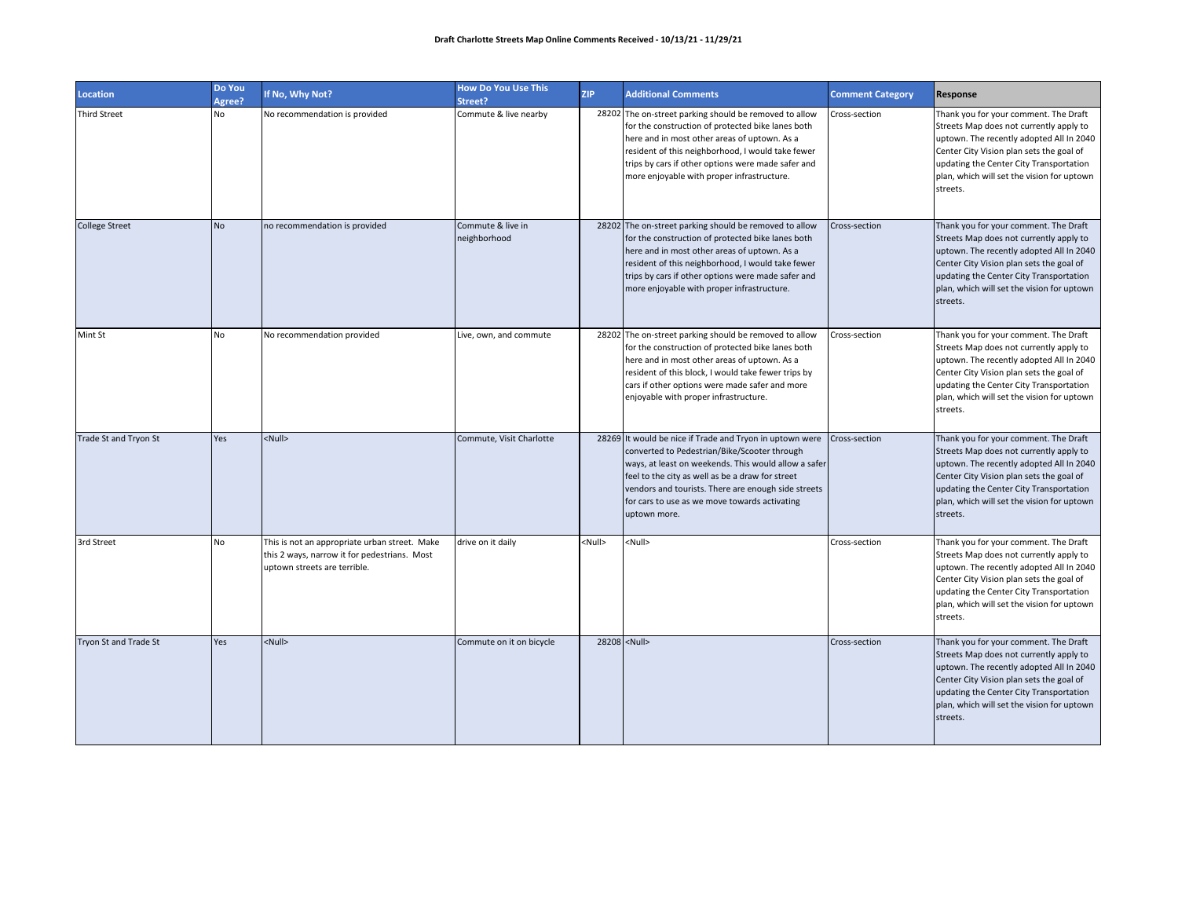**Draft Charlotte Streets Map Online Comments Received - 10/13/21 - 11/29/21**

| Location | Do You Agree? | If No, Why Not? | How Do You Use This Street? | ZIP | Additional Comments | Comment Category | Response |
|---|---|---|---|---|---|---|---|
| Third Street | No | No recommendation is provided | Commute & live nearby | 28202 | The on-street parking should be removed to allow for the construction of protected bike lanes both here and in most other areas of uptown. As a resident of this neighborhood, I would take fewer trips by cars if other options were made safer and more enjoyable with proper infrastructure. | Cross-section | Thank you for your comment. The Draft Streets Map does not currently apply to uptown. The recently adopted All In 2040 Center City Vision plan sets the goal of updating the Center City Transportation plan, which will set the vision for uptown streets. |
| College Street | No | no recommendation is provided | Commute & live in neighborhood | 28202 | The on-street parking should be removed to allow for the construction of protected bike lanes both here and in most other areas of uptown. As a resident of this neighborhood, I would take fewer trips by cars if other options were made safer and more enjoyable with proper infrastructure. | Cross-section | Thank you for your comment. The Draft Streets Map does not currently apply to uptown. The recently adopted All In 2040 Center City Vision plan sets the goal of updating the Center City Transportation plan, which will set the vision for uptown streets. |
| Mint St | No | No recommendation provided | Live, own, and commute | 28202 | The on-street parking should be removed to allow for the construction of protected bike lanes both here and in most other areas of uptown. As a resident of this block, I would take fewer trips by cars if other options were made safer and more enjoyable with proper infrastructure. | Cross-section | Thank you for your comment. The Draft Streets Map does not currently apply to uptown. The recently adopted All In 2040 Center City Vision plan sets the goal of updating the Center City Transportation plan, which will set the vision for uptown streets. |
| Trade St and Tryon St | Yes | <Null> | Commute, Visit Charlotte | 28269 | It would be nice if Trade and Tryon in uptown were converted to Pedestrian/Bike/Scooter through ways, at least on weekends. This would allow a safer feel to the city as well as be a draw for street vendors and tourists. There are enough side streets for cars to use as we move towards activating uptown more. | Cross-section | Thank you for your comment. The Draft Streets Map does not currently apply to uptown. The recently adopted All In 2040 Center City Vision plan sets the goal of updating the Center City Transportation plan, which will set the vision for uptown streets. |
| 3rd Street | No | This is not an appropriate urban street. Make this 2 ways, narrow it for pedestrians. Most uptown streets are terrible. | drive on it daily | <Null> | <Null> | Cross-section | Thank you for your comment. The Draft Streets Map does not currently apply to uptown. The recently adopted All In 2040 Center City Vision plan sets the goal of updating the Center City Transportation plan, which will set the vision for uptown streets. |
| Tryon St and Trade St | Yes | <Null> | Commute on it on bicycle | 28208 | <Null> | Cross-section | Thank you for your comment. The Draft Streets Map does not currently apply to uptown. The recently adopted All In 2040 Center City Vision plan sets the goal of updating the Center City Transportation plan, which will set the vision for uptown streets. |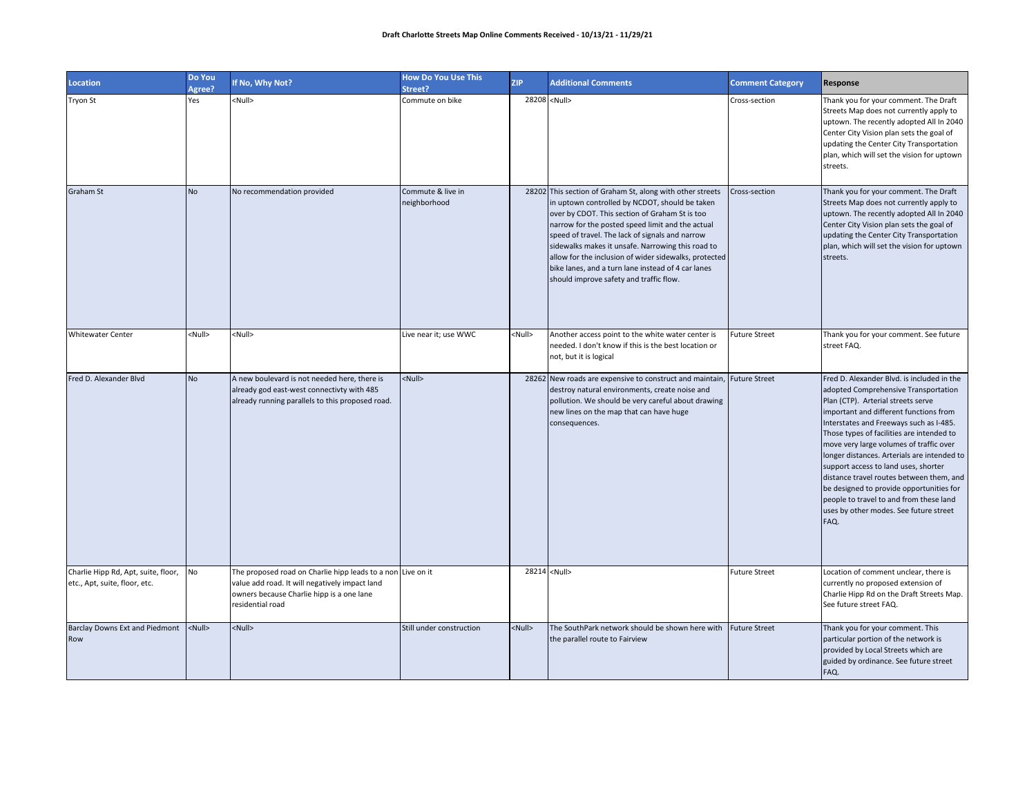**Draft Charlotte Streets Map Online Comments Received - 10/13/21 - 11/29/21**

| Location | Do You Agree? | If No, Why Not? | How Do You Use This Street? | ZIP | Additional Comments | Comment Category | Response |
|---|---|---|---|---|---|---|---|
| Tryon St | Yes | <Null> | Commute on bike | 28208 | <Null> | Cross-section | Thank you for your comment. The Draft Streets Map does not currently apply to uptown. The recently adopted All In 2040 Center City Vision plan sets the goal of updating the Center City Transportation plan, which will set the vision for uptown streets. |
| Graham St | No | No recommendation provided | Commute & live in neighborhood | 28202 | This section of Graham St, along with other streets in uptown controlled by NCDOT, should be taken over by CDOT. This section of Graham St is too narrow for the posted speed limit and the actual speed of travel. The lack of signals and narrow sidewalks makes it unsafe. Narrowing this road to allow for the inclusion of wider sidewalks, protected bike lanes, and a turn lane instead of 4 car lanes should improve safety and traffic flow. | Cross-section | Thank you for your comment. The Draft Streets Map does not currently apply to uptown. The recently adopted All In 2040 Center City Vision plan sets the goal of updating the Center City Transportation plan, which will set the vision for uptown streets. |
| Whitewater Center | <Null> | <Null> | Live near it; use WWC | <Null> | Another access point to the white water center is needed. I don't know if this is the best location or not, but it is logical | Future Street | Thank you for your comment. See future street FAQ. |
| Fred D. Alexander Blvd | No | A new boulevard is not needed here, there is already god east-west connectivty with 485 already running parallels to this proposed road. | <Null> | 28262 | New roads are expensive to construct and maintain, destroy natural environments, create noise and pollution. We should be very careful about drawing new lines on the map that can have huge consequences. | Future Street | Fred D. Alexander Blvd. is included in the adopted Comprehensive Transportation Plan (CTP). Arterial streets serve important and different functions from Interstates and Freeways such as I-485. Those types of facilities are intended to move very large volumes of traffic over longer distances. Arterials are intended to support access to land uses, shorter distance travel routes between them, and be designed to provide opportunities for people to travel to and from these land uses by other modes. See future street FAQ. |
| Charlie Hipp Rd, Apt, suite, floor, etc., Apt, suite, floor, etc. | No | The proposed road on Charlie hipp leads to a non value add road. It will negatively impact land owners because Charlie hipp is a one lane residential road | Live on it | 28214 | <Null> | Future Street | Location of comment unclear, there is currently no proposed extension of Charlie Hipp Rd on the Draft Streets Map. See future street FAQ. |
| Barclay Downs Ext and Piedmont Row | <Null> | <Null> | Still under construction | <Null> | The SouthPark network should be shown here with the parallel route to Fairview | Future Street | Thank you for your comment. This particular portion of the network is provided by Local Streets which are guided by ordinance. See future street FAQ. |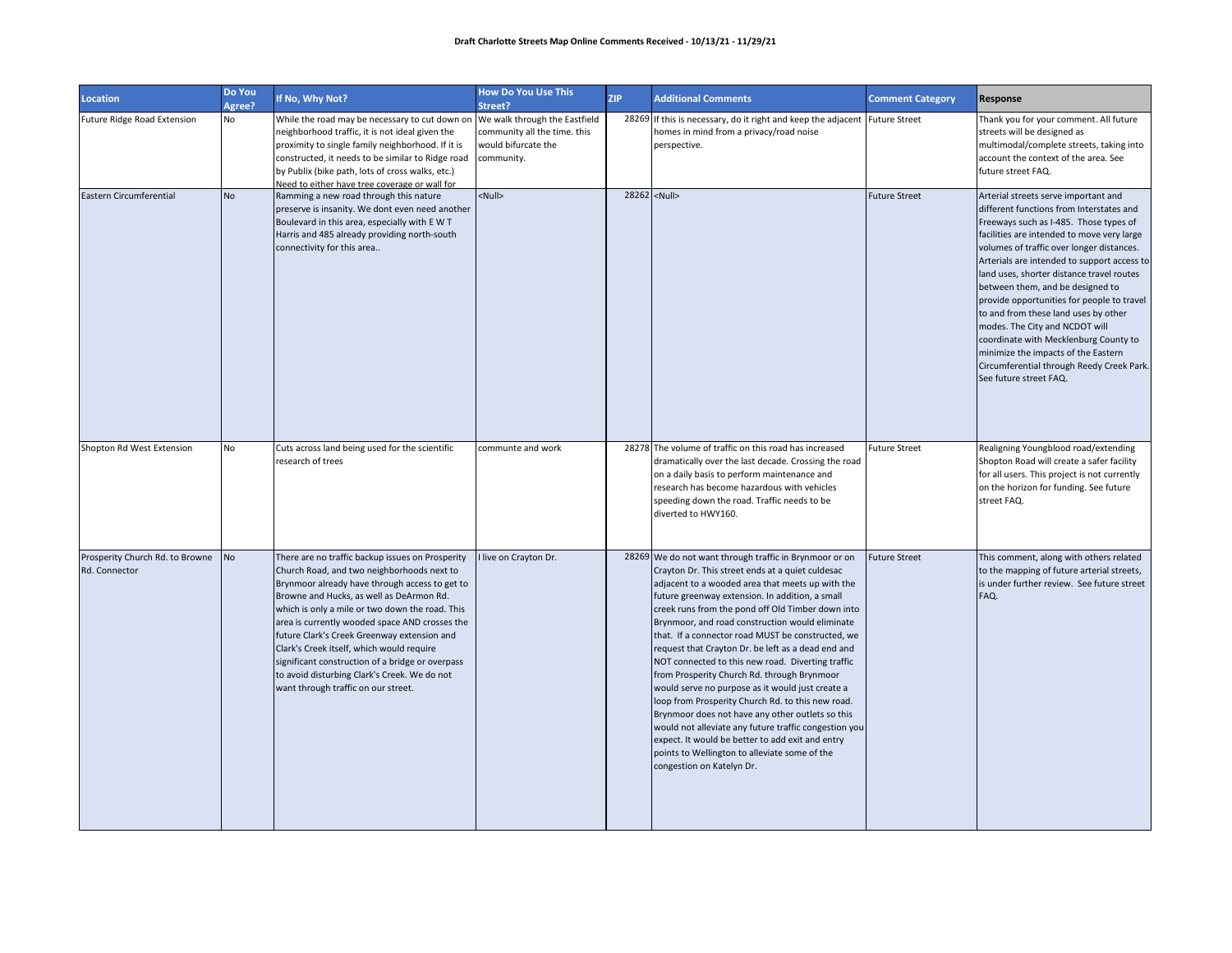**Draft Charlotte Streets Map Online Comments Received - 10/13/21 - 11/29/21**

| Location | Do You Agree? | If No, Why Not? | How Do You Use This Street? | ZIP | Additional Comments | Comment Category | Response |
|---|---|---|---|---|---|---|---|
| Future Ridge Road Extension | No | While the road may be necessary to cut down on neighborhood traffic, it is not ideal given the proximity to single family neighborhood. If it is constructed, it needs to be similar to Ridge road by Publix (bike path, lots of cross walks, etc.) Need to either have tree coverage or wall for | We walk through the Eastfield community all the time. this would bifurcate the community. | 28269 | If this is necessary, do it right and keep the adjacent homes in mind from a privacy/road noise perspective. | Future Street | Thank you for your comment. All future streets will be designed as multimodal/complete streets, taking into account the context of the area. See future street FAQ. |
| Eastern Circumferential | No | Ramming a new road through this nature preserve is insanity. We dont even need another Boulevard in this area, especially with E W T Harris and 485 already providing north-south connectivity for this area.. | <Null> | 28262 | <Null> | Future Street | Arterial streets serve important and different functions from Interstates and Freeways such as I-485. Those types of facilities are intended to move very large volumes of traffic over longer distances. Arterials are intended to support access to land uses, shorter distance travel routes between them, and be designed to provide opportunities for people to travel to and from these land uses by other modes. The City and NCDOT will coordinate with Mecklenburg County to minimize the impacts of the Eastern Circumferential through Reedy Creek Park. See future street FAQ. |
| Shopton Rd West Extension | No | Cuts across land being used for the scientific research of trees | communte and work | 28278 | The volume of traffic on this road has increased dramatically over the last decade. Crossing the road on a daily basis to perform maintenance and research has become hazardous with vehicles speeding down the road. Traffic needs to be diverted to HWY160. | Future Street | Realigning Youngblood road/extending Shopton Road will create a safer facility for all users. This project is not currently on the horizon for funding. See future street FAQ. |
| Prosperity Church Rd. to Browne Rd. Connector | No | There are no traffic backup issues on Prosperity Church Road, and two neighborhoods next to Brynmoor already have through access to get to Browne and Hucks, as well as DeArmon Rd. which is only a mile or two down the road. This area is currently wooded space AND crosses the future Clark's Creek Greenway extension and Clark's Creek itself, which would require significant construction of a bridge or overpass to avoid disturbing Clark's Creek. We do not want through traffic on our street. | I live on Crayton Dr. | 28269 | We do not want through traffic in Brynmoor or on Crayton Dr. This street ends at a quiet culdesac adjacent to a wooded area that meets up with the future greenway extension. In addition, a small creek runs from the pond off Old Timber down into Brynmoor, and road construction would eliminate that. If a connector road MUST be constructed, we request that Crayton Dr. be left as a dead end and NOT connected to this new road. Diverting traffic from Prosperity Church Rd. through Brynmoor would serve no purpose as it would just create a loop from Prosperity Church Rd. to this new road. Brynmoor does not have any other outlets so this would not alleviate any future traffic congestion you expect. It would be better to add exit and entry points to Wellington to alleviate some of the congestion on Katelyn Dr. | Future Street | This comment, along with others related to the mapping of future arterial streets, is under further review. See future street FAQ. |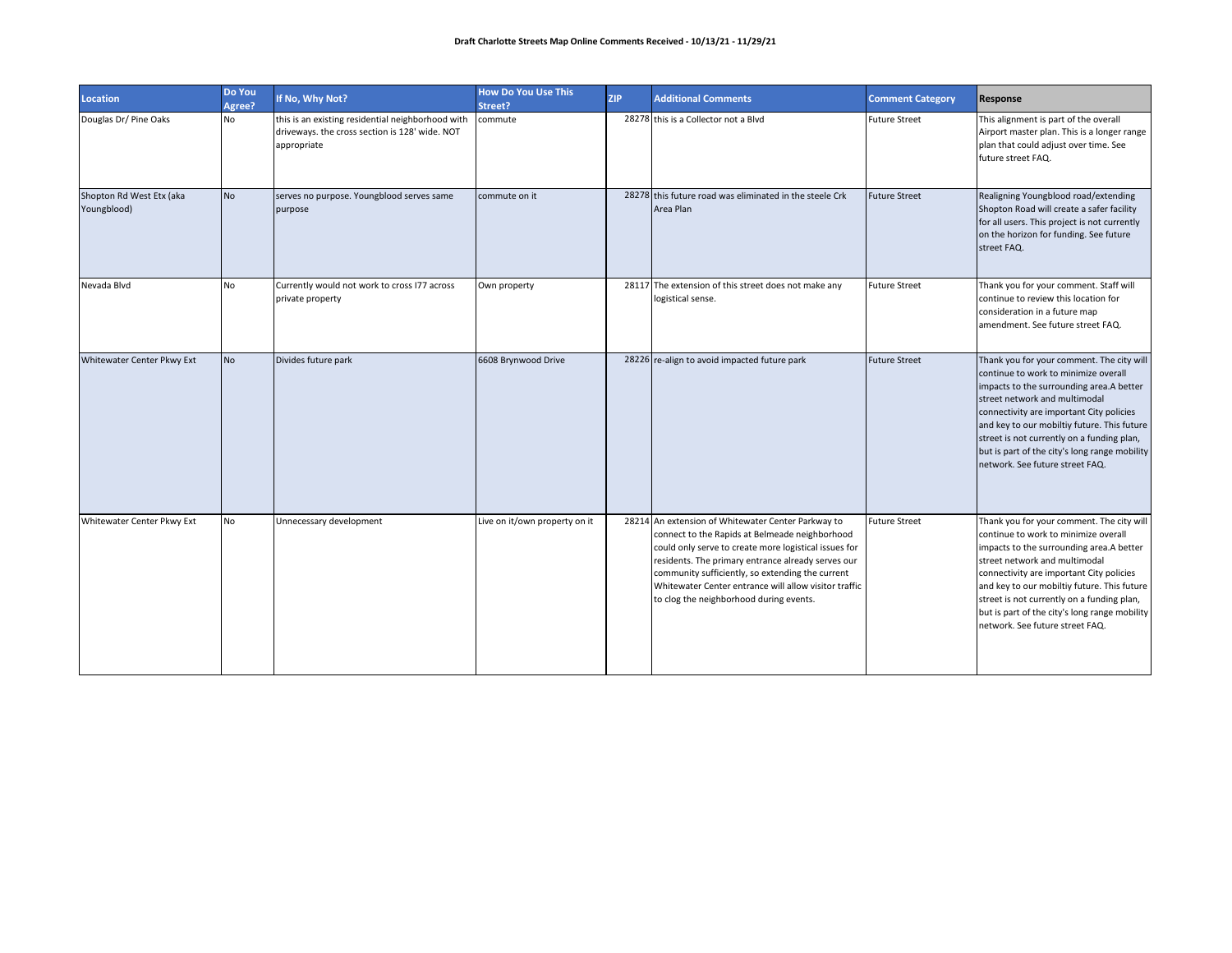**Draft Charlotte Streets Map Online Comments Received - 10/13/21 - 11/29/21**

| Location | Do You Agree? | If No, Why Not? | How Do You Use This Street? | ZIP | Additional Comments | Comment Category | Response |
|---|---|---|---|---|---|---|---|
| Douglas Dr/ Pine Oaks | No | this is an existing residential neighborhood with driveways. the cross section is 128' wide. NOT appropriate | commute | 28278 | this is a Collector not a Blvd | Future Street | This alignment is part of the overall Airport master plan. This is a longer range plan that could adjust over time. See future street FAQ. |
| Shopton Rd West Etx (aka Youngblood) | No | serves no purpose. Youngblood serves same purpose | commute on it | 28278 | this future road was eliminated in the steele Crk Area Plan | Future Street | Realigning Youngblood road/extending Shopton Road will create a safer facility for all users. This project is not currently on the horizon for funding. See future street FAQ. |
| Nevada Blvd | No | Currently would not work to cross I77 across private property | Own property | 28117 | The extension of this street does not make any logistical sense. | Future Street | Thank you for your comment. Staff will continue to review this location for consideration in a future map amendment. See future street FAQ. |
| Whitewater Center Pkwy Ext | No | Divides future park | 6608 Brynwood Drive | 28226 | re-align to avoid impacted future park | Future Street | Thank you for your comment. The city will continue to work to minimize overall impacts to the surrounding area.A better street network and multimodal connectivity are important City policies and key to our mobiltiy future. This future street is not currently on a funding plan, but is part of the city's long range mobility network. See future street FAQ. |
| Whitewater Center Pkwy Ext | No | Unnecessary development | Live on it/own property on it | 28214 | An extension of Whitewater Center Parkway to connect to the Rapids at Belmeade neighborhood could only serve to create more logistical issues for residents. The primary entrance already serves our community sufficiently, so extending the current Whitewater Center entrance will allow visitor traffic to clog the neighborhood during events. | Future Street | Thank you for your comment. The city will continue to work to minimize overall impacts to the surrounding area.A better street network and multimodal connectivity are important City policies and key to our mobiltiy future. This future street is not currently on a funding plan, but is part of the city's long range mobility network. See future street FAQ. |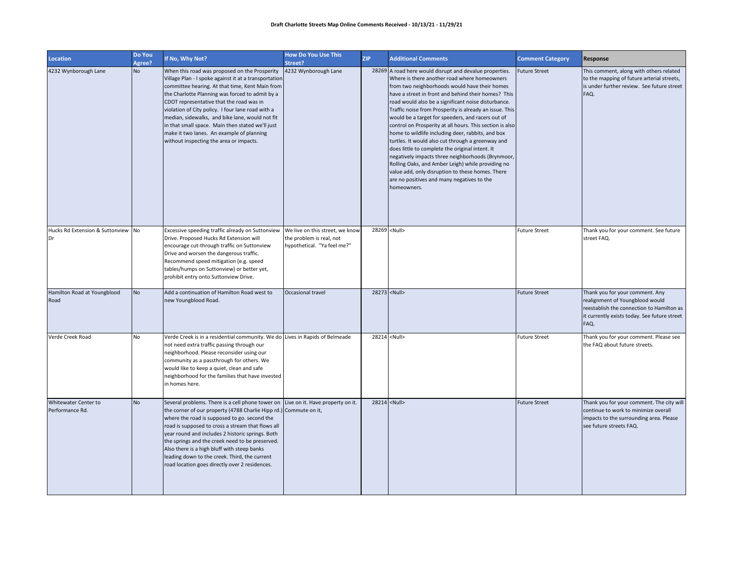**Draft Charlotte Streets Map Online Comments Received - 10/13/21 - 11/29/21**

| Location | Do You Agree? | If No, Why Not? | How Do You Use This Street? | ZIP | Additional Comments | Comment Category | Response |
|---|---|---|---|---|---|---|---|
| 4232 Wynborough Lane | No | When this road was proposed on the Prosperity Village Plan - I spoke against it at a transportation committee hearing. At that time, Kent Main from the Charlotte Planning was forced to admit by a CDOT representative that the road was in violation of City policy. I four lane road with a median, sidewalks, and bike lane, would not fit in that small space. Main then stated we'll just make it two lanes. An example of planning without inspecting the area or impacts. | 4232 Wynborough Lane | 28269 | A road here would disrupt and devalue properties. Where is there another road where homeowners from two neighborhoods would have their homes have a street in front and behind their homes? This road would also be a significant noise disturbance. Traffic noise from Prosperity is already an issue. This would be a target for speeders, and racers out of control on Prosperity at all hours. This section is also home to wildlife including deer, rabbits, and box turtles. It would also cut through a greenway and does little to complete the original intent. It negatively impacts three neighborhoods (Brynmoor, Rolling Oaks, and Amber Leigh) while providing no value add, only disruption to these homes. There are no positives and many negatives to the homeowners. | Future Street | This comment, along with others related to the mapping of future arterial streets, is under further review. See future street FAQ. |
| Hucks Rd Extension & Suttonview Dr | No | Excessive speeding traffic already on Suttonview Drive. Proposed Hucks Rd Extension will encourage cut-through traffic on Suttonview Drive and worsen the dangerous traffic. Recommend speed mitigation (e.g. speed tables/humps on Suttonview) or better yet, prohibit entry onto Suttonview Drive. | We live on this street, we know the problem is real, not hypothetical. "Ya feel me?" | 28269 | <Null> | Future Street | Thank you for your comment. See future street FAQ. |
| Hamilton Road at Youngblood Road | No | Add a continuation of Hamilton Road west to new Youngblood Road. | Occasional travel | 28273 | <Null> | Future Street | Thank you for your comment. Any realignment of Youngblood would reestablish the connection to Hamilton as it currently exists today. See future street FAQ. |
| Verde Creek Road | No | Verde Creek is in a residential community. We do not need extra traffic passing through our neighborhood. Please reconsider using our community as a passthrough for others. We would like to keep a quiet, clean and safe neighborhood for the families that have invested in homes here. | Lives in Rapids of Belmeade | 28214 | <Null> | Future Street | Thank you for your comment. Please see the FAQ about future streets. |
| Whitewater Center to Performance Rd. | No | Several problems. There is a cell phone tower on the corner of our property (4788 Charlie Hipp rd.) where the road is supposed to go. second the road is supposed to cross a stream that flows all year round and includes 2 historic springs. Both the springs and the creek need to be preserved. Also there is a high bluff with steep banks leading down to the creek. Third, the current road location goes directly over 2 residences. | Live on it. Have property on it. Commute on it, | 28214 | <Null> | Future Street | Thank you for your comment. The city will continue to work to minimize overall impacts to the surrounding area. Please see future streets FAQ. |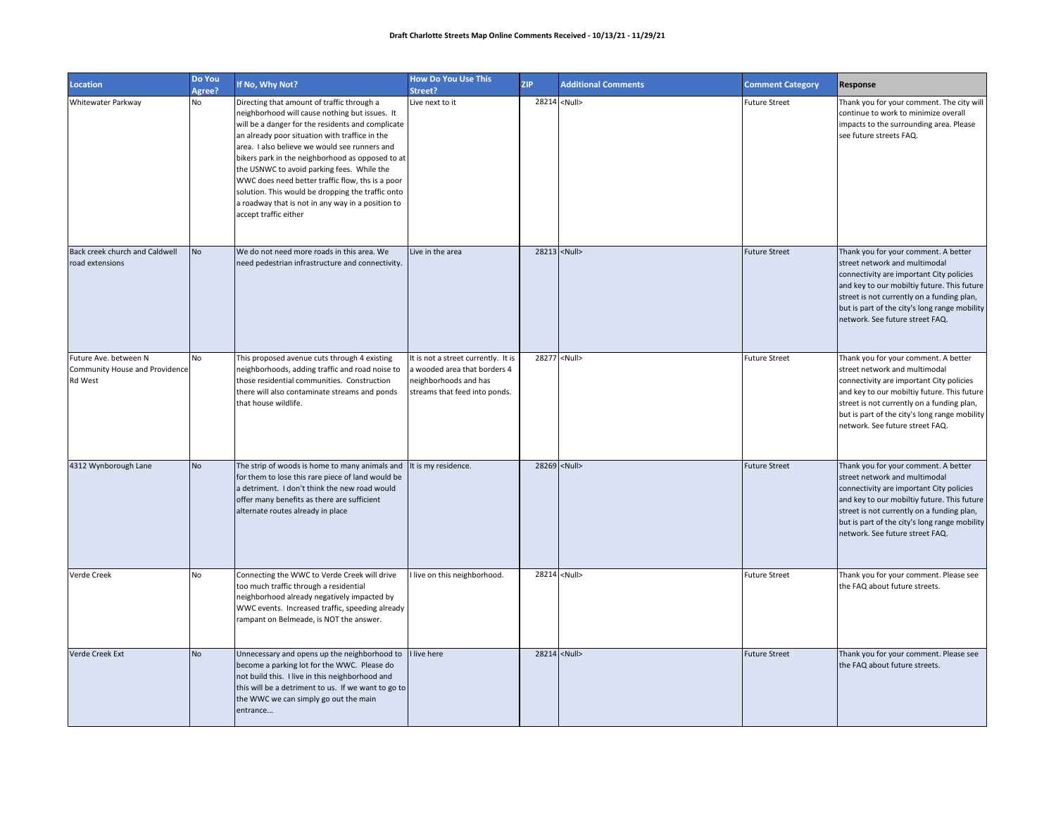**Draft Charlotte Streets Map Online Comments Received - 10/13/21 - 11/29/21**

| Location | Do You Agree? | If No, Why Not? | How Do You Use This Street? | ZIP | Additional Comments | Comment Category | Response |
|---|---|---|---|---|---|---|---|
| Whitewater Parkway | No | Directing that amount of traffic through a neighborhood will cause nothing but issues. It will be a danger for the residents and complicate an already poor situation with traffice in the area. I also believe we would see runners and bikers park in the neighborhood as opposed to at the USNWC to avoid parking fees. While the WWC does need better traffic flow, ths is a poor solution. This would be dropping the traffic onto a roadway that is not in any way in a position to accept traffic either | Live next to it | 28214 | <Null> | Future Street | Thank you for your comment. The city will continue to work to minimize overall impacts to the surrounding area. Please see future streets FAQ. |
| Back creek church and Caldwell road extensions | No | We do not need more roads in this area. We need pedestrian infrastructure and connectivity. | Live in the area | 28213 | <Null> | Future Street | Thank you for your comment. A better street network and multimodal connectivity are important City policies and key to our mobiltiy future. This future street is not currently on a funding plan, but is part of the city's long range mobility network. See future street FAQ. |
| Future Ave. between N Community House and Providence Rd West | No | This proposed avenue cuts through 4 existing neighborhoods, adding traffic and road noise to those residential communities. Construction there will also contaminate streams and ponds that house wildlife. | It is not a street currently. It is a wooded area that borders 4 neighborhoods and has streams that feed into ponds. | 28277 | <Null> | Future Street | Thank you for your comment. A better street network and multimodal connectivity are important City policies and key to our mobiltiy future. This future street is not currently on a funding plan, but is part of the city's long range mobility network. See future street FAQ. |
| 4312 Wynborough Lane | No | The strip of woods is home to many animals and for them to lose this rare piece of land would be a detriment. I don't think the new road would offer many benefits as there are sufficient alternate routes already in place | It is my residence. | 28269 | <Null> | Future Street | Thank you for your comment. A better street network and multimodal connectivity are important City policies and key to our mobiltiy future. This future street is not currently on a funding plan, but is part of the city's long range mobility network. See future street FAQ. |
| Verde Creek | No | Connecting the WWC to Verde Creek will drive too much traffic through a residential neighborhood already negatively impacted by WWC events. Increased traffic, speeding already rampant on Belmeade, is NOT the answer. | I live on this neighborhood. | 28214 | <Null> | Future Street | Thank you for your comment. Please see the FAQ about future streets. |
| Verde Creek Ext | No | Unnecessary and opens up the neighborhood to become a parking lot for the WWC. Please do not build this. I live in this neighborhood and this will be a detriment to us. If we want to go to the WWC we can simply go out the main entrance... | I live here | 28214 | <Null> | Future Street | Thank you for your comment. Please see the FAQ about future streets. |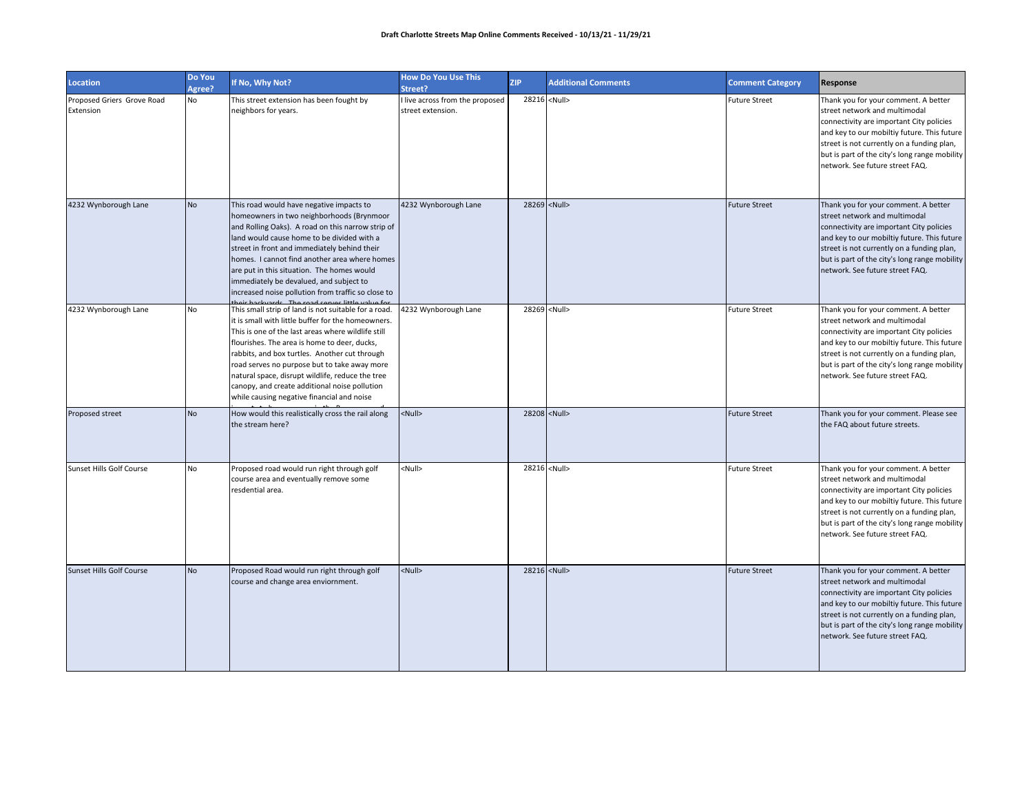**Draft Charlotte Streets Map Online Comments Received - 10/13/21 - 11/29/21**

| Location | Do You Agree? | If No, Why Not? | How Do You Use This Street? | ZIP | Additional Comments | Comment Category | Response |
|---|---|---|---|---|---|---|---|
| Proposed Griers Grove Road Extension | No | This street extension has been fought by neighbors for years. | I live across from the proposed street extension. | 28216 | <Null> | Future Street | Thank you for your comment. A better street network and multimodal connectivity are important City policies and key to our mobiltiy future. This future street is not currently on a funding plan, but is part of the city's long range mobility network. See future street FAQ. |
| 4232 Wynborough Lane | No | This road would have negative impacts to homeowners in two neighborhoods (Brynmoor and Rolling Oaks). A road on this narrow strip of land would cause home to be divided with a street in front and immediately behind their homes. I cannot find another area where homes are put in this situation. The homes would immediately be devalued, and subject to increased noise pollution from traffic so close to their backyards. The road serves little value for | 4232 Wynborough Lane | 28269 | <Null> | Future Street | Thank you for your comment. A better street network and multimodal connectivity are important City policies and key to our mobiltiy future. This future street is not currently on a funding plan, but is part of the city's long range mobility network. See future street FAQ. |
| 4232 Wynborough Lane | No | This small strip of land is not suitable for a road. it is small with little buffer for the homeowners. This is one of the last areas where wildlife still flourishes. The area is home to deer, ducks, rabbits, and box turtles. Another cut through road serves no purpose but to take away more natural space, disrupt wildlife, reduce the tree canopy, and create additional noise pollution while causing negative financial and noise | 4232 Wynborough Lane | 28269 | <Null> | Future Street | Thank you for your comment. A better street network and multimodal connectivity are important City policies and key to our mobiltiy future. This future street is not currently on a funding plan, but is part of the city's long range mobility network. See future street FAQ. |
| Proposed street | No | How would this realistically cross the rail along the stream here? | <Null> | 28208 | <Null> | Future Street | Thank you for your comment. Please see the FAQ about future streets. |
| Sunset Hills Golf Course | No | Proposed road would run right through golf course area and eventually remove some resdential area. | <Null> | 28216 | <Null> | Future Street | Thank you for your comment. A better street network and multimodal connectivity are important City policies and key to our mobiltiy future. This future street is not currently on a funding plan, but is part of the city's long range mobility network. See future street FAQ. |
| Sunset Hills Golf Course | No | Proposed Road would run right through golf course and change area enviornment. | <Null> | 28216 | <Null> | Future Street | Thank you for your comment. A better street network and multimodal connectivity are important City policies and key to our mobiltiy future. This future street is not currently on a funding plan, but is part of the city's long range mobility network. See future street FAQ. |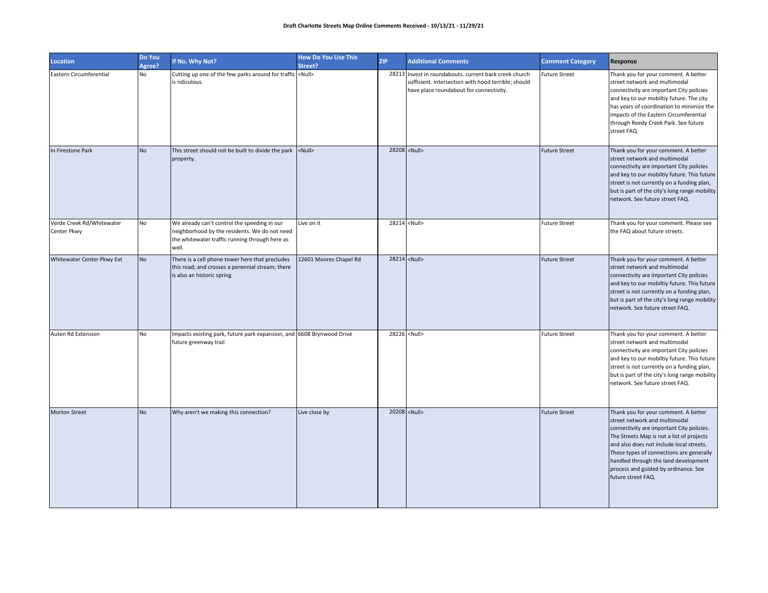**Draft Charlotte Streets Map Online Comments Received - 10/13/21 - 11/29/21**

| Location | Do You Agree? | If No, Why Not? | How Do You Use This Street? | ZIP | Additional Comments | Comment Category | Response |
|---|---|---|---|---|---|---|---|
| Eastern Circumferential | No | Cutting up one of the few parks around for traffic is ridiculous. | <Null> | 28213 | Invest in roundabouts. current back creek church sufficient. intersection with hood terrible; should have place roundabout for connectivity. | Future Street | Thank you for your comment. A better street network and multimodal connectivity are important City policies and key to our mobiltiy future. The city has years of coordination to minimize the impacts of the Eastern Circumferential through Reedy Creek Park. See future street FAQ. |
| In Firestone Park | No | This street should not be built to divide the park property. | <Null> | 28208 | <Null> | Future Street | Thank you for your comment. A better street network and multimodal connectivity are important City policies and key to our mobiltiy future. This future street is not currently on a funding plan, but is part of the city's long range mobility network. See future street FAQ. |
| Verde Creek Rd/Whitewater Center Pkwy | No | We already can't control the speeding in our neighborhood by the residents. We do not need the whitewater traffic running through here as well. | Live on it | 28214 | <Null> | Future Street | Thank you for your comment. Please see the FAQ about future streets. |
| Whitewater Center Pkwy Ext | No | There is a cell phone tower here that precludes this road; and crosses a perennial stream; there is also an historic spring | 12601 Moores Chapel Rd | 28214 | <Null> | Future Street | Thank you for your comment. A better street network and multimodal connectivity are important City policies and key to our mobiltiy future. This future street is not currently on a funding plan, but is part of the city's long range mobility network. See future street FAQ. |
| Auten Rd Extension | No | Impacts existing park, future park expansion, and future greenway trail | 6608 Brynwood Drive | 28226 | <Null> | Future Street | Thank you for your comment. A better street network and multimodal connectivity are important City policies and key to our mobiltiy future. This future street is not currently on a funding plan, but is part of the city's long range mobility network. See future street FAQ. |
| Morton Street | No | Why aren't we making this connection? | Live close by | 20208 | <Null> | Future Street | Thank you for your comment. A better street network and multimodal connectivity are important City policies. The Streets Map is not a list of projects and also does not include local streets. These types of connections are generally handled through the land development process and guided by ordinance. See future street FAQ. |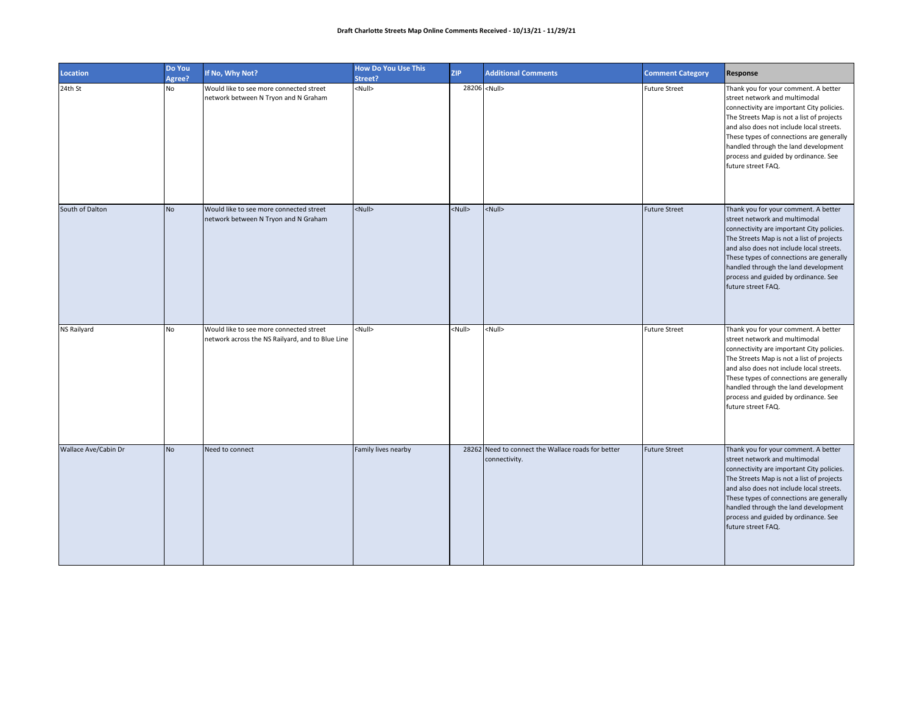**Draft Charlotte Streets Map Online Comments Received - 10/13/21 - 11/29/21**

| Location | Do You Agree? | If No, Why Not? | How Do You Use This Street? | ZIP | Additional Comments | Comment Category | Response |
|---|---|---|---|---|---|---|---|
| 24th St | No | Would like to see more connected street network between N Tryon and N Graham | <Null> | 28206 | <Null> | Future Street | Thank you for your comment. A better street network and multimodal connectivity are important City policies. The Streets Map is not a list of projects and also does not include local streets. These types of connections are generally handled through the land development process and guided by ordinance. See future street FAQ. |
| South of Dalton | No | Would like to see more connected street network between N Tryon and N Graham | <Null> | <Null> | <Null> | Future Street | Thank you for your comment. A better street network and multimodal connectivity are important City policies. The Streets Map is not a list of projects and also does not include local streets. These types of connections are generally handled through the land development process and guided by ordinance. See future street FAQ. |
| NS Railyard | No | Would like to see more connected street network across the NS Railyard, and to Blue Line | <Null> | <Null> | <Null> | Future Street | Thank you for your comment. A better street network and multimodal connectivity are important City policies. The Streets Map is not a list of projects and also does not include local streets. These types of connections are generally handled through the land development process and guided by ordinance. See future street FAQ. |
| Wallace Ave/Cabin Dr | No | Need to connect | Family lives nearby | 28262 | Need to connect the Wallace roads for better connectivity. | Future Street | Thank you for your comment. A better street network and multimodal connectivity are important City policies. The Streets Map is not a list of projects and also does not include local streets. These types of connections are generally handled through the land development process and guided by ordinance. See future street FAQ. |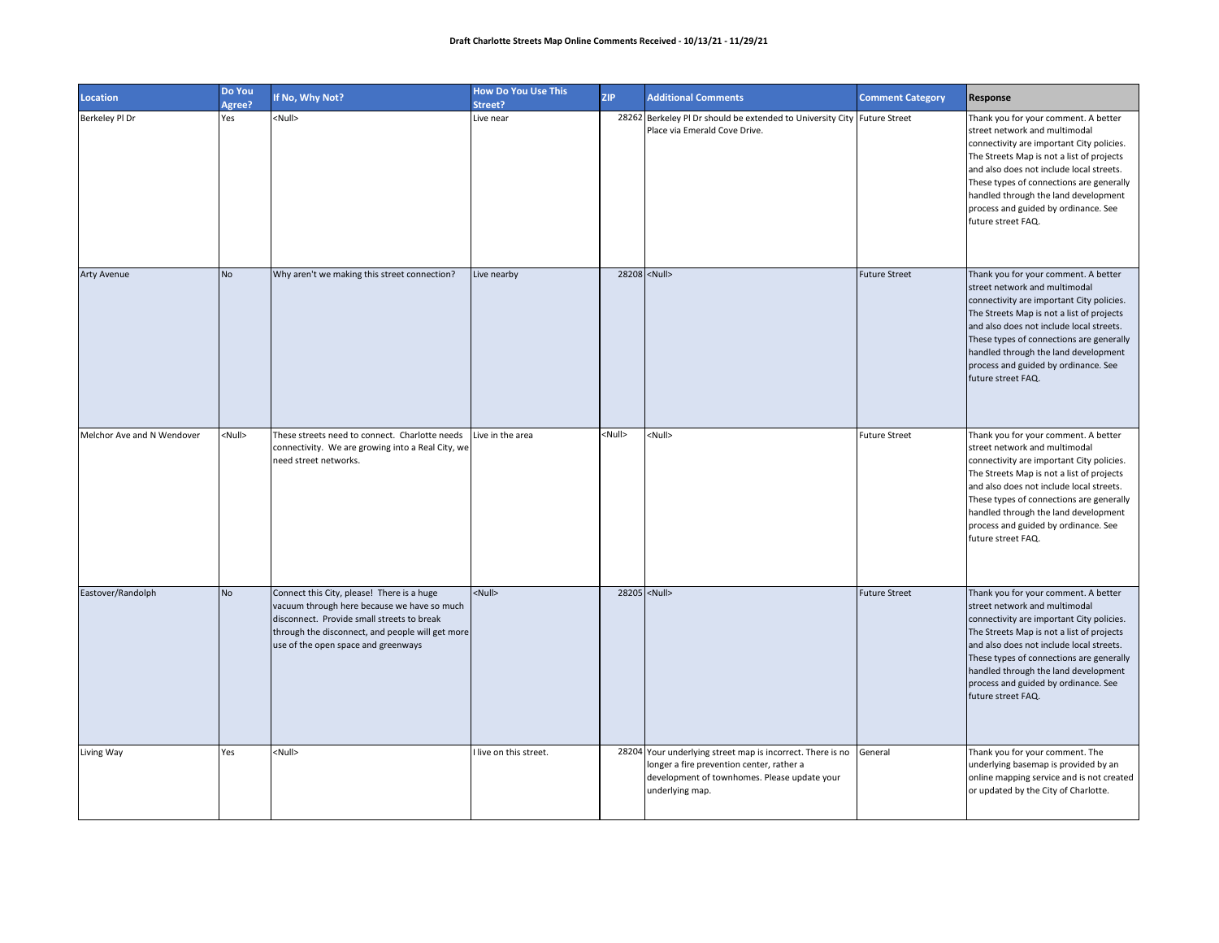**Draft Charlotte Streets Map Online Comments Received - 10/13/21 - 11/29/21**

| Location | Do You Agree? | If No, Why Not? | How Do You Use This Street? | ZIP | Additional Comments | Comment Category | Response |
|---|---|---|---|---|---|---|---|
| Berkeley Pl Dr | Yes | <Null> | Live near | 28262 | Berkeley Pl Dr should be extended to University City Place via Emerald Cove Drive. | Future Street | Thank you for your comment. A better street network and multimodal connectivity are important City policies. The Streets Map is not a list of projects and also does not include local streets. These types of connections are generally handled through the land development process and guided by ordinance. See future street FAQ. |
| Arty Avenue | No | Why aren't we making this street connection? | Live nearby | 28208 | <Null> | Future Street | Thank you for your comment. A better street network and multimodal connectivity are important City policies. The Streets Map is not a list of projects and also does not include local streets. These types of connections are generally handled through the land development process and guided by ordinance. See future street FAQ. |
| Melchor Ave and N Wendover | <Null> | These streets need to connect. Charlotte needs connectivity. We are growing into a Real City, we need street networks. | Live in the area | <Null> | <Null> | Future Street | Thank you for your comment. A better street network and multimodal connectivity are important City policies. The Streets Map is not a list of projects and also does not include local streets. These types of connections are generally handled through the land development process and guided by ordinance. See future street FAQ. |
| Eastover/Randolph | No | Connect this City, please! There is a huge vacuum through here because we have so much disconnect. Provide small streets to break through the disconnect, and people will get more use of the open space and greenways | <Null> | 28205 | <Null> | Future Street | Thank you for your comment. A better street network and multimodal connectivity are important City policies. The Streets Map is not a list of projects and also does not include local streets. These types of connections are generally handled through the land development process and guided by ordinance. See future street FAQ. |
| Living Way | Yes | <Null> | I live on this street. | 28204 | Your underlying street map is incorrect. There is no longer a fire prevention center, rather a development of townhomes. Please update your underlying map. | General | Thank you for your comment. The underlying basemap is provided by an online mapping service and is not created or updated by the City of Charlotte. |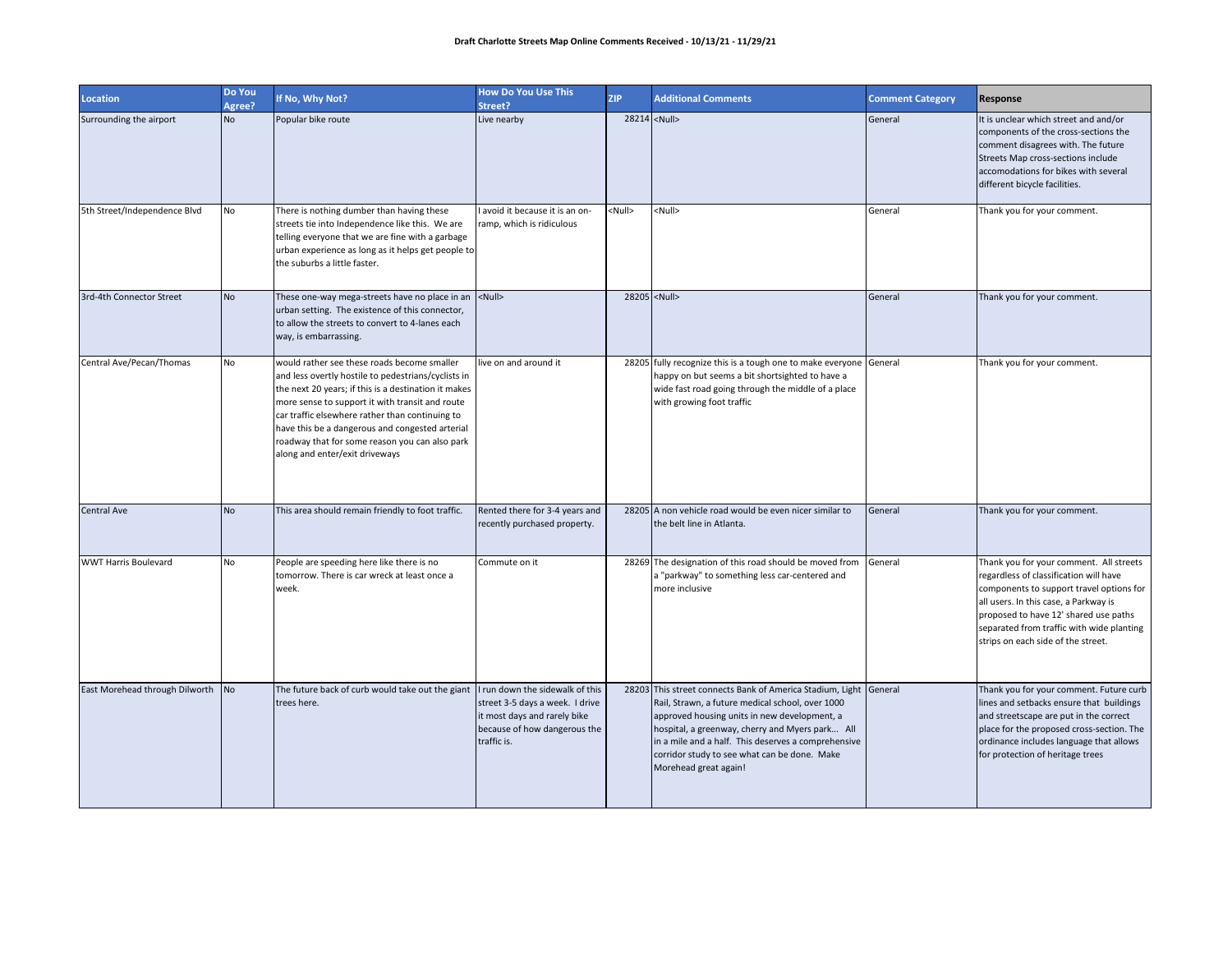**Draft Charlotte Streets Map Online Comments Received - 10/13/21 - 11/29/21**

| Location | Do You Agree? | If No, Why Not? | How Do You Use This Street? | ZIP | Additional Comments | Comment Category | Response |
|---|---|---|---|---|---|---|---|
| Surrounding the airport | No | Popular bike route | Live nearby | 28214 | <Null> | General | It is unclear which street and/or components of the cross-sections the comment disagrees with. The future Streets Map cross-sections include accomodations for bikes with several different bicycle facilities. |
| 5th Street/Independence Blvd | No | There is nothing dumber than having these streets tie into Independence like this. We are telling everyone that we are fine with a garbage urban experience as long as it helps get people to the suburbs a little faster. | I avoid it because it is an on-ramp, which is ridiculous | <Null> | <Null> | General | Thank you for your comment. |
| 3rd-4th Connector Street | No | These one-way mega-streets have no place in an urban setting. The existence of this connector, to allow the streets to convert to 4-lanes each way, is embarrassing. | <Null> | 28205 | <Null> | General | Thank you for your comment. |
| Central Ave/Pecan/Thomas | No | would rather see these roads become smaller and less overtly hostile to pedestrians/cyclists in the next 20 years; if this is a destination it makes more sense to support it with transit and route car traffic elsewhere rather than continuing to have this be a dangerous and congested arterial roadway that for some reason you can also park along and enter/exit driveways | live on and around it | 28205 | fully recognize this is a tough one to make everyone happy on but seems a bit shortsighted to have a wide fast road going through the middle of a place with growing foot traffic | General | Thank you for your comment. |
| Central Ave | No | This area should remain friendly to foot traffic. | Rented there for 3-4 years and recently purchased property. | 28205 | A non vehicle road would be even nicer similar to the belt line in Atlanta. | General | Thank you for your comment. |
| WWT Harris Boulevard | No | People are speeding here like there is no tomorrow. There is car wreck at least once a week. | Commute on it | 28269 | The designation of this road should be moved from a "parkway" to something less car-centered and more inclusive | General | Thank you for your comment. All streets regardless of classification will have components to support travel options for all users. In this case, a Parkway is proposed to have 12' shared use paths separated from traffic with wide planting strips on each side of the street. |
| East Morehead through Dilworth | No | The future back of curb would take out the giant trees here. | I run down the sidewalk of this street 3-5 days a week. I drive it most days and rarely bike because of how dangerous the traffic is. | 28203 | This street connects Bank of America Stadium, Light Rail, Strawn, a future medical school, over 1000 approved housing units in new development, a hospital, a greenway, cherry and Myers park... All in a mile and a half. This deserves a comprehensive corridor study to see what can be done. Make Morehead great again! | General | Thank you for your comment. Future curb lines and setbacks ensure that buildings and streetscape are put in the correct place for the proposed cross-section. The ordinance includes language that allows for protection of heritage trees |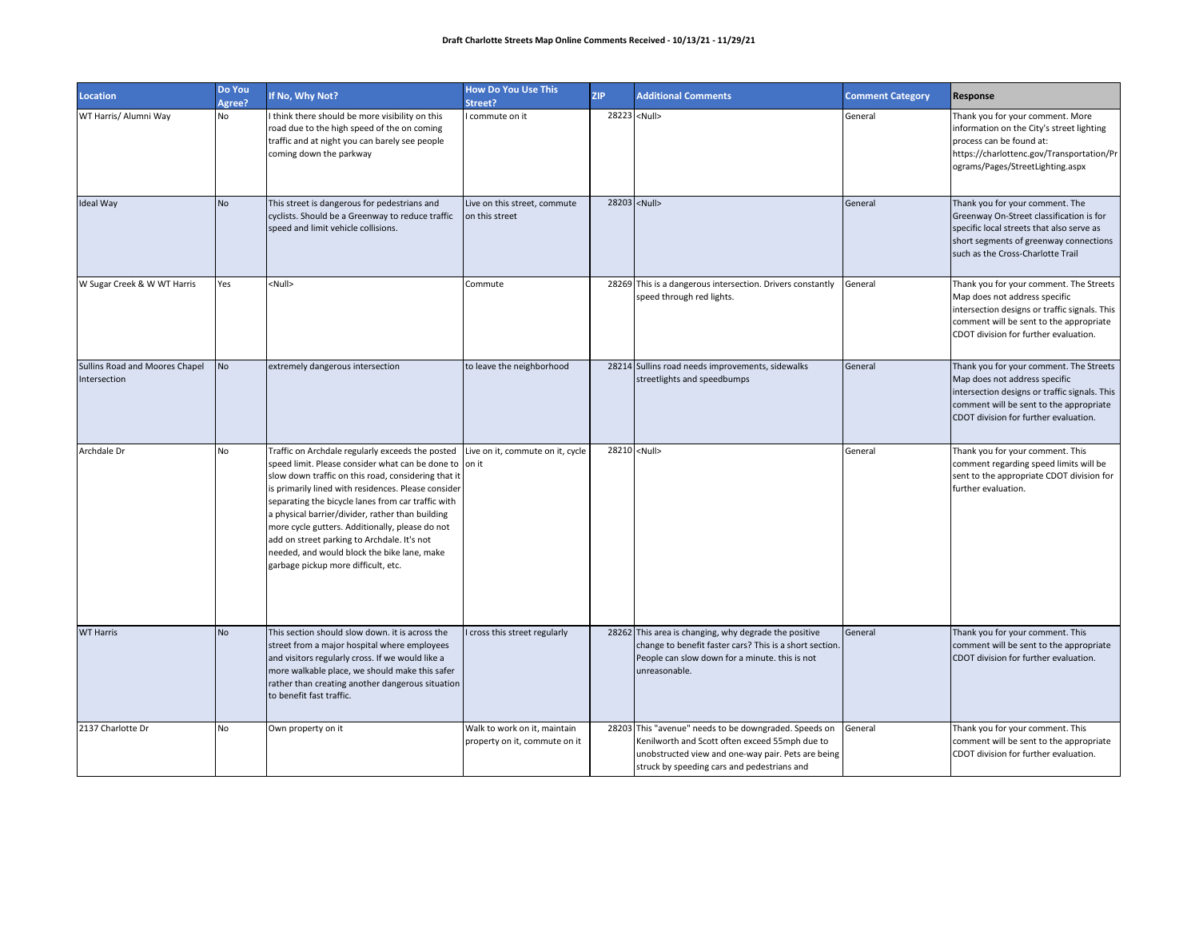**Draft Charlotte Streets Map Online Comments Received - 10/13/21 - 11/29/21**

| Location | Do You Agree? | If No, Why Not? | How Do You Use This Street? | ZIP | Additional Comments | Comment Category | Response |
|---|---|---|---|---|---|---|---|
| WT Harris/ Alumni Way | No | I think there should be more visibility on this road due to the high speed of the on coming traffic and at night you can barely see people coming down the parkway | I commute on it | 28223 | <Null> | General | Thank you for your comment. More information on the City's street lighting process can be found at: https://charlottenc.gov/Transportation/Programs/Pages/StreetLighting.aspx |
| Ideal Way | No | This street is dangerous for pedestrians and cyclists. Should be a Greenway to reduce traffic speed and limit vehicle collisions. | Live on this street, commute on this street | 28203 | <Null> | General | Thank you for your comment. The Greenway On-Street classification is for specific local streets that also serve as short segments of greenway connections such as the Cross-Charlotte Trail |
| W Sugar Creek & W WT Harris | Yes | <Null> | Commute | 28269 | This is a dangerous intersection. Drivers constantly speed through red lights. | General | Thank you for your comment. The Streets Map does not address specific intersection designs or traffic signals. This comment will be sent to the appropriate CDOT division for further evaluation. |
| Sullins Road and Moores Chapel Intersection | No | extremely dangerous intersection | to leave the neighborhood | 28214 | Sullins road needs improvements, sidewalks streetlights and speedbumps | General | Thank you for your comment. The Streets Map does not address specific intersection designs or traffic signals. This comment will be sent to the appropriate CDOT division for further evaluation. |
| Archdale Dr | No | Traffic on Archdale regularly exceeds the posted speed limit. Please consider what can be done to slow down traffic on this road, considering that it is primarily lined with residences. Please consider separating the bicycle lanes from car traffic with a physical barrier/divider, rather than building more cycle gutters. Additionally, please do not add on street parking to Archdale. It's not needed, and would block the bike lane, make garbage pickup more difficult, etc. | Live on it, commute on it, cycle on it | 28210 | <Null> | General | Thank you for your comment. This comment regarding speed limits will be sent to the appropriate CDOT division for further evaluation. |
| WT Harris | No | This section should slow down. it is across the street from a major hospital where employees and visitors regularly cross. If we would like a more walkable place, we should make this safer rather than creating another dangerous situation to benefit fast traffic. | I cross this street regularly | 28262 | This area is changing, why degrade the positive change to benefit faster cars? This is a short section. People can slow down for a minute. this is not unreasonable. | General | Thank you for your comment. This comment will be sent to the appropriate CDOT division for further evaluation. |
| 2137 Charlotte Dr | No | Own property on it | Walk to work on it, maintain property on it, commute on it | 28203 | This "avenue" needs to be downgraded. Speeds on Kenilworth and Scott often exceed 55mph due to unobstructed view and one-way pair. Pets are being struck by speeding cars and pedestrians and | General | Thank you for your comment. This comment will be sent to the appropriate CDOT division for further evaluation. |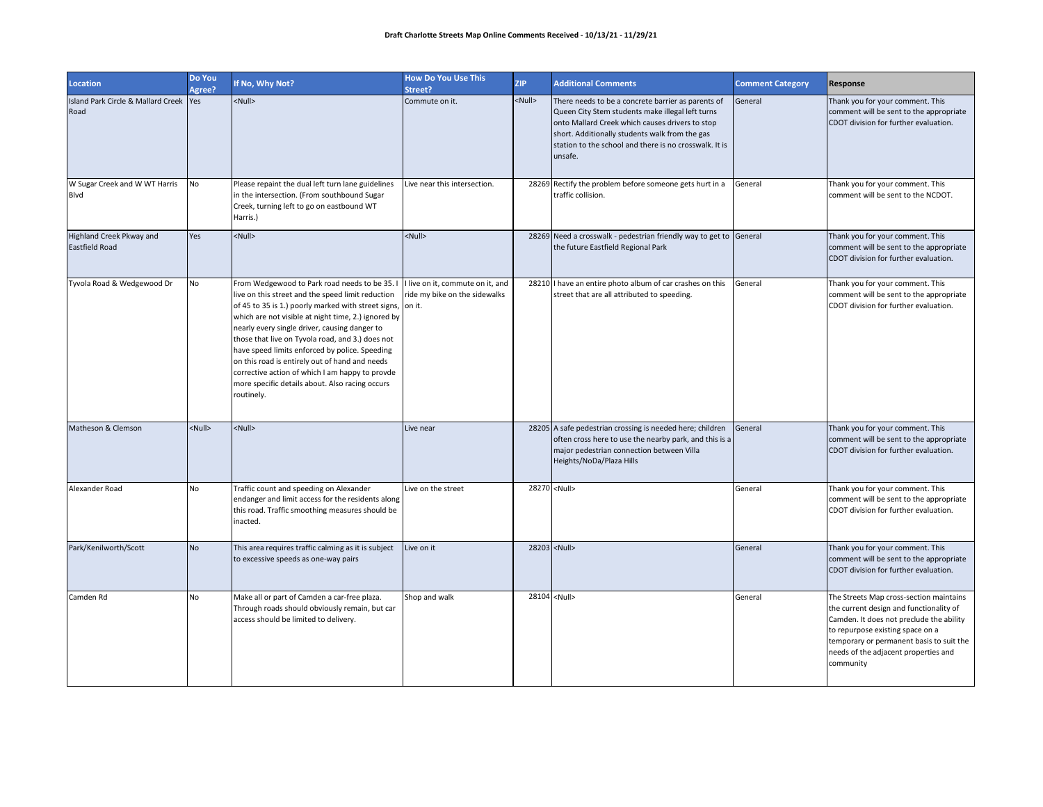**Draft Charlotte Streets Map Online Comments Received - 10/13/21 - 11/29/21**

| Location | Do You Agree? | If No, Why Not? | How Do You Use This Street? | ZIP | Additional Comments | Comment Category | Response |
|---|---|---|---|---|---|---|---|
| Island Park Circle & Mallard Creek Road | Yes | <Null> | Commute on it. | <Null> | There needs to be a concrete barrier as parents of Queen City Stem students make illegal left turns onto Mallard Creek which causes drivers to stop short. Additionally students walk from the gas station to the school and there is no crosswalk. It is unsafe. | General | Thank you for your comment. This comment will be sent to the appropriate CDOT division for further evaluation. |
| W Sugar Creek and W WT Harris Blvd | No | Please repaint the dual left turn lane guidelines in the intersection. (From southbound Sugar Creek, turning left to go on eastbound WT Harris.) | Live near this intersection. | 28269 | Rectify the problem before someone gets hurt in a traffic collision. | General | Thank you for your comment. This comment will be sent to the NCDOT. |
| Highland Creek Pkway and Eastfield Road | Yes | <Null> | <Null> | 28269 | Need a crosswalk - pedestrian friendly way to get to the future Eastfield Regional Park | General | Thank you for your comment. This comment will be sent to the appropriate CDOT division for further evaluation. |
| Tyvola Road & Wedgewood Dr | No | From Wedgewood to Park road needs to be 35. I live on this street and the speed limit reduction of 45 to 35 is 1.) poorly marked with street signs, which are not visible at night time, 2.) ignored by nearly every single driver, causing danger to those that live on Tyvola road, and 3.) does not have speed limits enforced by police. Speeding on this road is entirely out of hand and needs corrective action of which I am happy to provde more specific details about. Also racing occurs routinely. | I live on it, commute on it, and ride my bike on the sidewalks on it. | 28210 | I have an entire photo album of car crashes on this street that are all attributed to speeding. | General | Thank you for your comment. This comment will be sent to the appropriate CDOT division for further evaluation. |
| Matheson & Clemson | <Null> | <Null> | Live near | 28205 | A safe pedestrian crossing is needed here; children often cross here to use the nearby park, and this is a major pedestrian connection between Villa Heights/NoDa/Plaza Hills | General | Thank you for your comment. This comment will be sent to the appropriate CDOT division for further evaluation. |
| Alexander Road | No | Traffic count and speeding on Alexander endanger and limit access for the residents along this road. Traffic smoothing measures should be inacted. | Live on the street | 28270 | <Null> | General | Thank you for your comment. This comment will be sent to the appropriate CDOT division for further evaluation. |
| Park/Kenilworth/Scott | No | This area requires traffic calming as it is subject to excessive speeds as one-way pairs | Live on it | 28203 | <Null> | General | Thank you for your comment. This comment will be sent to the appropriate CDOT division for further evaluation. |
| Camden Rd | No | Make all or part of Camden a car-free plaza. Through roads should obviously remain, but car access should be limited to delivery. | Shop and walk | 28104 | <Null> | General | The Streets Map cross-section maintains the current design and functionality of Camden. It does not preclude the ability to repurpose existing space on a temporary or permanent basis to suit the needs of the adjacent properties and community |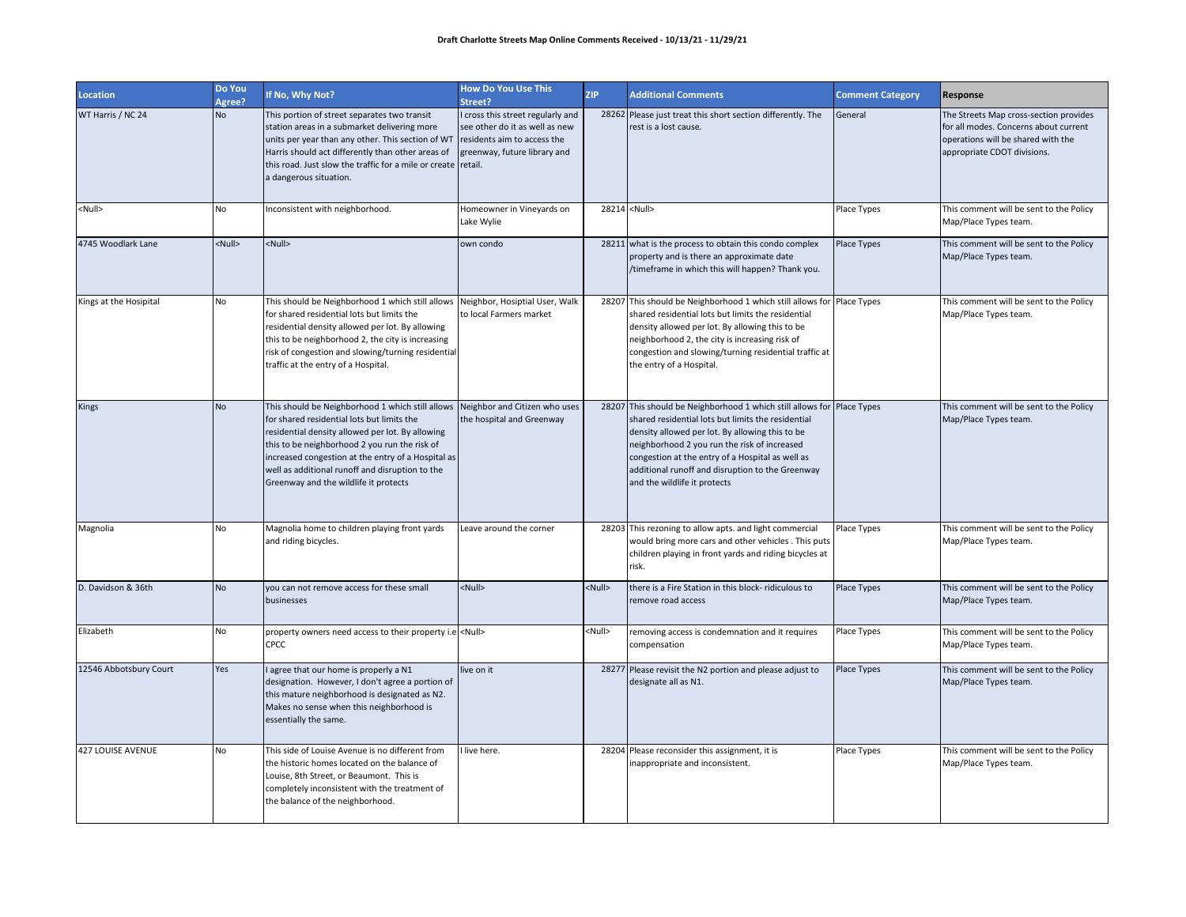**Draft Charlotte Streets Map Online Comments Received - 10/13/21 - 11/29/21**

| Location | Do You Agree? | If No, Why Not? | How Do You Use This Street? | ZIP | Additional Comments | Comment Category | Response |
|---|---|---|---|---|---|---|---|
| WT Harris / NC 24 | No | This portion of street separates two transit station areas in a submarket delivering more units per year than any other. This section of WT Harris should act differently than other areas of this road. Just slow the traffic for a mile or create a dangerous situation. | I cross this street regularly and see other do it as well as new residents aim to access the greenway, future library and retail. | 28262 | Please just treat this short section differently. The rest is a lost cause. | General | The Streets Map cross-section provides for all modes. Concerns about current operations will be shared with the appropriate CDOT divisions. |
| <Null> | No | Inconsistent with neighborhood. | Homeowner in Vineyards on Lake Wylie | 28214 | <Null> | Place Types | This comment will be sent to the Policy Map/Place Types team. |
| 4745 Woodlark Lane | <Null> | <Null> | own condo | 28211 | what is the process to obtain this condo complex property and is there an approximate date /timeframe in which this will happen? Thank you. | Place Types | This comment will be sent to the Policy Map/Place Types team. |
| Kings at the Hosipital | No | This should be Neighborhood 1 which still allows for shared residential lots but limits the residential density allowed per lot. By allowing this to be neighborhood 2, the city is increasing risk of congestion and slowing/turning residential traffic at the entry of a Hospital. | Neighbor, Hosiptial User, Walk to local Farmers market | 28207 | This should be Neighborhood 1 which still allows for shared residential lots but limits the residential density allowed per lot. By allowing this to be neighborhood 2, the city is increasing risk of congestion and slowing/turning residential traffic at the entry of a Hospital. | Place Types | This comment will be sent to the Policy Map/Place Types team. |
| Kings | No | This should be Neighborhood 1 which still allows for shared residential lots but limits the residential density allowed per lot. By allowing this to be neighborhood 2 you run the risk of increased congestion at the entry of a Hospital as well as additional runoff and disruption to the Greenway and the wildlife it protects | Neighbor and Citizen who uses the hospital and Greenway | 28207 | This should be Neighborhood 1 which still allows for shared residential lots but limits the residential density allowed per lot. By allowing this to be neighborhood 2 you run the risk of increased congestion at the entry of a Hospital as well as additional runoff and disruption to the Greenway and the wildlife it protects | Place Types | This comment will be sent to the Policy Map/Place Types team. |
| Magnolia | No | Magnolia home to children playing front yards and riding bicycles. | Leave around the corner | 28203 | This rezoning to allow apts. and light commercial would bring more cars and other vehicles . This puts children playing in front yards and riding bicycles at risk. | Place Types | This comment will be sent to the Policy Map/Place Types team. |
| D. Davidson & 36th | No | you can not remove access for these small businesses | <Null> | <Null> | there is a Fire Station in this block- ridiculous to remove road access | Place Types | This comment will be sent to the Policy Map/Place Types team. |
| Elizabeth | No | property owners need access to their property i.e CPCC | <Null> | <Null> | removing access is condemnation and it requires compensation | Place Types | This comment will be sent to the Policy Map/Place Types team. |
| 12546 Abbotsbury Court | Yes | I agree that our home is properly a N1 designation. However, I don't agree a portion of this mature neighborhood is designated as N2. Makes no sense when this neighborhood is essentially the same. | live on it | 28277 | Please revisit the N2 portion and please adjust to designate all as N1. | Place Types | This comment will be sent to the Policy Map/Place Types team. |
| 427 LOUISE AVENUE | No | This side of Louise Avenue is no different from the historic homes located on the balance of Louise, 8th Street, or Beaumont. This is completely inconsistent with the treatment of the balance of the neighborhood. | I live here. | 28204 | Please reconsider this assignment, it is inappropriate and inconsistent. | Place Types | This comment will be sent to the Policy Map/Place Types team. |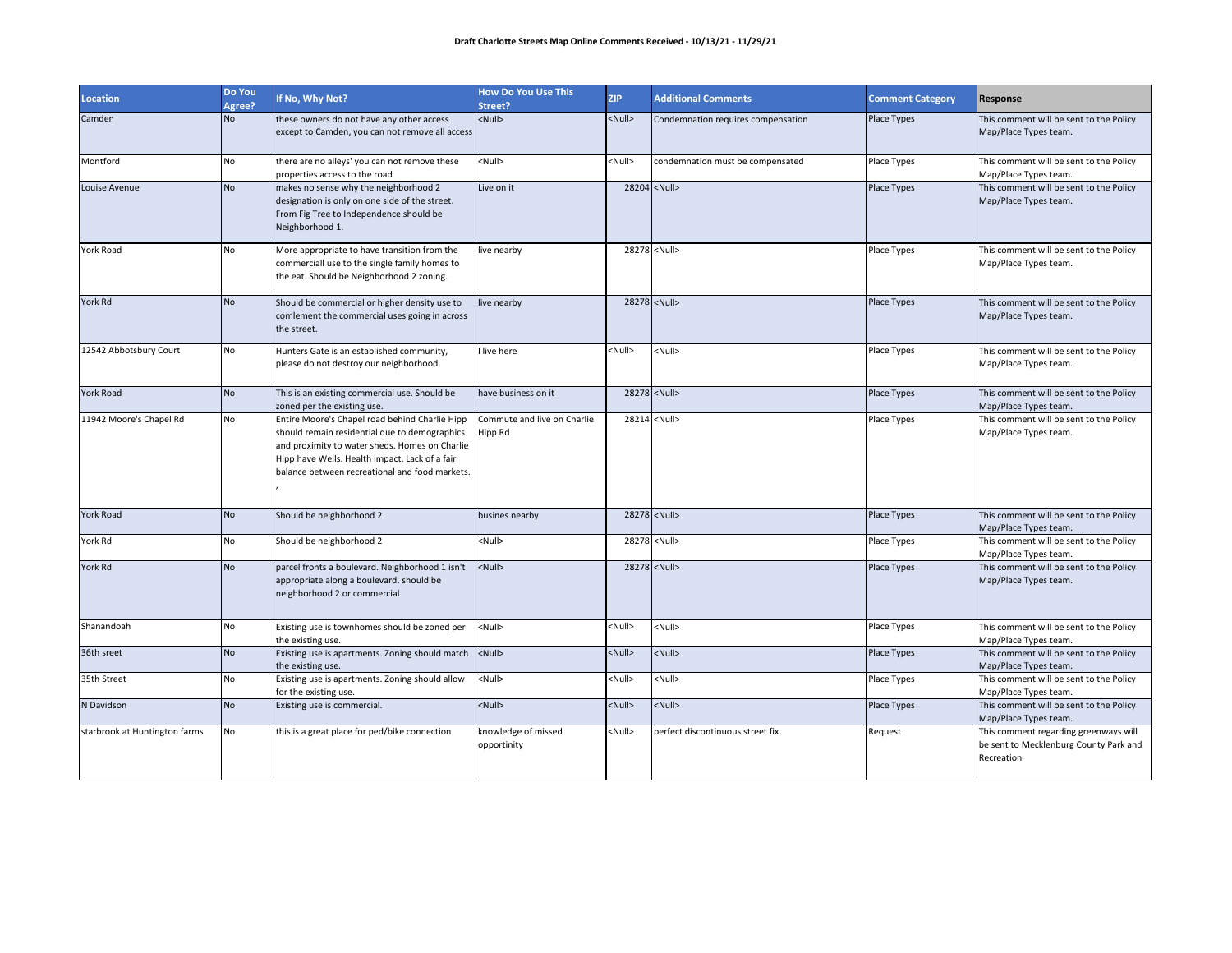**Draft Charlotte Streets Map Online Comments Received - 10/13/21 - 11/29/21**

| Location | Do You Agree? | If No, Why Not? | How Do You Use This Street? | ZIP | Additional Comments | Comment Category | Response |
|---|---|---|---|---|---|---|---|
| Camden | No | these owners do not have any other access except to Camden, you can not remove all access | <Null> | <Null> | Condemnation requires compensation | Place Types | This comment will be sent to the Policy Map/Place Types team. |
| Montford | No | there are no alleys' you can not remove these properties access to the road | <Null> | <Null> | condemnation must be compensated | Place Types | This comment will be sent to the Policy Map/Place Types team. |
| Louise Avenue | No | makes no sense why the neighborhood 2 designation is only on one side of the street. From Fig Tree to Independence should be Neighborhood 1. | Live on it | 28204 | <Null> | Place Types | This comment will be sent to the Policy Map/Place Types team. |
| York Road | No | More appropriate to have transition from the commerciall use to the single family homes to the eat. Should be Neighborhood 2 zoning. | live nearby | 28278 | <Null> | Place Types | This comment will be sent to the Policy Map/Place Types team. |
| York Rd | No | Should be commercial or higher density use to comlement the commercial uses going in across the street. | live nearby | 28278 | <Null> | Place Types | This comment will be sent to the Policy Map/Place Types team. |
| 12542 Abbotsbury Court | No | Hunters Gate is an established community, please do not destroy our neighborhood. | I live here | <Null> | <Null> | Place Types | This comment will be sent to the Policy Map/Place Types team. |
| York Road | No | This is an existing commercial use. Should be zoned per the existing use. | have business on it | 28278 | <Null> | Place Types | This comment will be sent to the Policy Map/Place Types team. |
| 11942 Moore's Chapel Rd | No | Entire Moore's Chapel road behind Charlie Hipp should remain residential due to demographics and proximity to water sheds. Homes on Charlie Hipp have Wells. Health impact. Lack of a fair balance between recreational and food markets. , | Commute and live on Charlie Hipp Rd | 28214 | <Null> | Place Types | This comment will be sent to the Policy Map/Place Types team. |
| York Road | No | Should be neighborhood 2 | busines nearby | 28278 | <Null> | Place Types | This comment will be sent to the Policy Map/Place Types team. |
| York Rd | No | Should be neighborhood 2 | <Null> | 28278 | <Null> | Place Types | This comment will be sent to the Policy Map/Place Types team. |
| York Rd | No | parcel fronts a boulevard. Neighborhood 1 isn't appropriate along a boulevard. should be neighborhood 2 or commercial | <Null> | 28278 | <Null> | Place Types | This comment will be sent to the Policy Map/Place Types team. |
| Shanandoah | No | Existing use is townhomes should be zoned per the existing use. | <Null> | <Null> | <Null> | Place Types | This comment will be sent to the Policy Map/Place Types team. |
| 36th sreet | No | Existing use is apartments. Zoning should match the existing use. | <Null> | <Null> | <Null> | Place Types | This comment will be sent to the Policy Map/Place Types team. |
| 35th Street | No | Existing use is apartments. Zoning should allow for the existing use. | <Null> | <Null> | <Null> | Place Types | This comment will be sent to the Policy Map/Place Types team. |
| N Davidson | No | Existing use is commercial. | <Null> | <Null> | <Null> | Place Types | This comment will be sent to the Policy Map/Place Types team. |
| starbrook at Huntington farms | No | this is a great place for ped/bike connection | knowledge of missed opportinity | <Null> | perfect discontinuous street fix | Request | This comment regarding greenways will be sent to Mecklenburg County Park and Recreation |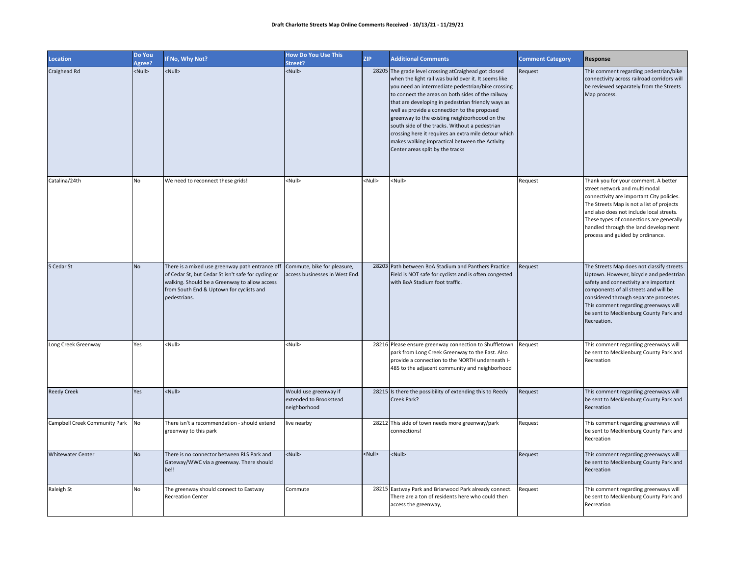**Draft Charlotte Streets Map Online Comments Received - 10/13/21 - 11/29/21**

| Location | Do You Agree? | If No, Why Not? | How Do You Use This Street? | ZIP | Additional Comments | Comment Category | Response |
|---|---|---|---|---|---|---|---|
| Craighead Rd | <Null> | <Null> | <Null> | 28205 | The grade level crossing atCraighead got closed when the light rail was build over it. It seems like you need an intermediate pedestrian/bike crossing to connect the areas on both sides of the railway that are developing in pedestrian friendly ways as well as provide a connection to the proposed greenway to the existing neighborhoood on the south side of the tracks. Without a pedestrian crossing here it requires an extra mile detour which makes walking impractical between the Activity Center areas split by the tracks | Request | This comment regarding pedestrian/bike connectivity across railroad corridors will be reviewed separately from the Streets Map process. |
| Catalina/24th | No | We need to reconnect these grids! | <Null> | <Null> | <Null> | Request | Thank you for your comment. A better street network and multimodal connectivity are important City policies. The Streets Map is not a list of projects and also does not include local streets. These types of connections are generally handled through the land development process and guided by ordinance. |
| S Cedar St | No | There is a mixed use greenway path entrance off of Cedar St, but Cedar St isn't safe for cycling or walking. Should be a Greenway to allow access from South End & Uptown for cyclists and pedestrians. | Commute, bike for pleasure, access businesses in West End. | 28203 | Path between BoA Stadium and Panthers Practice Field is NOT safe for cyclists and is often congested with BoA Stadium foot traffic. | Request | The Streets Map does not classify streets Uptown. However, bicycle and pedestrian safety and connectivity are important components of all streets and will be considered through separate processes. This comment regarding greenways will be sent to Mecklenburg County Park and Recreation. |
| Long Creek Greenway | Yes | <Null> | <Null> | 28216 | Please ensure greenway connection to Shuffletown park from Long Creek Greenway to the East. Also provide a connection to the NORTH underneath I-485 to the adjacent community and neighborhood | Request | This comment regarding greenways will be sent to Mecklenburg County Park and Recreation |
| Reedy Creek | Yes | <Null> | Would use greenway if extended to Brookstead neighborhood | 28215 | Is there the possibility of extending this to Reedy Creek Park? | Request | This comment regarding greenways will be sent to Mecklenburg County Park and Recreation |
| Campbell Creek Community Park | No | There isn't a recommendation - should extend greenway to this park | live nearby | 28212 | This side of town needs more greenway/park connections! | Request | This comment regarding greenways will be sent to Mecklenburg County Park and Recreation |
| Whitewater Center | No | There is no connector between RLS Park and Gateway/WWC via a greenway. There should be!! | <Null> | <Null> | <Null> | Request | This comment regarding greenways will be sent to Mecklenburg County Park and Recreation |
| Raleigh St | No | The greenway should connect to Eastway Recreation Center | Commute | 28215 | Eastway Park and Briarwood Park already connect. There are a ton of residents here who could then access the greenway, | Request | This comment regarding greenways will be sent to Mecklenburg County Park and Recreation |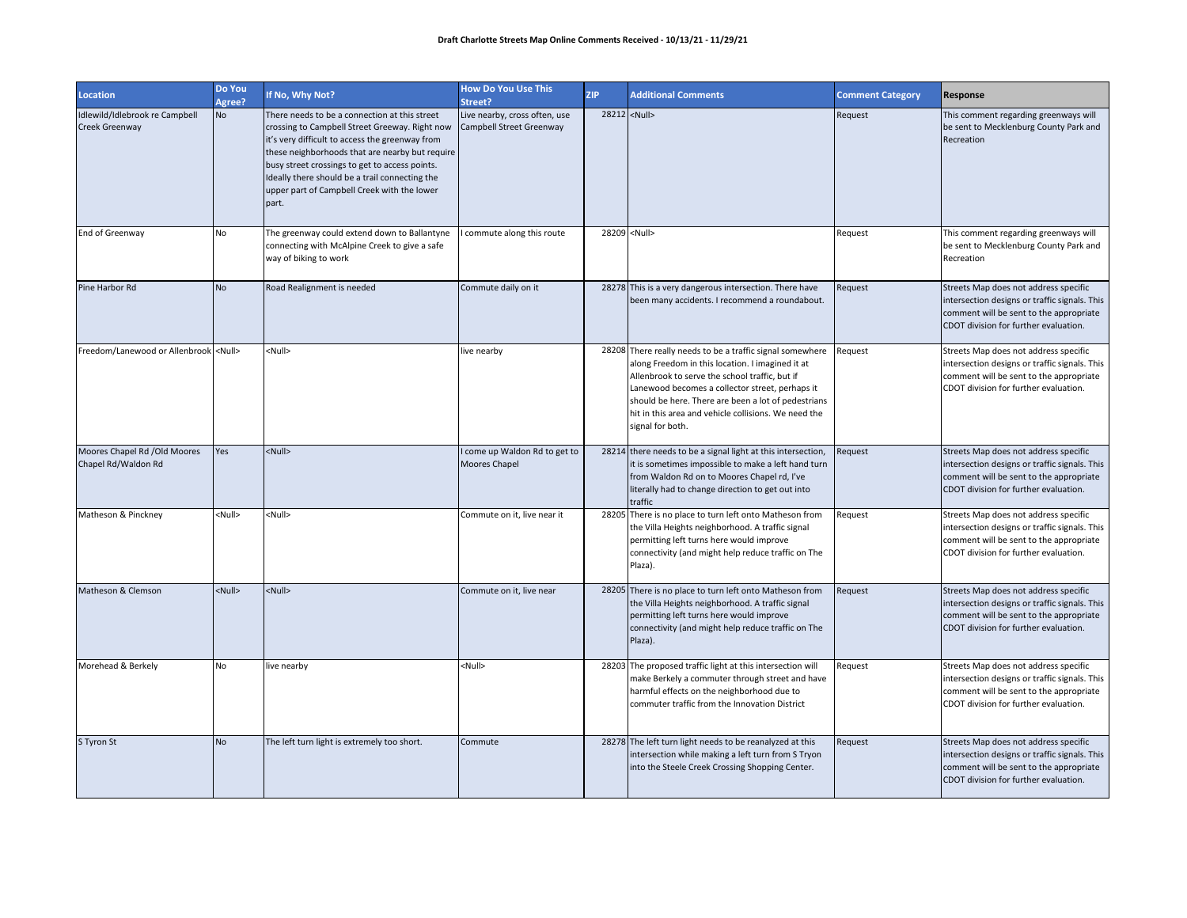**Draft Charlotte Streets Map Online Comments Received - 10/13/21 - 11/29/21**

| Location | Do You Agree? | If No, Why Not? | How Do You Use This Street? | ZIP | Additional Comments | Comment Category | Response |
|---|---|---|---|---|---|---|---|
| Idlewild/Idlebrook re Campbell Creek Greenway | No | There needs to be a connection at this street crossing to Campbell Street Greeway. Right now it's very difficult to access the greenway from these neighborhoods that are nearby but require busy street crossings to get to access points. Ideally there should be a trail connecting the upper part of Campbell Creek with the lower part. | Live nearby, cross often, use Campbell Street Greenway | 28212 | <Null> | Request | This comment regarding greenways will be sent to Mecklenburg County Park and Recreation |
| End of Greenway | No | The greenway could extend down to Ballantyne connecting with McAlpine Creek to give a safe way of biking to work | I commute along this route | 28209 | <Null> | Request | This comment regarding greenways will be sent to Mecklenburg County Park and Recreation |
| Pine Harbor Rd | No | Road Realignment is needed | Commute daily on it | 28278 | This is a very dangerous intersection. There have been many accidents. I recommend a roundabout. | Request | Streets Map does not address specific intersection designs or traffic signals. This comment will be sent to the appropriate CDOT division for further evaluation. |
| Freedom/Lanewood or Allenbrook | <Null> | <Null> | live nearby | 28208 | There really needs to be a traffic signal somewhere along Freedom in this location. I imagined it at Allenbrook to serve the school traffic, but if Lanewood becomes a collector street, perhaps it should be here. There are been a lot of pedestrians hit in this area and vehicle collisions. We need the signal for both. | Request | Streets Map does not address specific intersection designs or traffic signals. This comment will be sent to the appropriate CDOT division for further evaluation. |
| Moores Chapel Rd /Old Moores Chapel Rd/Waldon Rd | Yes | <Null> | I come up Waldon Rd to get to Moores Chapel | 28214 | there needs to be a signal light at this intersection, it is sometimes impossible to make a left hand turn from Waldon Rd on to Moores Chapel rd, I've literally had to change direction to get out into traffic | Request | Streets Map does not address specific intersection designs or traffic signals. This comment will be sent to the appropriate CDOT division for further evaluation. |
| Matheson & Pinckney | <Null> | <Null> | Commute on it, live near it | 28205 | There is no place to turn left onto Matheson from the Villa Heights neighborhood. A traffic signal permitting left turns here would improve connectivity (and might help reduce traffic on The Plaza). | Request | Streets Map does not address specific intersection designs or traffic signals. This comment will be sent to the appropriate CDOT division for further evaluation. |
| Matheson & Clemson | <Null> | <Null> | Commute on it, live near | 28205 | There is no place to turn left onto Matheson from the Villa Heights neighborhood. A traffic signal permitting left turns here would improve connectivity (and might help reduce traffic on The Plaza). | Request | Streets Map does not address specific intersection designs or traffic signals. This comment will be sent to the appropriate CDOT division for further evaluation. |
| Morehead & Berkely | No | live nearby | <Null> | 28203 | The proposed traffic light at this intersection will make Berkely a commuter through street and have harmful effects on the neighborhood due to commuter traffic from the Innovation District | Request | Streets Map does not address specific intersection designs or traffic signals. This comment will be sent to the appropriate CDOT division for further evaluation. |
| S Tyron St | No | The left turn light is extremely too short. | Commute | 28278 | The left turn light needs to be reanalyzed at this intersection while making a left turn from S Tryon into the Steele Creek Crossing Shopping Center. | Request | Streets Map does not address specific intersection designs or traffic signals. This comment will be sent to the appropriate CDOT division for further evaluation. |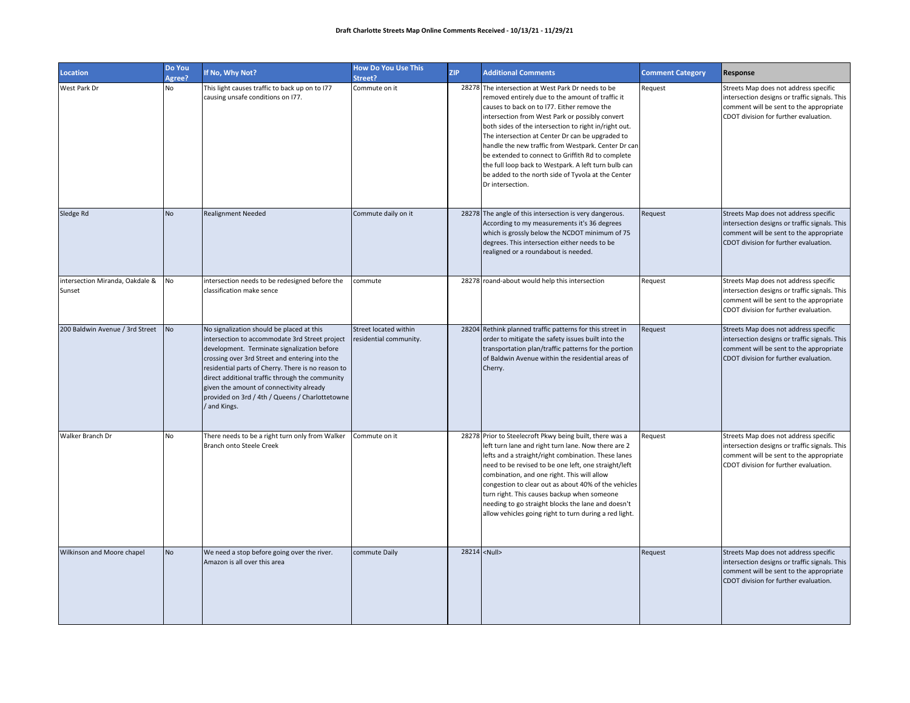**Draft Charlotte Streets Map Online Comments Received - 10/13/21 - 11/29/21**

| Location | Do You Agree? | If No, Why Not? | How Do You Use This Street? | ZIP | Additional Comments | Comment Category | Response |
|---|---|---|---|---|---|---|---|
| West Park Dr | No | This light causes traffic to back up on to I77 causing unsafe conditions on I77. | Commute on it | 28278 | The intersection at West Park Dr needs to be removed entirely due to the amount of traffic it causes to back on to I77. Either remove the intersection from West Park or possibly convert both sides of the intersection to right in/right out. The intersection at Center Dr can be upgraded to handle the new traffic from Westpark. Center Dr can be extended to connect to Griffith Rd to complete the full loop back to Westpark. A left turn bulb can be added to the north side of Tyvola at the Center Dr intersection. | Request | Streets Map does not address specific intersection designs or traffic signals. This comment will be sent to the appropriate CDOT division for further evaluation. |
| Sledge Rd | No | Realignment Needed | Commute daily on it | 28278 | The angle of this intersection is very dangerous. According to my measurements it's 36 degrees which is grossly below the NCDOT minimum of 75 degrees. This intersection either needs to be realigned or a roundabout is needed. | Request | Streets Map does not address specific intersection designs or traffic signals. This comment will be sent to the appropriate CDOT division for further evaluation. |
| intersection Miranda, Oakdale & Sunset | No | intersection needs to be redesigned before the classification make sence | commute | 28278 | roand-about would help this intersection | Request | Streets Map does not address specific intersection designs or traffic signals. This comment will be sent to the appropriate CDOT division for further evaluation. |
| 200 Baldwin Avenue / 3rd Street | No | No signalization should be placed at this intersection to accommodate 3rd Street project development. Terminate signalization before crossing over 3rd Street and entering into the residential parts of Cherry. There is no reason to direct additional traffic through the community given the amount of connectivity already provided on 3rd / 4th / Queens / Charlottetowne / and Kings. | Street located within residential community. | 28204 | Rethink planned traffic patterns for this street in order to mitigate the safety issues built into the transportation plan/traffic patterns for the portion of Baldwin Avenue within the residential areas of Cherry. | Request | Streets Map does not address specific intersection designs or traffic signals. This comment will be sent to the appropriate CDOT division for further evaluation. |
| Walker Branch Dr | No | There needs to be a right turn only from Walker Branch onto Steele Creek | Commute on it | 28278 | Prior to Steelecroft Pkwy being built, there was a left turn lane and right turn lane. Now there are 2 lefts and a straight/right combination. These lanes need to be revised to be one left, one straight/left combination, and one right. This will allow congestion to clear out as about 40% of the vehicles turn right. This causes backup when someone needing to go straight blocks the lane and doesn't allow vehicles going right to turn during a red light. | Request | Streets Map does not address specific intersection designs or traffic signals. This comment will be sent to the appropriate CDOT division for further evaluation. |
| Wilkinson and Moore chapel | No | We need a stop before going over the river. Amazon is all over this area | commute Daily | 28214 | <Null> | Request | Streets Map does not address specific intersection designs or traffic signals. This comment will be sent to the appropriate CDOT division for further evaluation. |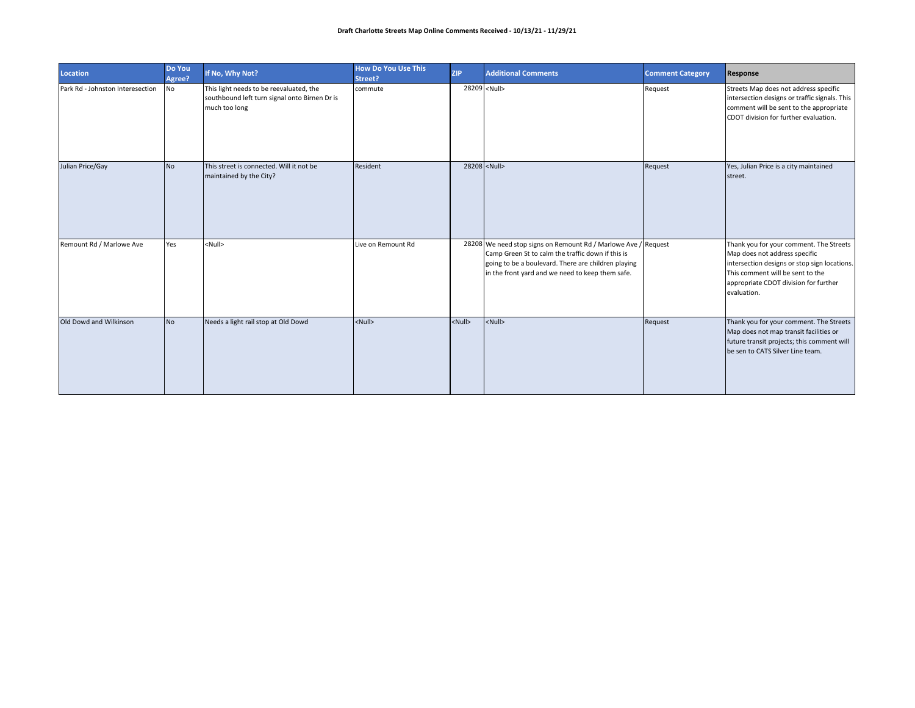**Draft Charlotte Streets Map Online Comments Received - 10/13/21 - 11/29/21**

| Location | Do You Agree? | If No, Why Not? | How Do You Use This Street? | ZIP | Additional Comments | Comment Category | Response |
|---|---|---|---|---|---|---|---|
| Park Rd - Johnston Interesection | No | This light needs to be reevaluated, the southbound left turn signal onto Birnen Dr is much too long | commute | 28209 | <Null> | Request | Streets Map does not address specific intersection designs or traffic signals. This comment will be sent to the appropriate CDOT division for further evaluation. |
| Julian Price/Gay | No | This street is connected. Will it not be maintained by the City? | Resident | 28208 | <Null> | Request | Yes, Julian Price is a city maintained street. |
| Remount Rd / Marlowe Ave | Yes | <Null> | Live on Remount Rd | 28208 | We need stop signs on Remount Rd / Marlowe Ave / Camp Green St to calm the traffic down if this is going to be a boulevard. There are children playing in the front yard and we need to keep them safe. | Request | Thank you for your comment. The Streets Map does not address specific intersection designs or stop sign locations. This comment will be sent to the appropriate CDOT division for further evaluation. |
| Old Dowd and Wilkinson | No | Needs a light rail stop at Old Dowd | <Null> | <Null> | <Null> | Request | Thank you for your comment. The Streets Map does not map transit facilities or future transit projects; this comment will be sen to CATS Silver Line team. |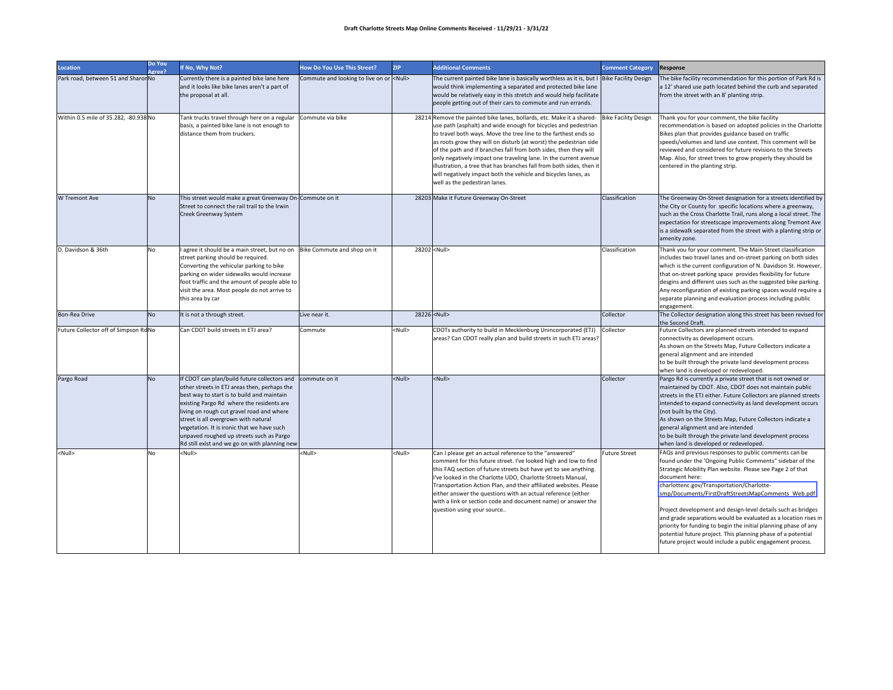**Draft Charlotte Streets Map Online Comments Received - 11/29/21 - 3/31/22**

| Location | Do You Agree? | If No, Why Not? | How Do You Use This Street? | ZIP | Additional Comments | Comment Category | Response |
|---|---|---|---|---|---|---|---|
| Park road, between 51 and Sharon | No | Currently there is a painted bike lane here and it looks like bike lanes aren't a part of the proposal at all. | Commute and looking to live on or | <Null> | The current painted bike lane is basically worthless as it is, but I would think implementing a separated and protected bike lane would be relatively easy in this stretch and would help facilitate people getting out of their cars to commute and run errands. | Bike Facility Design | The bike facility recommendation for this portion of Park Rd is a 12' shared use path located behind the curb and separated from the street with an 8' planting strip. |
| Within 0.5 mile of 35.282, -80.938 | No | Tank trucks travel through here on a regular basis, a painted bike lane is not enough to distance them from truckers. | Commute via bike | 28214 | Remove the painted bike lanes, bollards, etc. Make it a shared-use path (asphalt) and wide enough for bicycles and pedestrian to travel both ways. Move the tree line to the farthest ends so as roots grow they will on disturb (at worst) the pedestrian side of the path and if branches fall from both sides, then they will only negatively impact one traveling lane. In the current avenue illustration, a tree that has branches fall from both sides, then it will negatively impact both the vehicle and bicycles lanes, as well as the pedestiran lanes. | Bike Facility Design | Thank you for your comment, the bike facility recommendation is based on adopted policies in the Charlotte Bikes plan that provides guidance based on traffic speeds/volumes and land use context. This comment will be reviewed and considered for future revisions to the Streets Map. Also, for street trees to grow properly they should be centered in the planting strip. |
| W Tremont Ave | No | This street would make a great Greenway On-Street to connect the rail trail to the Irwin Creek Greenway System | Commute on it | 28203 | Make it Future Greenway On-Street | Classification | The Greenway On-Street designation for a streets identified by the City or County for specific locations where a greenway, such as the Cross Charlotte Trail, runs along a local street. The expectation for streetscape improvements along Tremont Ave is a sidewalk separated from the street with a planting strip or amenity zone. |
| D. Davidson & 36th | No | I agree it should be a main street, but no on street parking should be required. Converting the vehicular parking to bike parking on wider sidewalks would increase foot traffic and the amount of people able to visit the area. Most people do not arrive to this area by car | Bike Commute and shop on it | 28202 | <Null> | Classification | Thank you for your comment. The Main Street classification includes two travel lanes and on-street parking on both sides which is the current configuration of N. Davidson St. However, that on-street parking space provides flexibility for future desgins and different uses such as the suggested bike parking. Any reconfiguration of existing parking spaces would require a separate planning and evaluation process including public engagement. |
| Bon-Rea Drive | No | It is not a through street. | Live near it. | 28226 | <Null> | Collector | The Collector designation along this street has been revised for the Second Draft. |
| Future Collector off of Simpson Rd | No | Can CDOT build streets in ETJ area? | Commute | <Null> | CDOTs authority to build in Mecklenburg Unincorporated (ETJ) areas? Can CDOT really plan and build streets in such ETJ areas? | Collector | Future Collectors are planned streets intended to expand connectivity as development occurs. As shown on the Streets Map, Future Collectors indicate a general alignment and are intended to be built through the private land development process when land is developed or redeveloped. |
| Pargo Road | No | If CDOT can plan/build future collectors and other streets in ETJ areas then, perhaps the best way to start is to build and maintain existing Pargo Rd where the residents are living on rough cut gravel road and where street is all overgrown with natural vegetation. It is ironic that we have such unpaved roughed up streets such as Pargo Rd still exist and we go on with planning new | commute on it | <Null> | <Null> | Collector | Pargo Rd is currently a private street that is not owned or maintained by CDOT. Also, CDOT does not maintain public streets in the ETJ either. Future Collectors are planned streets intended to expand connectivity as land development occurs (not built by the City). As shown on the Streets Map, Future Collectors indicate a general alignment and are intended to be built through the private land development process when land is developed or redeveloped. |
| <Null> | No | <Null> | <Null> | <Null> | Can I please get an actual reference to the "answered" comment for this future street. I've looked high and low to find this FAQ section of future streets but have yet to see anything. I've looked in the Charlotte UDO, Charlotte Streets Manual, Transportation Action Plan, and their affiliated websites. Please either answer the questions with an actual reference (either with a link or section code and document name) or answer the question using your source.. | Future Street | FAQs and previous responses to public comments can be found under the 'Ongoing Public Comments" sidebar of the Strategic Mobility Plan website. Please see Page 2 of that document here: charlottenc.gov/Transportation/Charlotte-smp/Documents/FirstDraftStreetsMapComments_Web.pdf<br><br>Project development and design-level details such as bridges and grade separations would be evaluated as a location rises in priority for funding to begin the initial planning phase of any potential future project. This planning phase of a potential future project would include a public engagement process. |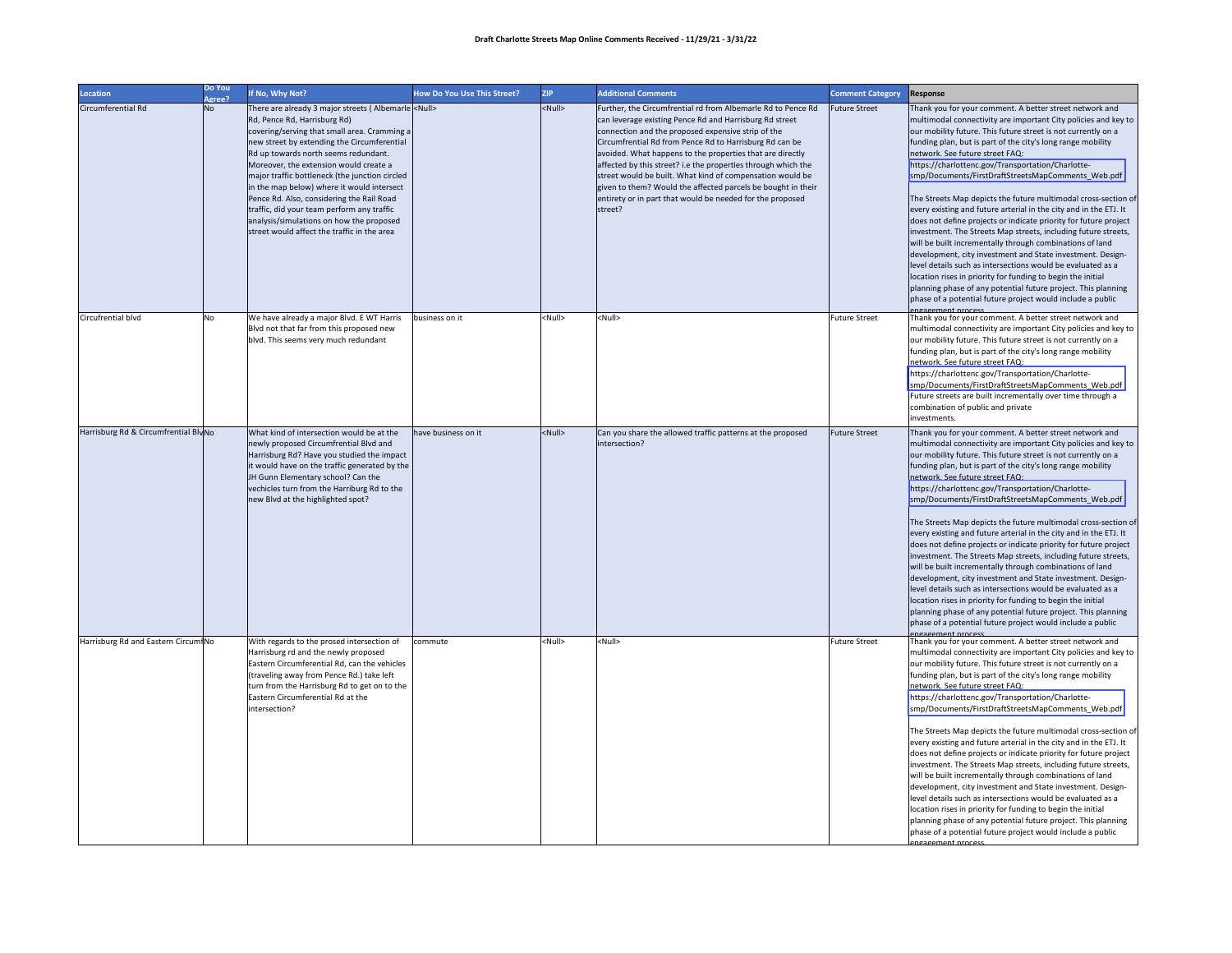**Draft Charlotte Streets Map Online Comments Received - 11/29/21 - 3/31/22**

| Location | Do You Agree? | If No, Why Not? | How Do You Use This Street? | ZIP | Additional Comments | Comment Category | Response |
|---|---|---|---|---|---|---|---|
| Circumferential Rd | No | There are already 3 major streets ( Albemarle Rd, Pence Rd, Harrisburg Rd) covering/serving that small area. Cramming a new street by extending the Circumferential Rd up towards north seems redundant. Moreover, the extension would create a major traffic bottleneck (the junction circled in the map below) where it would intersect Pence Rd. Also, considering the Rail Road traffic, did your team perform any traffic analysis/simulations on how the proposed street would affect the traffic in the area | <Null> | <Null> | Further, the Circumfrential rd from Albemarle Rd to Pence Rd can leverage existing Pence Rd and Harrisburg Rd street connection and the proposed expensive strip of the Circumfrential Rd from Pence Rd to Harrisburg Rd can be avoided. What happens to the properties that are directly affected by this street? i.e the properties through which the street would be built. What kind of compensation would be given to them? Would the affected parcels be bought in their entirety or in part that would be needed for the proposed street? | Future Street | Thank you for your comment. A better street network and multimodal connectivity are important City policies and key to our mobility future. This future street is not currently on a funding plan, but is part of the city's long range mobility network. See future street FAQ: https://charlottenc.gov/Transportation/Charlotte-smp/Documents/FirstDraftStreetsMapComments_Web.pdf<br><br>The Streets Map depicts the future multimodal cross-section of every existing and future arterial in the city and in the ETJ. It does not define projects or indicate priority for future project investment. The Streets Map streets, including future streets, will be built incrementally through combinations of land development, city investment and State investment. Design-level details such as intersections would be evaluated as a location rises in priority for funding to begin the initial planning phase of any potential future project. This planning phase of a potential future project would include a public engagement process. |
| Circufrential blvd | No | We have already a major Blvd. E WT Harris Blvd not that far from this proposed new blvd. This seems very much redundant | business on it | <Null> | <Null> | Future Street | Thank you for your comment. A better street network and multimodal connectivity are important City policies and key to our mobility future. This future street is not currently on a funding plan, but is part of the city's long range mobility network. See future street FAQ: https://charlottenc.gov/Transportation/Charlotte-smp/Documents/FirstDraftStreetsMapComments_Web.pdf<br>Future streets are built incrementally over time through a combination of public and private investments. |
| Harrisburg Rd & Circumfrential Blv | No | What kind of intersection would be at the newly proposed Circumfrential Blvd and Harrisburg Rd? Have you studied the impact it would have on the traffic generated by the JH Gunn Elementary school? Can the vechicles turn from the Harriburg Rd to the new Blvd at the highlighted spot? | have business on it | <Null> | Can you share the allowed traffic patterns at the proposed intersection? | Future Street | Thank you for your comment. A better street network and multimodal connectivity are important City policies and key to our mobility future. This future street is not currently on a funding plan, but is part of the city's long range mobility network. See future street FAQ: https://charlottenc.gov/Transportation/Charlotte-smp/Documents/FirstDraftStreetsMapComments_Web.pdf<br><br>The Streets Map depicts the future multimodal cross-section of every existing and future arterial in the city and in the ETJ. It does not define projects or indicate priority for future project investment. The Streets Map streets, including future streets, will be built incrementally through combinations of land development, city investment and State investment. Design-level details such as intersections would be evaluated as a location rises in priority for funding to begin the initial planning phase of any potential future project. This planning phase of a potential future project would include a public engagement process. |
| Harrisburg Rd and Eastern Circumf | No | With regards to the prosed intersection of Harrisburg rd and the newly proposed Eastern Circumferential Rd, can the vehicles (traveling away from Pence Rd.) take left turn from the Harrisburg Rd to get on to the Eastern Circumferential Rd at the intersection? | commute | <Null> | <Null> | Future Street | Thank you for your comment. A better street network and multimodal connectivity are important City policies and key to our mobility future. This future street is not currently on a funding plan, but is part of the city's long range mobility network. See future street FAQ: https://charlottenc.gov/Transportation/Charlotte-smp/Documents/FirstDraftStreetsMapComments_Web.pdf<br><br>The Streets Map depicts the future multimodal cross-section of every existing and future arterial in the city and in the ETJ. It does not define projects or indicate priority for future project investment. The Streets Map streets, including future streets, will be built incrementally through combinations of land development, city investment and State investment. Design-level details such as intersections would be evaluated as a location rises in priority for funding to begin the initial planning phase of any potential future project. This planning phase of a potential future project would include a public engagement process. |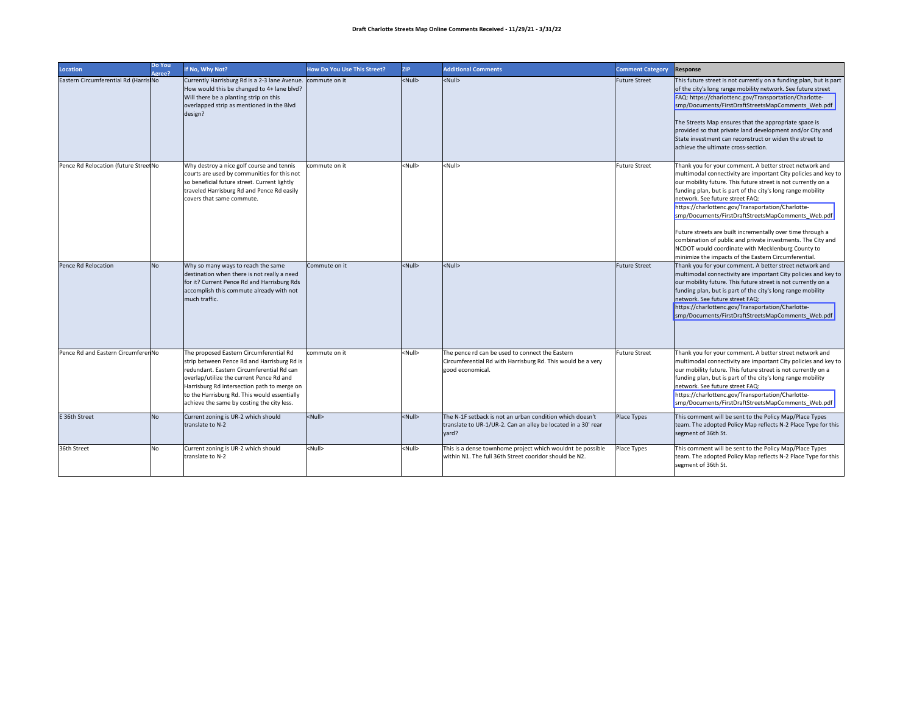**Draft Charlotte Streets Map Online Comments Received - 11/29/21 - 3/31/22**

| Location | Do You Agree? | If No, Why Not? | How Do You Use This Street? | ZIP | Additional Comments | Comment Category | Response |
|---|---|---|---|---|---|---|---|
| Eastern Circumferential Rd (Harris | No | Currently Harrisburg Rd is a 2-3 lane Avenue. How would this be changed to 4+ lane blvd? Will there be a planting strip on this overlapped strip as mentioned in the Blvd design? | commute on it | <Null> | <Null> | Future Street | This future street is not currently on a funding plan, but is part of the city's long range mobility network. See future street FAQ: https://charlottenc.gov/Transportation/Charlotte-smp/Documents/FirstDraftStreetsMapComments_Web.pdf<br><br>The Streets Map ensures that the appropriate space is provided so that private land development and/or City and State investment can reconstruct or widen the street to achieve the ultimate cross-section. |
| Pence Rd Relocation (future Street | No | Why destroy a nice golf course and tennis courts are used by communities for this not so beneficial future street. Current lightly traveled Harrisburg Rd and Pence Rd easily covers that same commute. | commute on it | <Null> | <Null> | Future Street | Thank you for your comment. A better street network and multimodal connectivity are important City policies and key to our mobility future. This future street is not currently on a funding plan, but is part of the city's long range mobility network. See future street FAQ: https://charlottenc.gov/Transportation/Charlotte-smp/Documents/FirstDraftStreetsMapComments_Web.pdf<br><br>Future streets are built incrementally over time through a combination of public and private investments. The City and NCDOT would coordinate with Mecklenburg County to minimize the impacts of the Eastern Circumferential. |
| Pence Rd Relocation | No | Why so many ways to reach the same destination when there is not really a need for it? Current Pence Rd and Harrisburg Rds accomplish this commute already with not much traffic. | Commute on it | <Null> | <Null> | Future Street | Thank you for your comment. A better street network and multimodal connectivity are important City policies and key to our mobility future. This future street is not currently on a funding plan, but is part of the city's long range mobility network. See future street FAQ: https://charlottenc.gov/Transportation/Charlotte-smp/Documents/FirstDraftStreetsMapComments_Web.pdf |
| Pence Rd and Eastern Circumferen | No | The proposed Eastern Circumferential Rd strip between Pence Rd and Harrisburg Rd is redundant. Eastern Circumferential Rd can overlap/utilize the current Pence Rd and Harrisburg Rd intersection path to merge on to the Harrisburg Rd. This would essentially achieve the same by costing the city less. | commute on it | <Null> | The pence rd can be used to connect the Eastern Circumferential Rd with Harrisburg Rd. This would be a very good economical. | Future Street | Thank you for your comment. A better street network and multimodal connectivity are important City policies and key to our mobility future. This future street is not currently on a funding plan, but is part of the city's long range mobility network. See future street FAQ: https://charlottenc.gov/Transportation/Charlotte-smp/Documents/FirstDraftStreetsMapComments_Web.pdf |
| E 36th Street | No | Current zoning is UR-2 which should translate to N-2 | <Null> | <Null> | The N-1F setback is not an urban condition which doesn't translate to UR-1/UR-2. Can an alley be located in a 30' rear yard? | Place Types | This comment will be sent to the Policy Map/Place Types team. The adopted Policy Map reflects N-2 Place Type for this segment of 36th St. |
| 36th Street | No | Current zoning is UR-2 which should translate to N-2 | <Null> | <Null> | This is a dense townhome project which wouldnt be possible within N1. The full 36th Street cooridor should be N2. | Place Types | This comment will be sent to the Policy Map/Place Types team. The adopted Policy Map reflects N-2 Place Type for this segment of 36th St. |